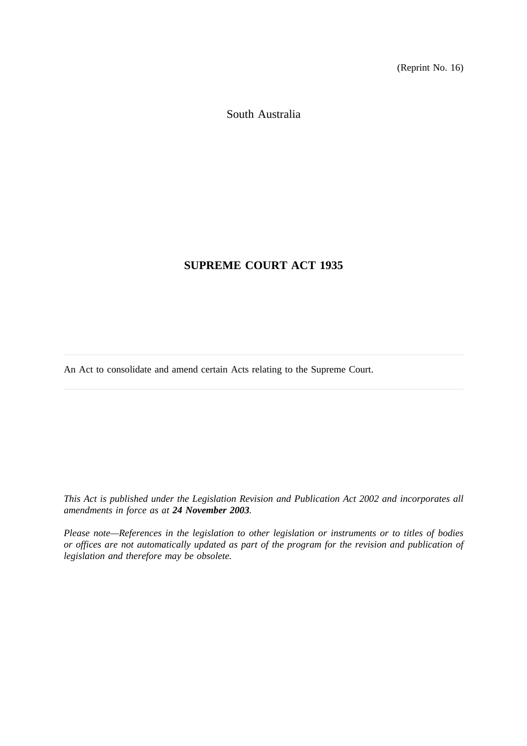(Reprint No. 16)

South Australia

# SUPREME COURT ACT 1935

---

An Act to consolidate and amend certain Acts relating to the Supreme Court.

---

*This Act is published under the Legislation Revision and Publication Act 2002 and incorporates all amendments in force as at **24 November 2003**.*

*Please note—References in the legislation to other legislation or instruments or to titles of bodies or offices are not automatically updated as part of the program for the revision and publication of legislation and therefore may be obsolete.*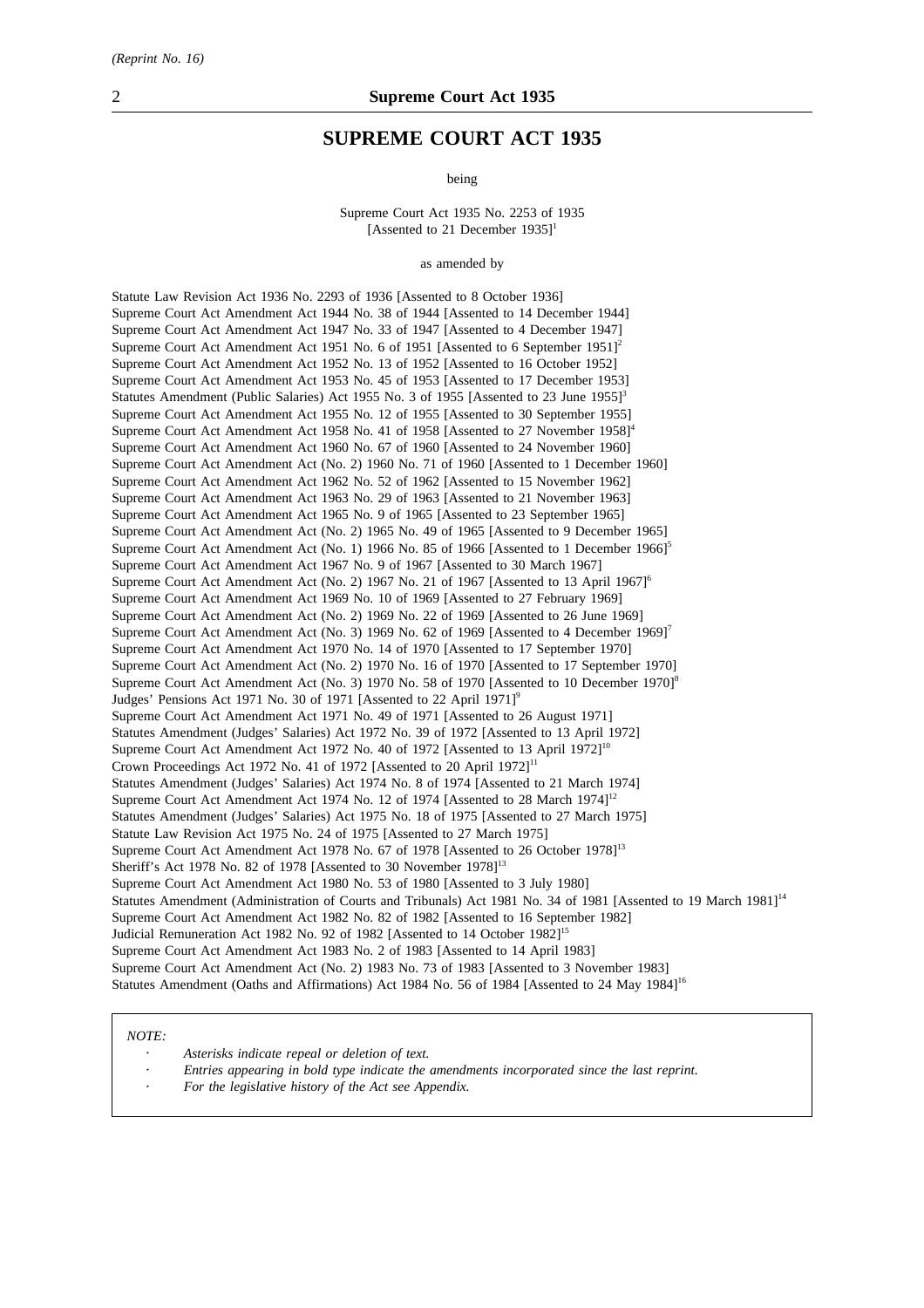# SUPREME COURT ACT 1935

being

Supreme Court Act 1935 No. 2253 of 1935
[Assented to 21 December 1935][1]

as amended by

Statute Law Revision Act 1936 No. 2293 of 1936 [Assented to 8 October 1936]
Supreme Court Act Amendment Act 1944 No. 38 of 1944 [Assented to 14 December 1944]
Supreme Court Act Amendment Act 1947 No. 33 of 1947 [Assented to 4 December 1947]
Supreme Court Act Amendment Act 1951 No. 6 of 1951 [Assented to 6 September 1951][2]
Supreme Court Act Amendment Act 1952 No. 13 of 1952 [Assented to 16 October 1952]
Supreme Court Act Amendment Act 1953 No. 45 of 1953 [Assented to 17 December 1953]
Statutes Amendment (Public Salaries) Act 1955 No. 3 of 1955 [Assented to 23 June 1955][3]
Supreme Court Act Amendment Act 1955 No. 12 of 1955 [Assented to 30 September 1955]
Supreme Court Act Amendment Act 1958 No. 41 of 1958 [Assented to 27 November 1958][4]
Supreme Court Act Amendment Act 1960 No. 67 of 1960 [Assented to 24 November 1960]
Supreme Court Act Amendment Act (No. 2) 1960 No. 71 of 1960 [Assented to 1 December 1960]
Supreme Court Act Amendment Act 1962 No. 52 of 1962 [Assented to 15 November 1962]
Supreme Court Act Amendment Act 1963 No. 29 of 1963 [Assented to 21 November 1963]
Supreme Court Act Amendment Act 1965 No. 9 of 1965 [Assented to 23 September 1965]
Supreme Court Act Amendment Act (No. 2) 1965 No. 49 of 1965 [Assented to 9 December 1965]
Supreme Court Act Amendment Act (No. 1) 1966 No. 85 of 1966 [Assented to 1 December 1966][5]
Supreme Court Act Amendment Act 1967 No. 9 of 1967 [Assented to 30 March 1967]
Supreme Court Act Amendment Act (No. 2) 1967 No. 21 of 1967 [Assented to 13 April 1967][6]
Supreme Court Act Amendment Act 1969 No. 10 of 1969 [Assented to 27 February 1969]
Supreme Court Act Amendment Act (No. 2) 1969 No. 22 of 1969 [Assented to 26 June 1969]
Supreme Court Act Amendment Act (No. 3) 1969 No. 62 of 1969 [Assented to 4 December 1969][7]
Supreme Court Act Amendment Act 1970 No. 14 of 1970 [Assented to 17 September 1970]
Supreme Court Act Amendment Act (No. 2) 1970 No. 16 of 1970 [Assented to 17 September 1970]
Supreme Court Act Amendment Act (No. 3) 1970 No. 58 of 1970 [Assented to 10 December 1970][8]
Judges' Pensions Act 1971 No. 30 of 1971 [Assented to 22 April 1971][9]
Supreme Court Act Amendment Act 1971 No. 49 of 1971 [Assented to 26 August 1971]
Statutes Amendment (Judges' Salaries) Act 1972 No. 39 of 1972 [Assented to 13 April 1972]
Supreme Court Act Amendment Act 1972 No. 40 of 1972 [Assented to 13 April 1972][10]
Crown Proceedings Act 1972 No. 41 of 1972 [Assented to 20 April 1972][11]
Statutes Amendment (Judges' Salaries) Act 1974 No. 8 of 1974 [Assented to 21 March 1974]
Supreme Court Act Amendment Act 1974 No. 12 of 1974 [Assented to 28 March 1974][12]
Statutes Amendment (Judges' Salaries) Act 1975 No. 18 of 1975 [Assented to 27 March 1975]
Statute Law Revision Act 1975 No. 24 of 1975 [Assented to 27 March 1975]
Supreme Court Act Amendment Act 1978 No. 67 of 1978 [Assented to 26 October 1978][13]
Sheriff's Act 1978 No. 82 of 1978 [Assented to 30 November 1978][13]
Supreme Court Act Amendment Act 1980 No. 53 of 1980 [Assented to 3 July 1980]
Statutes Amendment (Administration of Courts and Tribunals) Act 1981 No. 34 of 1981 [Assented to 19 March 1981][14]
Supreme Court Act Amendment Act 1982 No. 82 of 1982 [Assented to 16 September 1982]
Judicial Remuneration Act 1982 No. 92 of 1982 [Assented to 14 October 1982][15]
Supreme Court Act Amendment Act 1983 No. 2 of 1983 [Assented to 14 April 1983]
Supreme Court Act Amendment Act (No. 2) 1983 No. 73 of 1983 [Assented to 3 November 1983]
Statutes Amendment (Oaths and Affirmations) Act 1984 No. 56 of 1984 [Assented to 24 May 1984][16]

*NOTE:*

- *Asterisks indicate repeal or deletion of text.*
- *Entries appearing in bold type indicate the amendments incorporated since the last reprint.*
- *For the legislative history of the Act see Appendix.*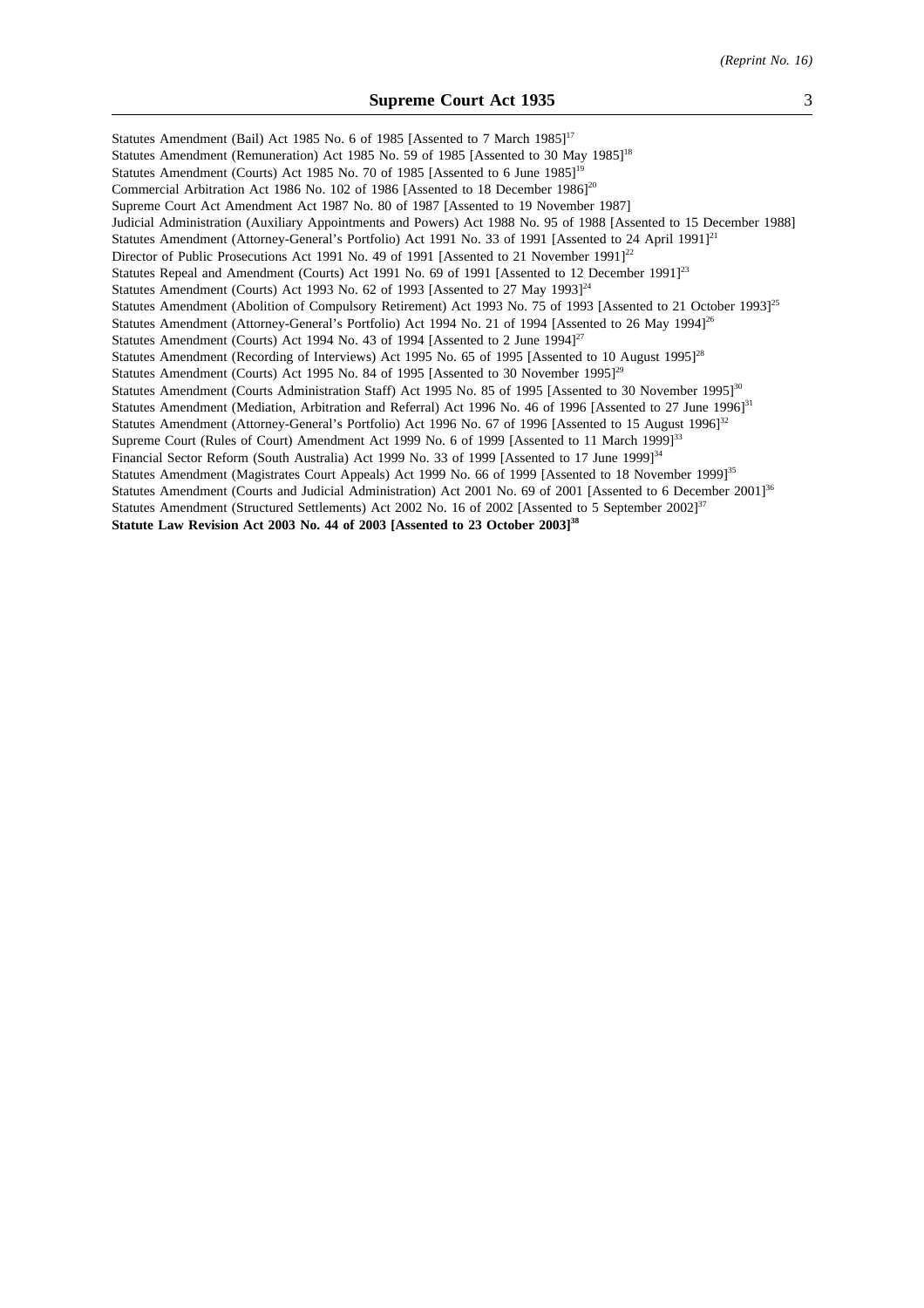Statutes Amendment (Bail) Act 1985 No. 6 of 1985 [Assented to 7 March 1985][17]
Statutes Amendment (Remuneration) Act 1985 No. 59 of 1985 [Assented to 30 May 1985][18]
Statutes Amendment (Courts) Act 1985 No. 70 of 1985 [Assented to 6 June 1985][19]
Commercial Arbitration Act 1986 No. 102 of 1986 [Assented to 18 December 1986][20]
Supreme Court Act Amendment Act 1987 No. 80 of 1987 [Assented to 19 November 1987]
Judicial Administration (Auxiliary Appointments and Powers) Act 1988 No. 95 of 1988 [Assented to 15 December 1988]
Statutes Amendment (Attorney-General's Portfolio) Act 1991 No. 33 of 1991 [Assented to 24 April 1991][21]
Director of Public Prosecutions Act 1991 No. 49 of 1991 [Assented to 21 November 1991][22]
Statutes Repeal and Amendment (Courts) Act 1991 No. 69 of 1991 [Assented to 12 December 1991][23]
Statutes Amendment (Courts) Act 1993 No. 62 of 1993 [Assented to 27 May 1993][24]
Statutes Amendment (Abolition of Compulsory Retirement) Act 1993 No. 75 of 1993 [Assented to 21 October 1993][25]
Statutes Amendment (Attorney-General's Portfolio) Act 1994 No. 21 of 1994 [Assented to 26 May 1994][26]
Statutes Amendment (Courts) Act 1994 No. 43 of 1994 [Assented to 2 June 1994][27]
Statutes Amendment (Recording of Interviews) Act 1995 No. 65 of 1995 [Assented to 10 August 1995][28]
Statutes Amendment (Courts) Act 1995 No. 84 of 1995 [Assented to 30 November 1995][29]
Statutes Amendment (Courts Administration Staff) Act 1995 No. 85 of 1995 [Assented to 30 November 1995][30]
Statutes Amendment (Mediation, Arbitration and Referral) Act 1996 No. 46 of 1996 [Assented to 27 June 1996][31]
Statutes Amendment (Attorney-General's Portfolio) Act 1996 No. 67 of 1996 [Assented to 15 August 1996][32]
Supreme Court (Rules of Court) Amendment Act 1999 No. 6 of 1999 [Assented to 11 March 1999][33]
Financial Sector Reform (South Australia) Act 1999 No. 33 of 1999 [Assented to 17 June 1999][34]
Statutes Amendment (Magistrates Court Appeals) Act 1999 No. 66 of 1999 [Assented to 18 November 1999][35]
Statutes Amendment (Courts and Judicial Administration) Act 2001 No. 69 of 2001 [Assented to 6 December 2001][36]
Statutes Amendment (Structured Settlements) Act 2002 No. 16 of 2002 [Assented to 5 September 2002][37]
**Statute Law Revision Act 2003 No. 44 of 2003 [Assented to 23 October 2003][38]**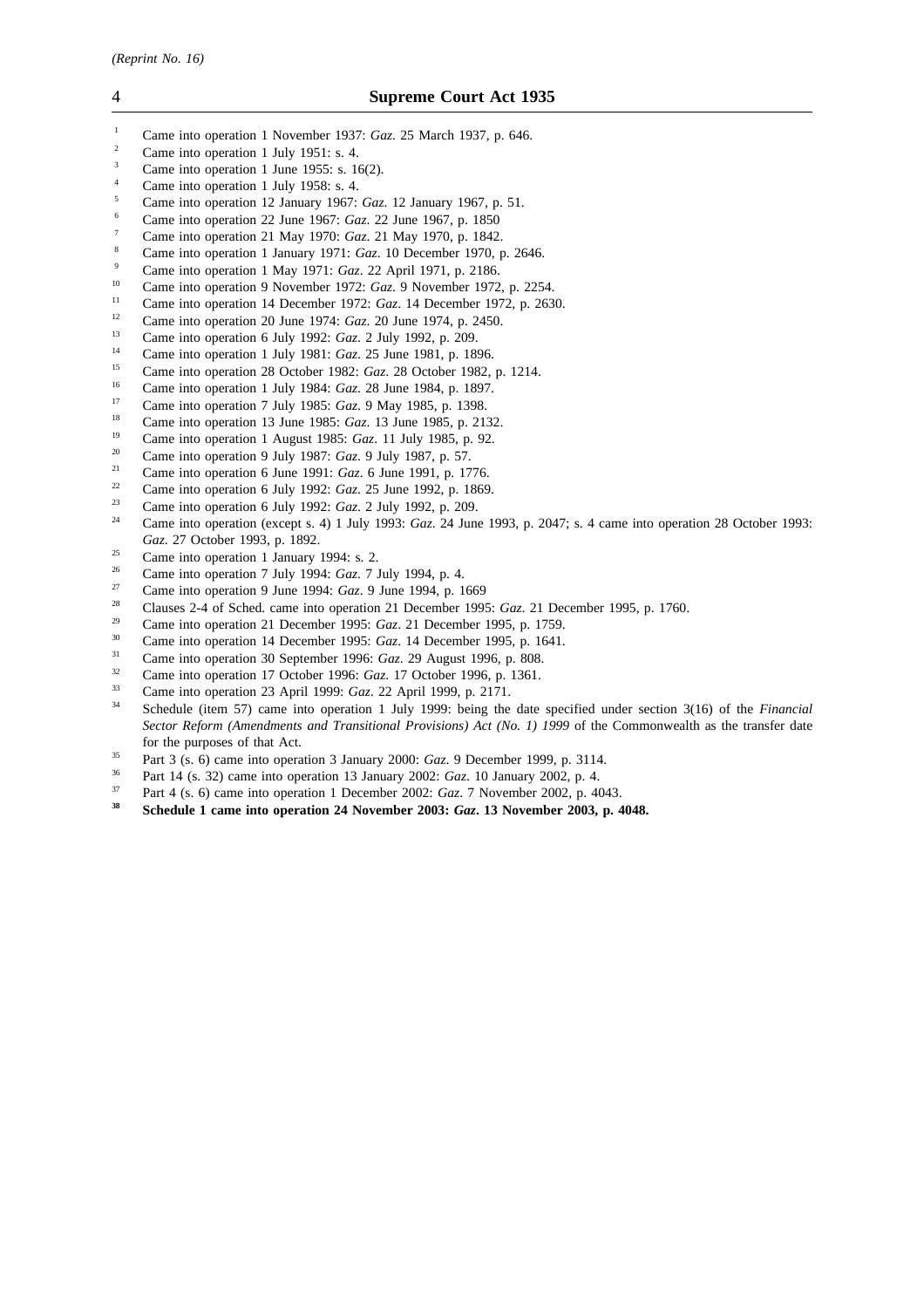[1] Came into operation 1 November 1937: *Gaz*. 25 March 1937, p. 646.
[2] Came into operation 1 July 1951: s. 4.
[3] Came into operation 1 June 1955: s. 16(2).
[4] Came into operation 1 July 1958: s. 4.
[5] Came into operation 12 January 1967: *Gaz*. 12 January 1967, p. 51.
[6] Came into operation 22 June 1967: *Gaz*. 22 June 1967, p. 1850
[7] Came into operation 21 May 1970: *Gaz*. 21 May 1970, p. 1842.
[8] Came into operation 1 January 1971: *Gaz*. 10 December 1970, p. 2646.
[9] Came into operation 1 May 1971: *Gaz*. 22 April 1971, p. 2186.
[10] Came into operation 9 November 1972: *Gaz*. 9 November 1972, p. 2254.
[11] Came into operation 14 December 1972: *Gaz*. 14 December 1972, p. 2630.
[12] Came into operation 20 June 1974: *Gaz*. 20 June 1974, p. 2450.
[13] Came into operation 6 July 1992: *Gaz*. 2 July 1992, p. 209.
[14] Came into operation 1 July 1981: *Gaz*. 25 June 1981, p. 1896.
[15] Came into operation 28 October 1982: *Gaz*. 28 October 1982, p. 1214.
[16] Came into operation 1 July 1984: *Gaz*. 28 June 1984, p. 1897.
[17] Came into operation 7 July 1985: *Gaz*. 9 May 1985, p. 1398.
[18] Came into operation 13 June 1985: *Gaz*. 13 June 1985, p. 2132.
[19] Came into operation 1 August 1985: *Gaz*. 11 July 1985, p. 92.
[20] Came into operation 9 July 1987: *Gaz*. 9 July 1987, p. 57.
[21] Came into operation 6 June 1991: *Gaz*. 6 June 1991, p. 1776.
[22] Came into operation 6 July 1992: *Gaz*. 25 June 1992, p. 1869.
[23] Came into operation 6 July 1992: *Gaz*. 2 July 1992, p. 209.
[24] Came into operation (except s. 4) 1 July 1993: *Gaz*. 24 June 1993, p. 2047; s. 4 came into operation 28 October 1993: *Gaz*. 27 October 1993, p. 1892.
[25] Came into operation 1 January 1994: s. 2.
[26] Came into operation 7 July 1994: *Gaz*. 7 July 1994, p. 4.
[27] Came into operation 9 June 1994: *Gaz*. 9 June 1994, p. 1669
[28] Clauses 2-4 of Sched. came into operation 21 December 1995: *Gaz*. 21 December 1995, p. 1760.
[29] Came into operation 21 December 1995: *Gaz*. 21 December 1995, p. 1759.
[30] Came into operation 14 December 1995: *Gaz*. 14 December 1995, p. 1641.
[31] Came into operation 30 September 1996: *Gaz*. 29 August 1996, p. 808.
[32] Came into operation 17 October 1996: *Gaz*. 17 October 1996, p. 1361.
[33] Came into operation 23 April 1999: *Gaz*. 22 April 1999, p. 2171.
[34] Schedule (item 57) came into operation 1 July 1999: being the date specified under section 3(16) of the *Financial Sector Reform (Amendments and Transitional Provisions) Act (No. 1) 1999* of the Commonwealth as the transfer date for the purposes of that Act.
[35] Part 3 (s. 6) came into operation 3 January 2000: *Gaz*. 9 December 1999, p. 3114.
[36] Part 14 (s. 32) came into operation 13 January 2002: *Gaz*. 10 January 2002, p. 4.
[37] Part 4 (s. 6) came into operation 1 December 2002: *Gaz*. 7 November 2002, p. 4043.
**[38] Schedule 1 came into operation 24 November 2003: *Gaz*. 13 November 2003, p. 4048.**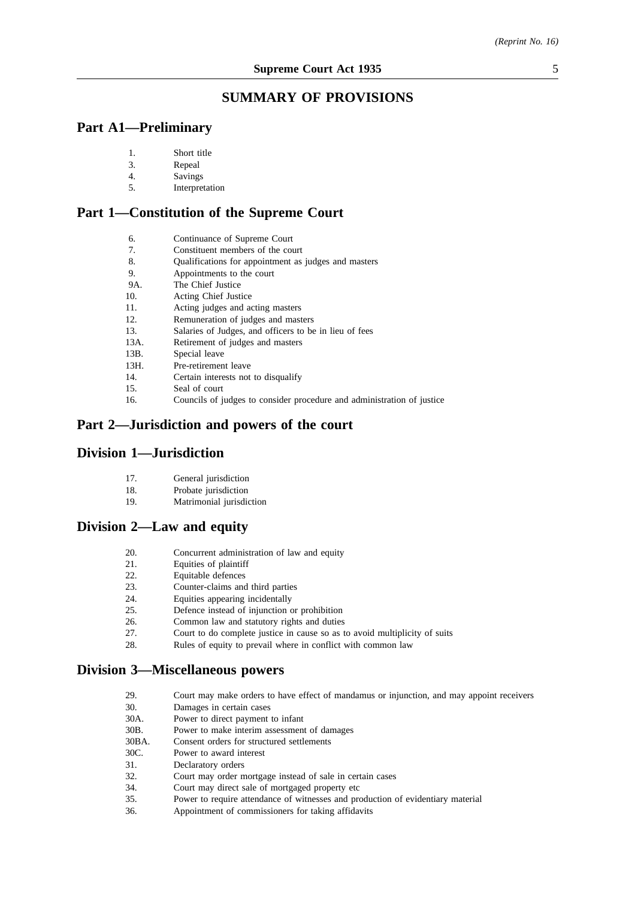# SUMMARY OF PROVISIONS

## Part A1—Preliminary

1. Short title
3. Repeal
4. Savings
5. Interpretation

## Part 1—Constitution of the Supreme Court

6. Continuance of Supreme Court
7. Constituent members of the court
8. Qualifications for appointment as judges and masters
9. Appointments to the court
9A. The Chief Justice
10. Acting Chief Justice
11. Acting judges and acting masters
12. Remuneration of judges and masters
13. Salaries of Judges, and officers to be in lieu of fees
13A. Retirement of judges and masters
13B. Special leave
13H. Pre-retirement leave
14. Certain interests not to disqualify
15. Seal of court
16. Councils of judges to consider procedure and administration of justice

## Part 2—Jurisdiction and powers of the court

## Division 1—Jurisdiction

17. General jurisdiction
18. Probate jurisdiction
19. Matrimonial jurisdiction

## Division 2—Law and equity

20. Concurrent administration of law and equity
21. Equities of plaintiff
22. Equitable defences
23. Counter-claims and third parties
24. Equities appearing incidentally
25. Defence instead of injunction or prohibition
26. Common law and statutory rights and duties
27. Court to do complete justice in cause so as to avoid multiplicity of suits
28. Rules of equity to prevail where in conflict with common law

## Division 3—Miscellaneous powers

29. Court may make orders to have effect of mandamus or injunction, and may appoint receivers
30. Damages in certain cases
30A. Power to direct payment to infant
30B. Power to make interim assessment of damages
30BA. Consent orders for structured settlements
30C. Power to award interest
31. Declaratory orders
32. Court may order mortgage instead of sale in certain cases
34. Court may direct sale of mortgaged property etc
35. Power to require attendance of witnesses and production of evidentiary material
36. Appointment of commissioners for taking affidavits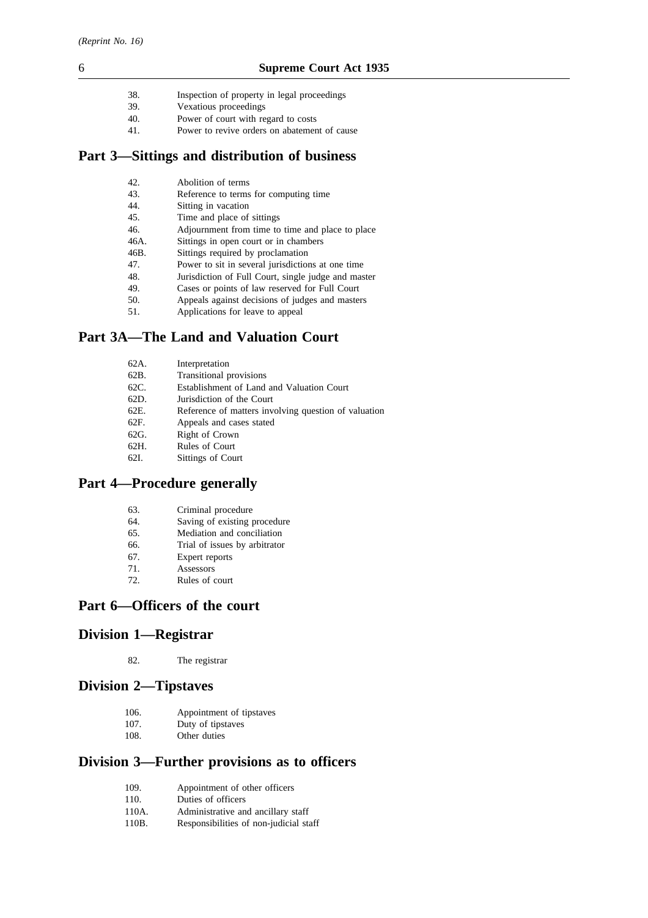38. Inspection of property in legal proceedings
39. Vexatious proceedings
40. Power of court with regard to costs
41. Power to revive orders on abatement of cause

## Part 3—Sittings and distribution of business

42. Abolition of terms
43. Reference to terms for computing time
44. Sitting in vacation
45. Time and place of sittings
46. Adjournment from time to time and place to place
46A. Sittings in open court or in chambers
46B. Sittings required by proclamation
47. Power to sit in several jurisdictions at one time
48. Jurisdiction of Full Court, single judge and master
49. Cases or points of law reserved for Full Court
50. Appeals against decisions of judges and masters
51. Applications for leave to appeal

## Part 3A—The Land and Valuation Court

62A. Interpretation
62B. Transitional provisions
62C. Establishment of Land and Valuation Court
62D. Jurisdiction of the Court
62E. Reference of matters involving question of valuation
62F. Appeals and cases stated
62G. Right of Crown
62H. Rules of Court
62I. Sittings of Court

## Part 4—Procedure generally

63. Criminal procedure
64. Saving of existing procedure
65. Mediation and conciliation
66. Trial of issues by arbitrator
67. Expert reports
71. Assessors
72. Rules of court

## Part 6—Officers of the court

## Division 1—Registrar

82. The registrar

## Division 2—Tipstaves

106. Appointment of tipstaves
107. Duty of tipstaves
108. Other duties

## Division 3—Further provisions as to officers

109. Appointment of other officers
110. Duties of officers
110A. Administrative and ancillary staff
110B. Responsibilities of non-judicial staff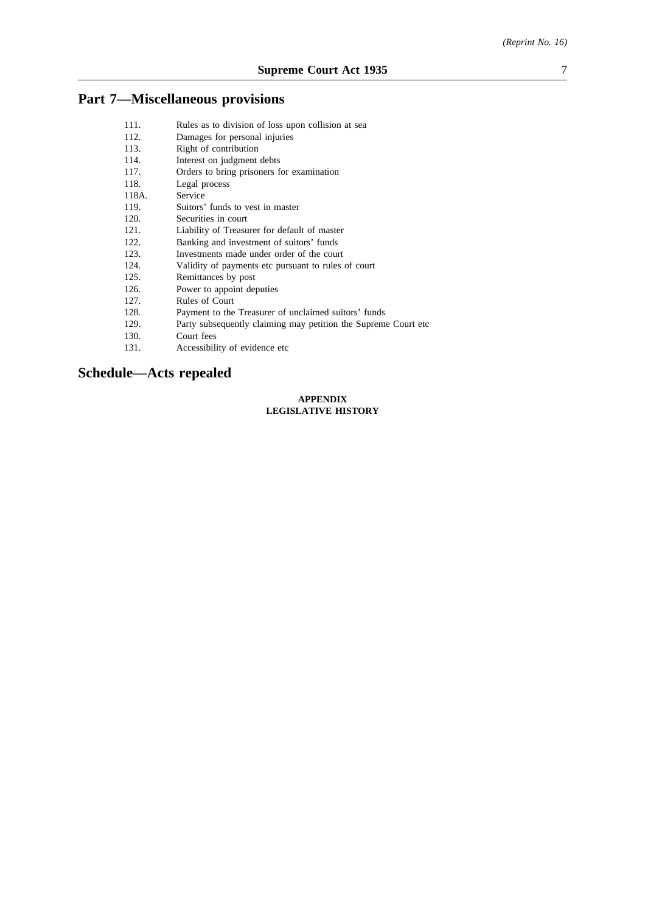## Part 7—Miscellaneous provisions

| | |
|---|---|
| 111. | Rules as to division of loss upon collision at sea |
| 112. | Damages for personal injuries |
| 113. | Right of contribution |
| 114. | Interest on judgment debts |
| 117. | Orders to bring prisoners for examination |
| 118. | Legal process |
| 118A. | Service |
| 119. | Suitors' funds to vest in master |
| 120. | Securities in court |
| 121. | Liability of Treasurer for default of master |
| 122. | Banking and investment of suitors' funds |
| 123. | Investments made under order of the court |
| 124. | Validity of payments etc pursuant to rules of court |
| 125. | Remittances by post |
| 126. | Power to appoint deputies |
| 127. | Rules of Court |
| 128. | Payment to the Treasurer of unclaimed suitors' funds |
| 129. | Party subsequently claiming may petition the Supreme Court etc |
| 130. | Court fees |
| 131. | Accessibility of evidence etc |

## Schedule—Acts repealed

**APPENDIX**
**LEGISLATIVE HISTORY**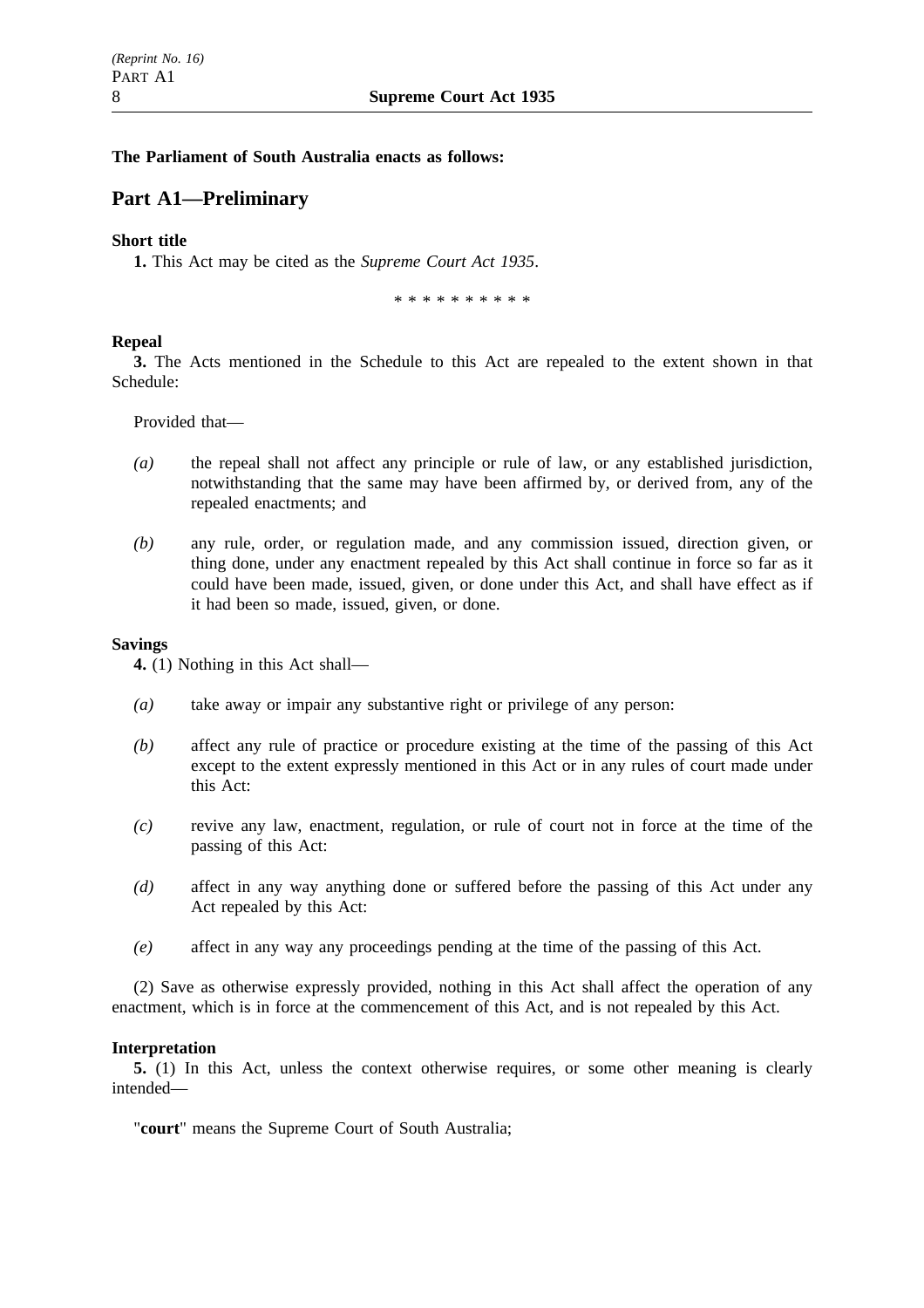**The Parliament of South Australia enacts as follows:**

## Part A1—Preliminary

**Short title**

**1.** This Act may be cited as the *Supreme Court Act 1935*.

* * * * * * * * * *

**Repeal**

**3.** The Acts mentioned in the Schedule to this Act are repealed to the extent shown in that Schedule:

Provided that—

*(a)* the repeal shall not affect any principle or rule of law, or any established jurisdiction, notwithstanding that the same may have been affirmed by, or derived from, any of the repealed enactments; and

*(b)* any rule, order, or regulation made, and any commission issued, direction given, or thing done, under any enactment repealed by this Act shall continue in force so far as it could have been made, issued, given, or done under this Act, and shall have effect as if it had been so made, issued, given, or done.

**Savings**

**4.** (1) Nothing in this Act shall—

*(a)* take away or impair any substantive right or privilege of any person:

*(b)* affect any rule of practice or procedure existing at the time of the passing of this Act except to the extent expressly mentioned in this Act or in any rules of court made under this Act:

*(c)* revive any law, enactment, regulation, or rule of court not in force at the time of the passing of this Act:

*(d)* affect in any way anything done or suffered before the passing of this Act under any Act repealed by this Act:

*(e)* affect in any way any proceedings pending at the time of the passing of this Act.

(2) Save as otherwise expressly provided, nothing in this Act shall affect the operation of any enactment, which is in force at the commencement of this Act, and is not repealed by this Act.

**Interpretation**

**5.** (1) In this Act, unless the context otherwise requires, or some other meaning is clearly intended—

"**court**" means the Supreme Court of South Australia;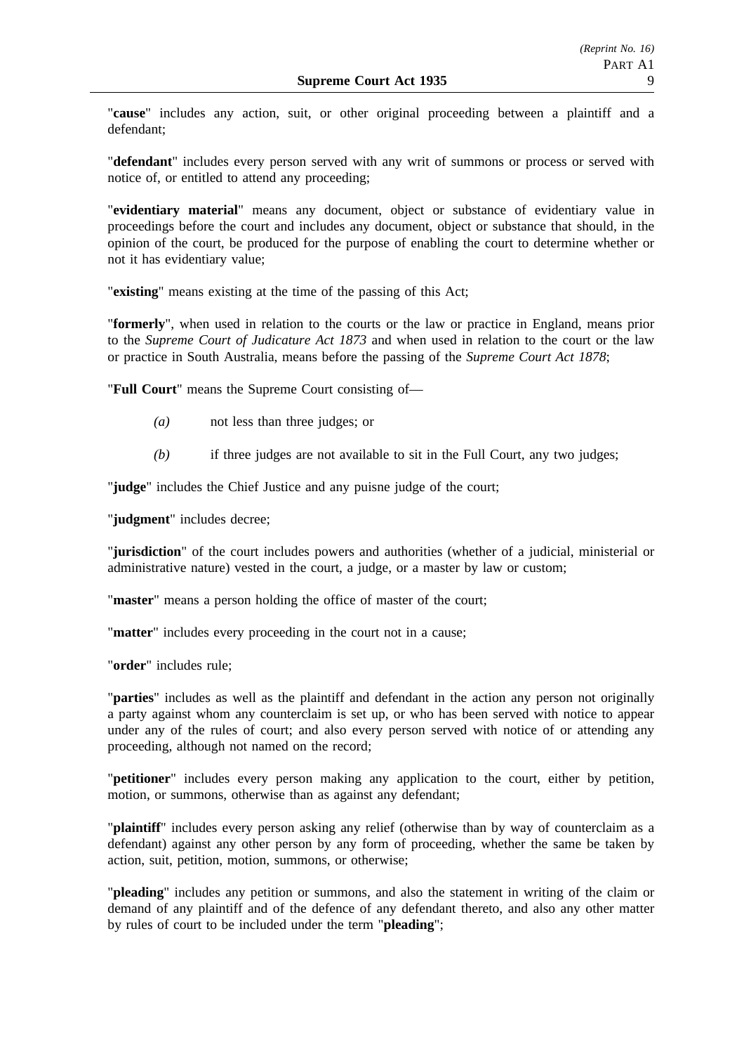"**cause**" includes any action, suit, or other original proceeding between a plaintiff and a defendant;

"**defendant**" includes every person served with any writ of summons or process or served with notice of, or entitled to attend any proceeding;

"**evidentiary material**" means any document, object or substance of evidentiary value in proceedings before the court and includes any document, object or substance that should, in the opinion of the court, be produced for the purpose of enabling the court to determine whether or not it has evidentiary value;

"**existing**" means existing at the time of the passing of this Act;

"**formerly**", when used in relation to the courts or the law or practice in England, means prior to the *Supreme Court of Judicature Act 1873* and when used in relation to the court or the law or practice in South Australia, means before the passing of the *Supreme Court Act 1878*;

"**Full Court**" means the Supreme Court consisting of—

*(a)* not less than three judges; or

*(b)* if three judges are not available to sit in the Full Court, any two judges;

"**judge**" includes the Chief Justice and any puisne judge of the court;

"**judgment**" includes decree;

"**jurisdiction**" of the court includes powers and authorities (whether of a judicial, ministerial or administrative nature) vested in the court, a judge, or a master by law or custom;

"**master**" means a person holding the office of master of the court;

"**matter**" includes every proceeding in the court not in a cause;

"**order**" includes rule;

"**parties**" includes as well as the plaintiff and defendant in the action any person not originally a party against whom any counterclaim is set up, or who has been served with notice to appear under any of the rules of court; and also every person served with notice of or attending any proceeding, although not named on the record;

"**petitioner**" includes every person making any application to the court, either by petition, motion, or summons, otherwise than as against any defendant;

"**plaintiff**" includes every person asking any relief (otherwise than by way of counterclaim as a defendant) against any other person by any form of proceeding, whether the same be taken by action, suit, petition, motion, summons, or otherwise;

"**pleading**" includes any petition or summons, and also the statement in writing of the claim or demand of any plaintiff and of the defence of any defendant thereto, and also any other matter by rules of court to be included under the term "**pleading**";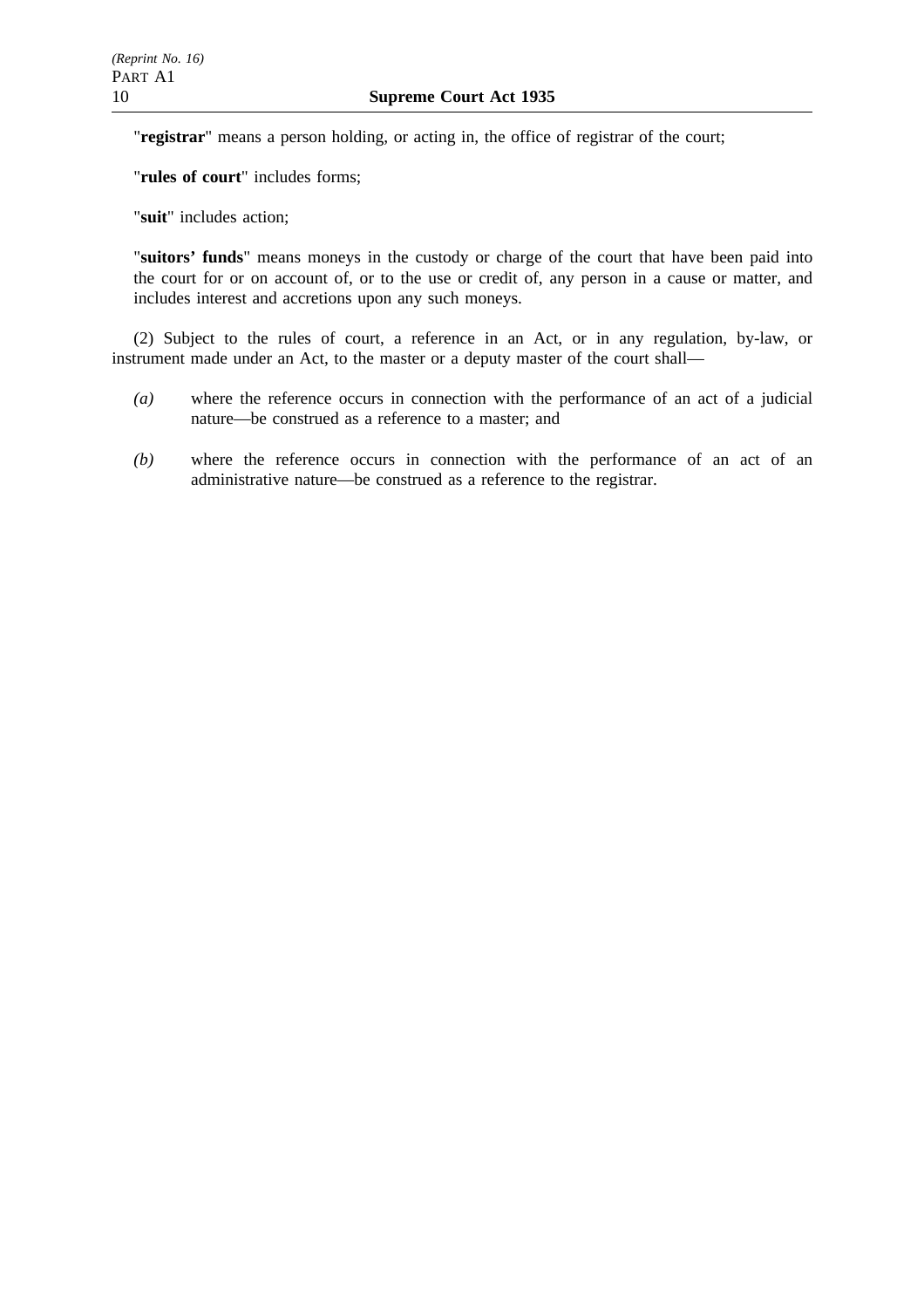"**registrar**" means a person holding, or acting in, the office of registrar of the court;

"**rules of court**" includes forms;

"**suit**" includes action;

"**suitors' funds**" means moneys in the custody or charge of the court that have been paid into the court for or on account of, or to the use or credit of, any person in a cause or matter, and includes interest and accretions upon any such moneys.

(2) Subject to the rules of court, a reference in an Act, or in any regulation, by-law, or instrument made under an Act, to the master or a deputy master of the court shall—

*(a)* where the reference occurs in connection with the performance of an act of a judicial nature—be construed as a reference to a master; and

*(b)* where the reference occurs in connection with the performance of an act of an administrative nature—be construed as a reference to the registrar.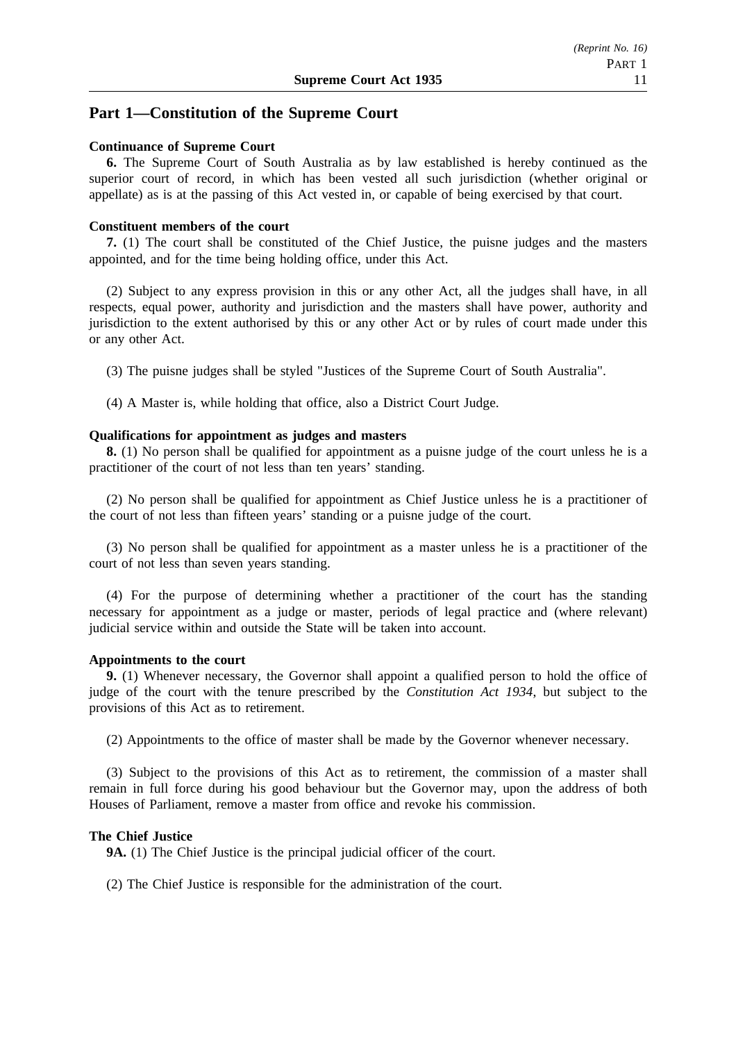## Part 1—Constitution of the Supreme Court

**Continuance of Supreme Court**

**6.** The Supreme Court of South Australia as by law established is hereby continued as the superior court of record, in which has been vested all such jurisdiction (whether original or appellate) as is at the passing of this Act vested in, or capable of being exercised by that court.

**Constituent members of the court**

**7.** (1) The court shall be constituted of the Chief Justice, the puisne judges and the masters appointed, and for the time being holding office, under this Act.

(2) Subject to any express provision in this or any other Act, all the judges shall have, in all respects, equal power, authority and jurisdiction and the masters shall have power, authority and jurisdiction to the extent authorised by this or any other Act or by rules of court made under this or any other Act.

(3) The puisne judges shall be styled "Justices of the Supreme Court of South Australia".

(4) A Master is, while holding that office, also a District Court Judge.

**Qualifications for appointment as judges and masters**

**8.** (1) No person shall be qualified for appointment as a puisne judge of the court unless he is a practitioner of the court of not less than ten years' standing.

(2) No person shall be qualified for appointment as Chief Justice unless he is a practitioner of the court of not less than fifteen years' standing or a puisne judge of the court.

(3) No person shall be qualified for appointment as a master unless he is a practitioner of the court of not less than seven years standing.

(4) For the purpose of determining whether a practitioner of the court has the standing necessary for appointment as a judge or master, periods of legal practice and (where relevant) judicial service within and outside the State will be taken into account.

**Appointments to the court**

**9.** (1) Whenever necessary, the Governor shall appoint a qualified person to hold the office of judge of the court with the tenure prescribed by the *Constitution Act 1934*, but subject to the provisions of this Act as to retirement.

(2) Appointments to the office of master shall be made by the Governor whenever necessary.

(3) Subject to the provisions of this Act as to retirement, the commission of a master shall remain in full force during his good behaviour but the Governor may, upon the address of both Houses of Parliament, remove a master from office and revoke his commission.

**The Chief Justice**

**9A.** (1) The Chief Justice is the principal judicial officer of the court.

(2) The Chief Justice is responsible for the administration of the court.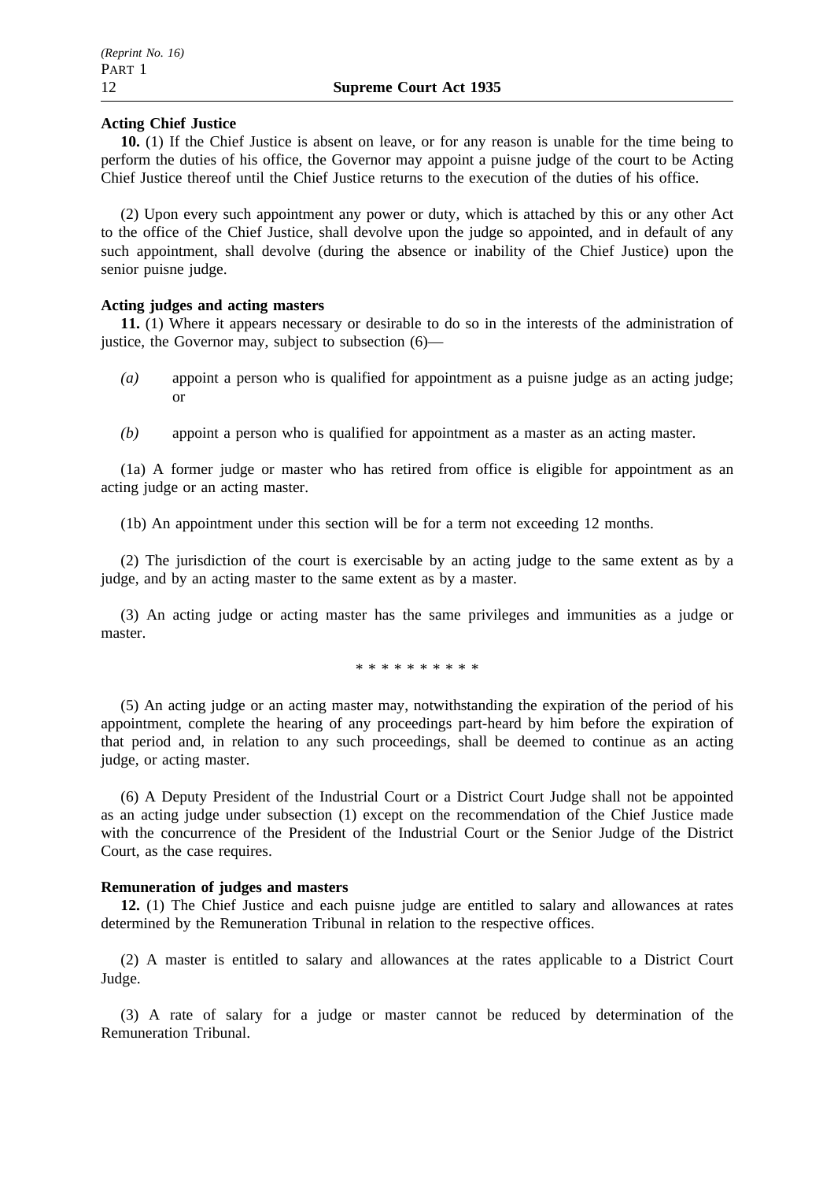**Acting Chief Justice**

**10.** (1) If the Chief Justice is absent on leave, or for any reason is unable for the time being to perform the duties of his office, the Governor may appoint a puisne judge of the court to be Acting Chief Justice thereof until the Chief Justice returns to the execution of the duties of his office.

(2) Upon every such appointment any power or duty, which is attached by this or any other Act to the office of the Chief Justice, shall devolve upon the judge so appointed, and in default of any such appointment, shall devolve (during the absence or inability of the Chief Justice) upon the senior puisne judge.

**Acting judges and acting masters**

**11.** (1) Where it appears necessary or desirable to do so in the interests of the administration of justice, the Governor may, subject to subsection (6)—

*(a)* appoint a person who is qualified for appointment as a puisne judge as an acting judge; or

*(b)* appoint a person who is qualified for appointment as a master as an acting master.

(1a) A former judge or master who has retired from office is eligible for appointment as an acting judge or an acting master.

(1b) An appointment under this section will be for a term not exceeding 12 months.

(2) The jurisdiction of the court is exercisable by an acting judge to the same extent as by a judge, and by an acting master to the same extent as by a master.

(3) An acting judge or acting master has the same privileges and immunities as a judge or master.

* * * * * * * * * *

(5) An acting judge or an acting master may, notwithstanding the expiration of the period of his appointment, complete the hearing of any proceedings part-heard by him before the expiration of that period and, in relation to any such proceedings, shall be deemed to continue as an acting judge, or acting master.

(6) A Deputy President of the Industrial Court or a District Court Judge shall not be appointed as an acting judge under subsection (1) except on the recommendation of the Chief Justice made with the concurrence of the President of the Industrial Court or the Senior Judge of the District Court, as the case requires.

**Remuneration of judges and masters**

**12.** (1) The Chief Justice and each puisne judge are entitled to salary and allowances at rates determined by the Remuneration Tribunal in relation to the respective offices.

(2) A master is entitled to salary and allowances at the rates applicable to a District Court Judge.

(3) A rate of salary for a judge or master cannot be reduced by determination of the Remuneration Tribunal.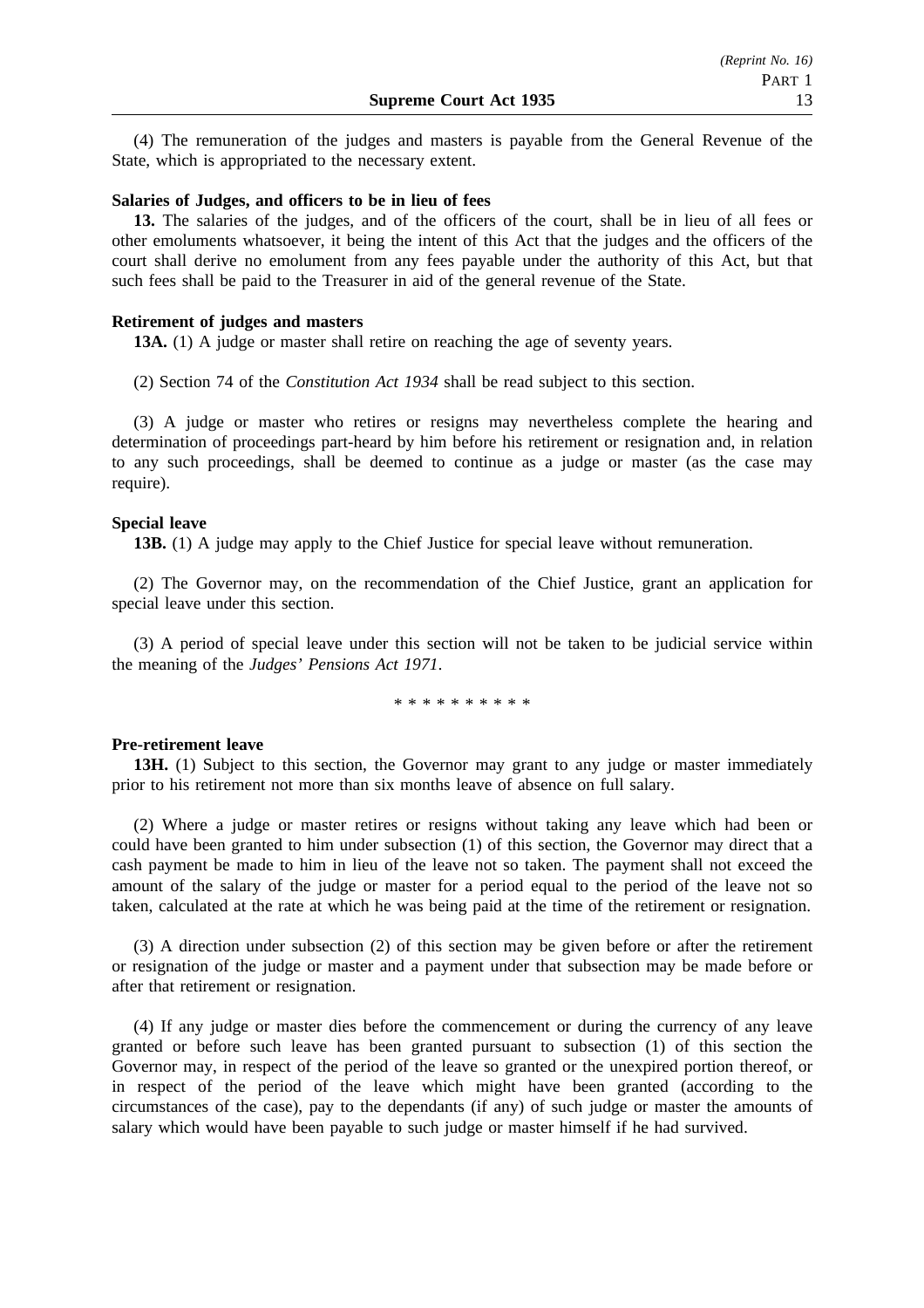(4) The remuneration of the judges and masters is payable from the General Revenue of the State, which is appropriated to the necessary extent.

**Salaries of Judges, and officers to be in lieu of fees**

**13.** The salaries of the judges, and of the officers of the court, shall be in lieu of all fees or other emoluments whatsoever, it being the intent of this Act that the judges and the officers of the court shall derive no emolument from any fees payable under the authority of this Act, but that such fees shall be paid to the Treasurer in aid of the general revenue of the State.

**Retirement of judges and masters**

**13A.** (1) A judge or master shall retire on reaching the age of seventy years.

(2) Section 74 of the *Constitution Act 1934* shall be read subject to this section.

(3) A judge or master who retires or resigns may nevertheless complete the hearing and determination of proceedings part-heard by him before his retirement or resignation and, in relation to any such proceedings, shall be deemed to continue as a judge or master (as the case may require).

**Special leave**

**13B.** (1) A judge may apply to the Chief Justice for special leave without remuneration.

(2) The Governor may, on the recommendation of the Chief Justice, grant an application for special leave under this section.

(3) A period of special leave under this section will not be taken to be judicial service within the meaning of the *Judges' Pensions Act 1971*.

\* \* \* \* \* \* \* \* \* \*

**Pre-retirement leave**

**13H.** (1) Subject to this section, the Governor may grant to any judge or master immediately prior to his retirement not more than six months leave of absence on full salary.

(2) Where a judge or master retires or resigns without taking any leave which had been or could have been granted to him under subsection (1) of this section, the Governor may direct that a cash payment be made to him in lieu of the leave not so taken. The payment shall not exceed the amount of the salary of the judge or master for a period equal to the period of the leave not so taken, calculated at the rate at which he was being paid at the time of the retirement or resignation.

(3) A direction under subsection (2) of this section may be given before or after the retirement or resignation of the judge or master and a payment under that subsection may be made before or after that retirement or resignation.

(4) If any judge or master dies before the commencement or during the currency of any leave granted or before such leave has been granted pursuant to subsection (1) of this section the Governor may, in respect of the period of the leave so granted or the unexpired portion thereof, or in respect of the period of the leave which might have been granted (according to the circumstances of the case), pay to the dependants (if any) of such judge or master the amounts of salary which would have been payable to such judge or master himself if he had survived.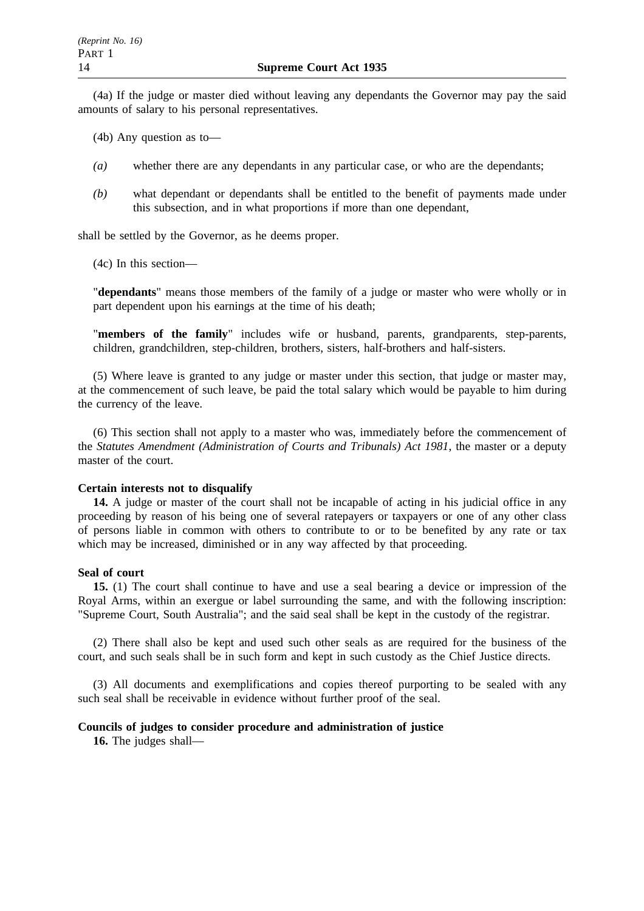(4a) If the judge or master died without leaving any dependants the Governor may pay the said amounts of salary to his personal representatives.

(4b) Any question as to—

*(a)* whether there are any dependants in any particular case, or who are the dependants;

*(b)* what dependant or dependants shall be entitled to the benefit of payments made under this subsection, and in what proportions if more than one dependant,

shall be settled by the Governor, as he deems proper.

(4c) In this section—

"**dependants**" means those members of the family of a judge or master who were wholly or in part dependent upon his earnings at the time of his death;

"**members of the family**" includes wife or husband, parents, grandparents, step-parents, children, grandchildren, step-children, brothers, sisters, half-brothers and half-sisters.

(5) Where leave is granted to any judge or master under this section, that judge or master may, at the commencement of such leave, be paid the total salary which would be payable to him during the currency of the leave.

(6) This section shall not apply to a master who was, immediately before the commencement of the *Statutes Amendment (Administration of Courts and Tribunals) Act 1981*, the master or a deputy master of the court.

**Certain interests not to disqualify**

**14.** A judge or master of the court shall not be incapable of acting in his judicial office in any proceeding by reason of his being one of several ratepayers or taxpayers or one of any other class of persons liable in common with others to contribute to or to be benefited by any rate or tax which may be increased, diminished or in any way affected by that proceeding.

**Seal of court**

**15.** (1) The court shall continue to have and use a seal bearing a device or impression of the Royal Arms, within an exergue or label surrounding the same, and with the following inscription: "Supreme Court, South Australia"; and the said seal shall be kept in the custody of the registrar.

(2) There shall also be kept and used such other seals as are required for the business of the court, and such seals shall be in such form and kept in such custody as the Chief Justice directs.

(3) All documents and exemplifications and copies thereof purporting to be sealed with any such seal shall be receivable in evidence without further proof of the seal.

**Councils of judges to consider procedure and administration of justice**

**16.** The judges shall—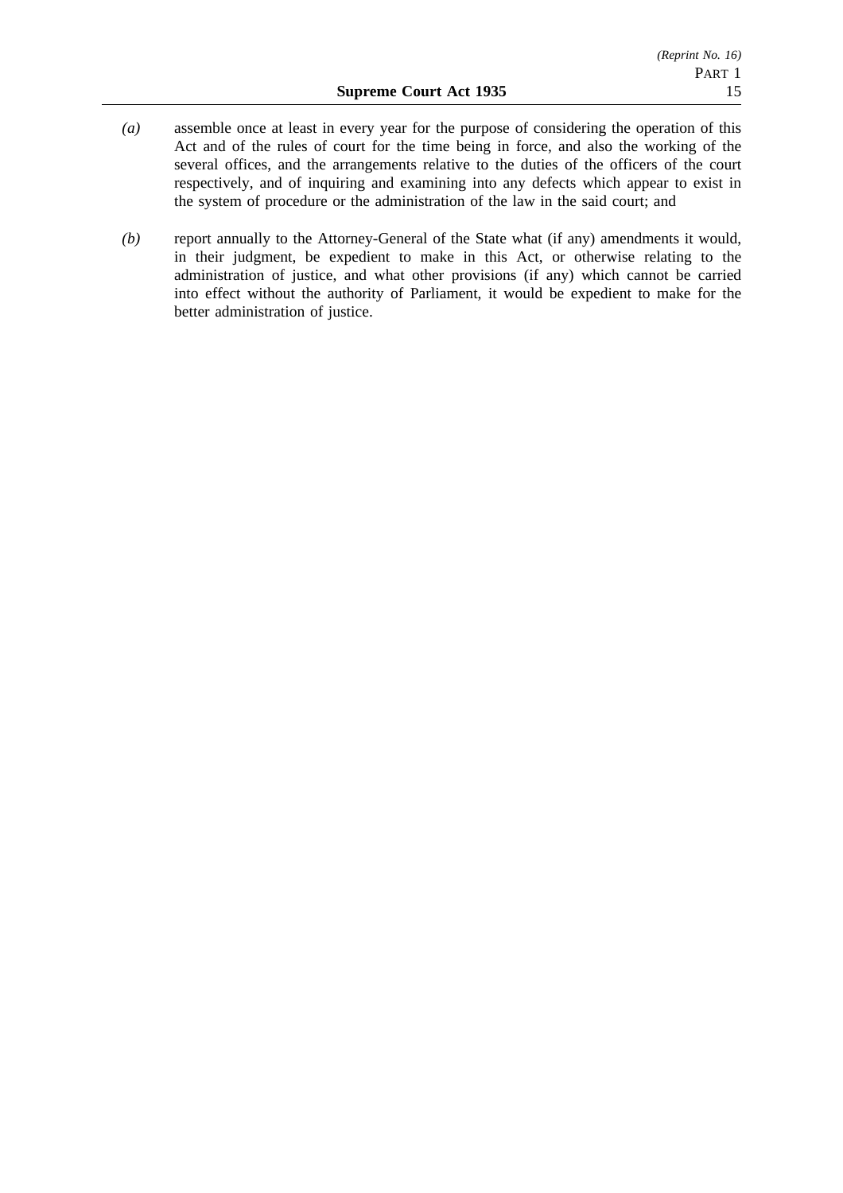*(a)* assemble once at least in every year for the purpose of considering the operation of this Act and of the rules of court for the time being in force, and also the working of the several offices, and the arrangements relative to the duties of the officers of the court respectively, and of inquiring and examining into any defects which appear to exist in the system of procedure or the administration of the law in the said court; and

*(b)* report annually to the Attorney-General of the State what (if any) amendments it would, in their judgment, be expedient to make in this Act, or otherwise relating to the administration of justice, and what other provisions (if any) which cannot be carried into effect without the authority of Parliament, it would be expedient to make for the better administration of justice.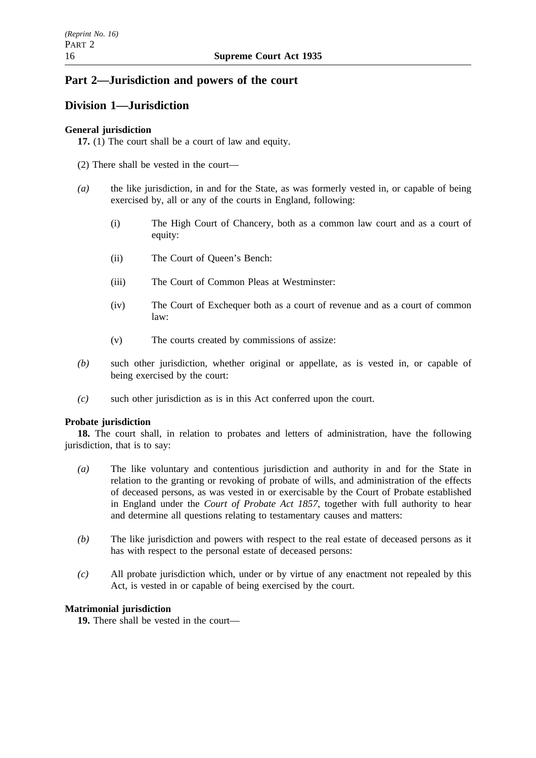## Part 2—Jurisdiction and powers of the court

### Division 1—Jurisdiction

**General jurisdiction**

**17.** (1) The court shall be a court of law and equity.

(2) There shall be vested in the court—

*(a)* the like jurisdiction, in and for the State, as was formerly vested in, or capable of being exercised by, all or any of the courts in England, following:

(i) The High Court of Chancery, both as a common law court and as a court of equity:

(ii) The Court of Queen's Bench:

(iii) The Court of Common Pleas at Westminster:

(iv) The Court of Exchequer both as a court of revenue and as a court of common law:

(v) The courts created by commissions of assize:

*(b)* such other jurisdiction, whether original or appellate, as is vested in, or capable of being exercised by the court:

*(c)* such other jurisdiction as is in this Act conferred upon the court.

**Probate jurisdiction**

**18.** The court shall, in relation to probates and letters of administration, have the following jurisdiction, that is to say:

*(a)* The like voluntary and contentious jurisdiction and authority in and for the State in relation to the granting or revoking of probate of wills, and administration of the effects of deceased persons, as was vested in or exercisable by the Court of Probate established in England under the *Court of Probate Act 1857*, together with full authority to hear and determine all questions relating to testamentary causes and matters:

*(b)* The like jurisdiction and powers with respect to the real estate of deceased persons as it has with respect to the personal estate of deceased persons:

*(c)* All probate jurisdiction which, under or by virtue of any enactment not repealed by this Act, is vested in or capable of being exercised by the court.

**Matrimonial jurisdiction**

**19.** There shall be vested in the court—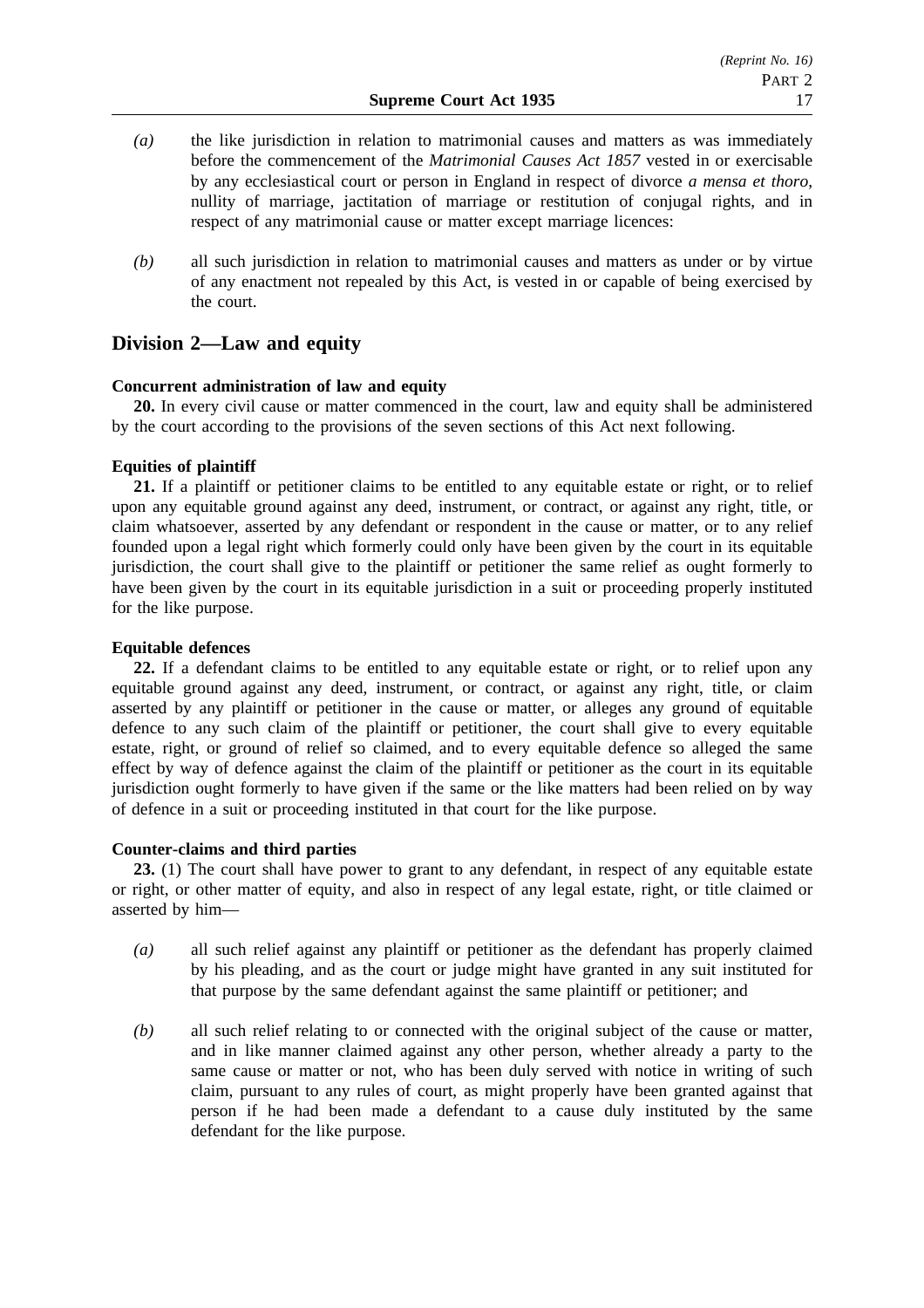*(a)* the like jurisdiction in relation to matrimonial causes and matters as was immediately before the commencement of the *Matrimonial Causes Act 1857* vested in or exercisable by any ecclesiastical court or person in England in respect of divorce *a mensa et thoro*, nullity of marriage, jactitation of marriage or restitution of conjugal rights, and in respect of any matrimonial cause or matter except marriage licences:

*(b)* all such jurisdiction in relation to matrimonial causes and matters as under or by virtue of any enactment not repealed by this Act, is vested in or capable of being exercised by the court.

## Division 2—Law and equity

**Concurrent administration of law and equity**

**20.** In every civil cause or matter commenced in the court, law and equity shall be administered by the court according to the provisions of the seven sections of this Act next following.

**Equities of plaintiff**

**21.** If a plaintiff or petitioner claims to be entitled to any equitable estate or right, or to relief upon any equitable ground against any deed, instrument, or contract, or against any right, title, or claim whatsoever, asserted by any defendant or respondent in the cause or matter, or to any relief founded upon a legal right which formerly could only have been given by the court in its equitable jurisdiction, the court shall give to the plaintiff or petitioner the same relief as ought formerly to have been given by the court in its equitable jurisdiction in a suit or proceeding properly instituted for the like purpose.

**Equitable defences**

**22.** If a defendant claims to be entitled to any equitable estate or right, or to relief upon any equitable ground against any deed, instrument, or contract, or against any right, title, or claim asserted by any plaintiff or petitioner in the cause or matter, or alleges any ground of equitable defence to any such claim of the plaintiff or petitioner, the court shall give to every equitable estate, right, or ground of relief so claimed, and to every equitable defence so alleged the same effect by way of defence against the claim of the plaintiff or petitioner as the court in its equitable jurisdiction ought formerly to have given if the same or the like matters had been relied on by way of defence in a suit or proceeding instituted in that court for the like purpose.

**Counter-claims and third parties**

**23.** (1) The court shall have power to grant to any defendant, in respect of any equitable estate or right, or other matter of equity, and also in respect of any legal estate, right, or title claimed or asserted by him—

*(a)* all such relief against any plaintiff or petitioner as the defendant has properly claimed by his pleading, and as the court or judge might have granted in any suit instituted for that purpose by the same defendant against the same plaintiff or petitioner; and

*(b)* all such relief relating to or connected with the original subject of the cause or matter, and in like manner claimed against any other person, whether already a party to the same cause or matter or not, who has been duly served with notice in writing of such claim, pursuant to any rules of court, as might properly have been granted against that person if he had been made a defendant to a cause duly instituted by the same defendant for the like purpose.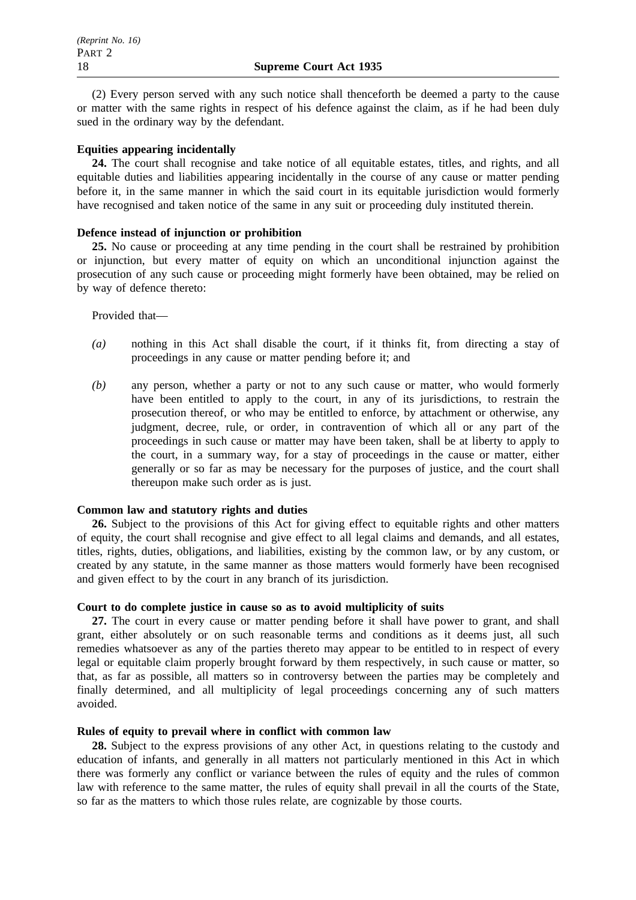(2) Every person served with any such notice shall thenceforth be deemed a party to the cause or matter with the same rights in respect of his defence against the claim, as if he had been duly sued in the ordinary way by the defendant.

**Equities appearing incidentally**

**24.** The court shall recognise and take notice of all equitable estates, titles, and rights, and all equitable duties and liabilities appearing incidentally in the course of any cause or matter pending before it, in the same manner in which the said court in its equitable jurisdiction would formerly have recognised and taken notice of the same in any suit or proceeding duly instituted therein.

**Defence instead of injunction or prohibition**

**25.** No cause or proceeding at any time pending in the court shall be restrained by prohibition or injunction, but every matter of equity on which an unconditional injunction against the prosecution of any such cause or proceeding might formerly have been obtained, may be relied on by way of defence thereto:

Provided that—

*(a)* nothing in this Act shall disable the court, if it thinks fit, from directing a stay of proceedings in any cause or matter pending before it; and

*(b)* any person, whether a party or not to any such cause or matter, who would formerly have been entitled to apply to the court, in any of its jurisdictions, to restrain the prosecution thereof, or who may be entitled to enforce, by attachment or otherwise, any judgment, decree, rule, or order, in contravention of which all or any part of the proceedings in such cause or matter may have been taken, shall be at liberty to apply to the court, in a summary way, for a stay of proceedings in the cause or matter, either generally or so far as may be necessary for the purposes of justice, and the court shall thereupon make such order as is just.

**Common law and statutory rights and duties**

**26.** Subject to the provisions of this Act for giving effect to equitable rights and other matters of equity, the court shall recognise and give effect to all legal claims and demands, and all estates, titles, rights, duties, obligations, and liabilities, existing by the common law, or by any custom, or created by any statute, in the same manner as those matters would formerly have been recognised and given effect to by the court in any branch of its jurisdiction.

**Court to do complete justice in cause so as to avoid multiplicity of suits**

**27.** The court in every cause or matter pending before it shall have power to grant, and shall grant, either absolutely or on such reasonable terms and conditions as it deems just, all such remedies whatsoever as any of the parties thereto may appear to be entitled to in respect of every legal or equitable claim properly brought forward by them respectively, in such cause or matter, so that, as far as possible, all matters so in controversy between the parties may be completely and finally determined, and all multiplicity of legal proceedings concerning any of such matters avoided.

**Rules of equity to prevail where in conflict with common law**

**28.** Subject to the express provisions of any other Act, in questions relating to the custody and education of infants, and generally in all matters not particularly mentioned in this Act in which there was formerly any conflict or variance between the rules of equity and the rules of common law with reference to the same matter, the rules of equity shall prevail in all the courts of the State, so far as the matters to which those rules relate, are cognizable by those courts.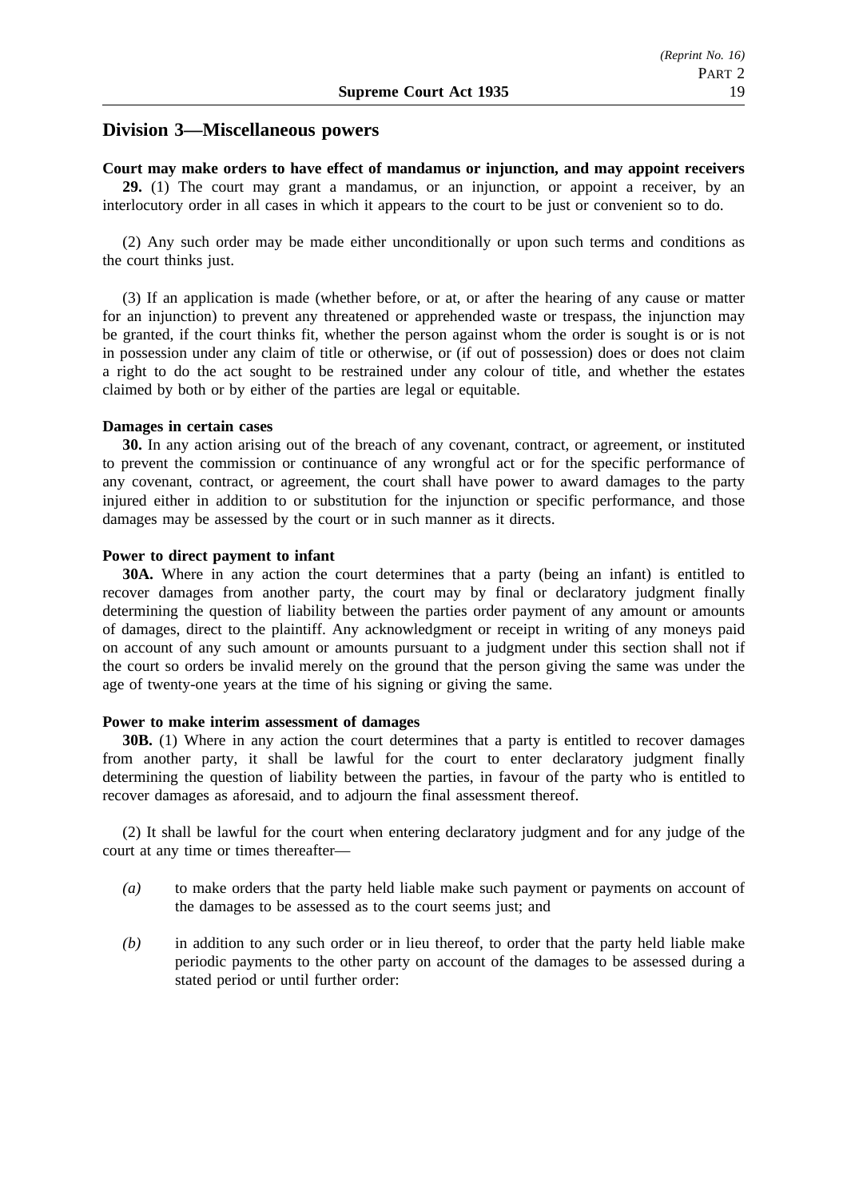## Division 3—Miscellaneous powers

**Court may make orders to have effect of mandamus or injunction, and may appoint receivers**

**29.** (1) The court may grant a mandamus, or an injunction, or appoint a receiver, by an interlocutory order in all cases in which it appears to the court to be just or convenient so to do.

(2) Any such order may be made either unconditionally or upon such terms and conditions as the court thinks just.

(3) If an application is made (whether before, or at, or after the hearing of any cause or matter for an injunction) to prevent any threatened or apprehended waste or trespass, the injunction may be granted, if the court thinks fit, whether the person against whom the order is sought is or is not in possession under any claim of title or otherwise, or (if out of possession) does or does not claim a right to do the act sought to be restrained under any colour of title, and whether the estates claimed by both or by either of the parties are legal or equitable.

**Damages in certain cases**

**30.** In any action arising out of the breach of any covenant, contract, or agreement, or instituted to prevent the commission or continuance of any wrongful act or for the specific performance of any covenant, contract, or agreement, the court shall have power to award damages to the party injured either in addition to or substitution for the injunction or specific performance, and those damages may be assessed by the court or in such manner as it directs.

**Power to direct payment to infant**

**30A.** Where in any action the court determines that a party (being an infant) is entitled to recover damages from another party, the court may by final or declaratory judgment finally determining the question of liability between the parties order payment of any amount or amounts of damages, direct to the plaintiff. Any acknowledgment or receipt in writing of any moneys paid on account of any such amount or amounts pursuant to a judgment under this section shall not if the court so orders be invalid merely on the ground that the person giving the same was under the age of twenty-one years at the time of his signing or giving the same.

**Power to make interim assessment of damages**

**30B.** (1) Where in any action the court determines that a party is entitled to recover damages from another party, it shall be lawful for the court to enter declaratory judgment finally determining the question of liability between the parties, in favour of the party who is entitled to recover damages as aforesaid, and to adjourn the final assessment thereof.

(2) It shall be lawful for the court when entering declaratory judgment and for any judge of the court at any time or times thereafter—

*(a)* to make orders that the party held liable make such payment or payments on account of the damages to be assessed as to the court seems just; and

*(b)* in addition to any such order or in lieu thereof, to order that the party held liable make periodic payments to the other party on account of the damages to be assessed during a stated period or until further order: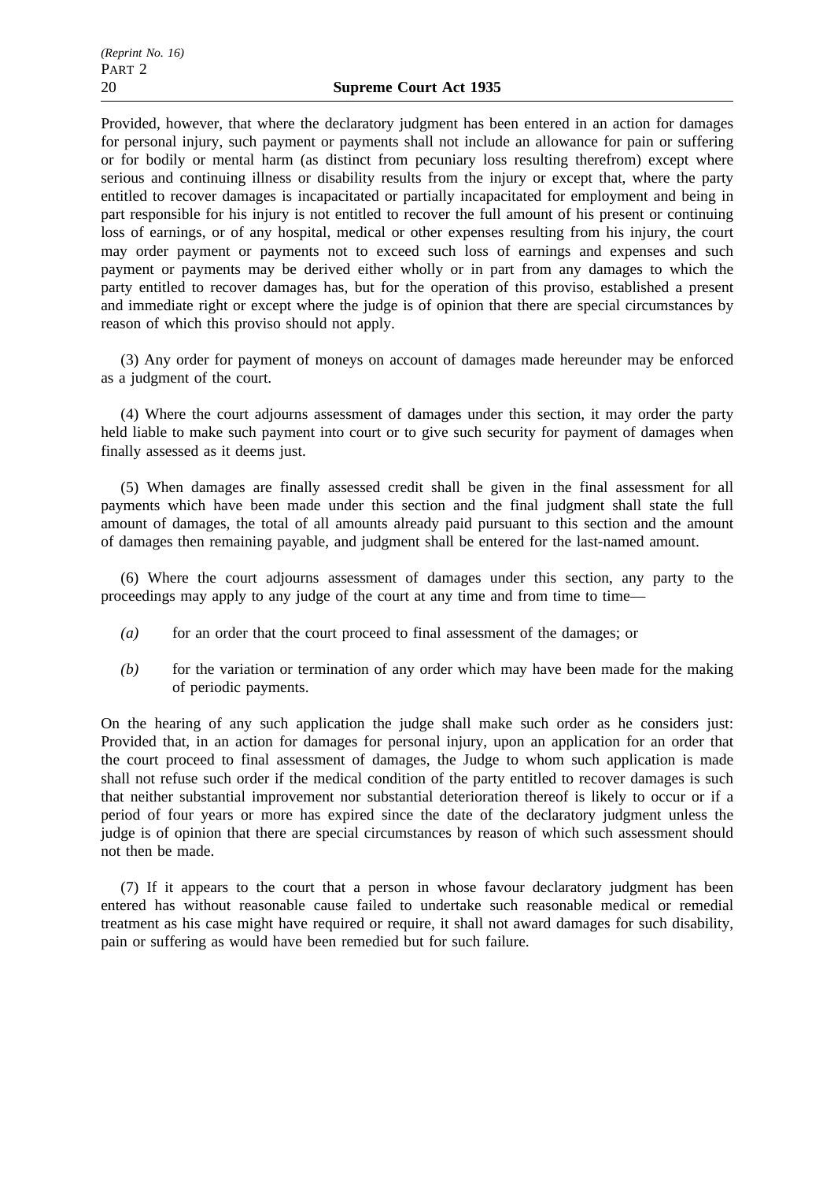Provided, however, that where the declaratory judgment has been entered in an action for damages for personal injury, such payment or payments shall not include an allowance for pain or suffering or for bodily or mental harm (as distinct from pecuniary loss resulting therefrom) except where serious and continuing illness or disability results from the injury or except that, where the party entitled to recover damages is incapacitated or partially incapacitated for employment and being in part responsible for his injury is not entitled to recover the full amount of his present or continuing loss of earnings, or of any hospital, medical or other expenses resulting from his injury, the court may order payment or payments not to exceed such loss of earnings and expenses and such payment or payments may be derived either wholly or in part from any damages to which the party entitled to recover damages has, but for the operation of this proviso, established a present and immediate right or except where the judge is of opinion that there are special circumstances by reason of which this proviso should not apply.

(3) Any order for payment of moneys on account of damages made hereunder may be enforced as a judgment of the court.

(4) Where the court adjourns assessment of damages under this section, it may order the party held liable to make such payment into court or to give such security for payment of damages when finally assessed as it deems just.

(5) When damages are finally assessed credit shall be given in the final assessment for all payments which have been made under this section and the final judgment shall state the full amount of damages, the total of all amounts already paid pursuant to this section and the amount of damages then remaining payable, and judgment shall be entered for the last-named amount.

(6) Where the court adjourns assessment of damages under this section, any party to the proceedings may apply to any judge of the court at any time and from time to time—

*(a)* for an order that the court proceed to final assessment of the damages; or

*(b)* for the variation or termination of any order which may have been made for the making of periodic payments.

On the hearing of any such application the judge shall make such order as he considers just: Provided that, in an action for damages for personal injury, upon an application for an order that the court proceed to final assessment of damages, the Judge to whom such application is made shall not refuse such order if the medical condition of the party entitled to recover damages is such that neither substantial improvement nor substantial deterioration thereof is likely to occur or if a period of four years or more has expired since the date of the declaratory judgment unless the judge is of opinion that there are special circumstances by reason of which such assessment should not then be made.

(7) If it appears to the court that a person in whose favour declaratory judgment has been entered has without reasonable cause failed to undertake such reasonable medical or remedial treatment as his case might have required or require, it shall not award damages for such disability, pain or suffering as would have been remedied but for such failure.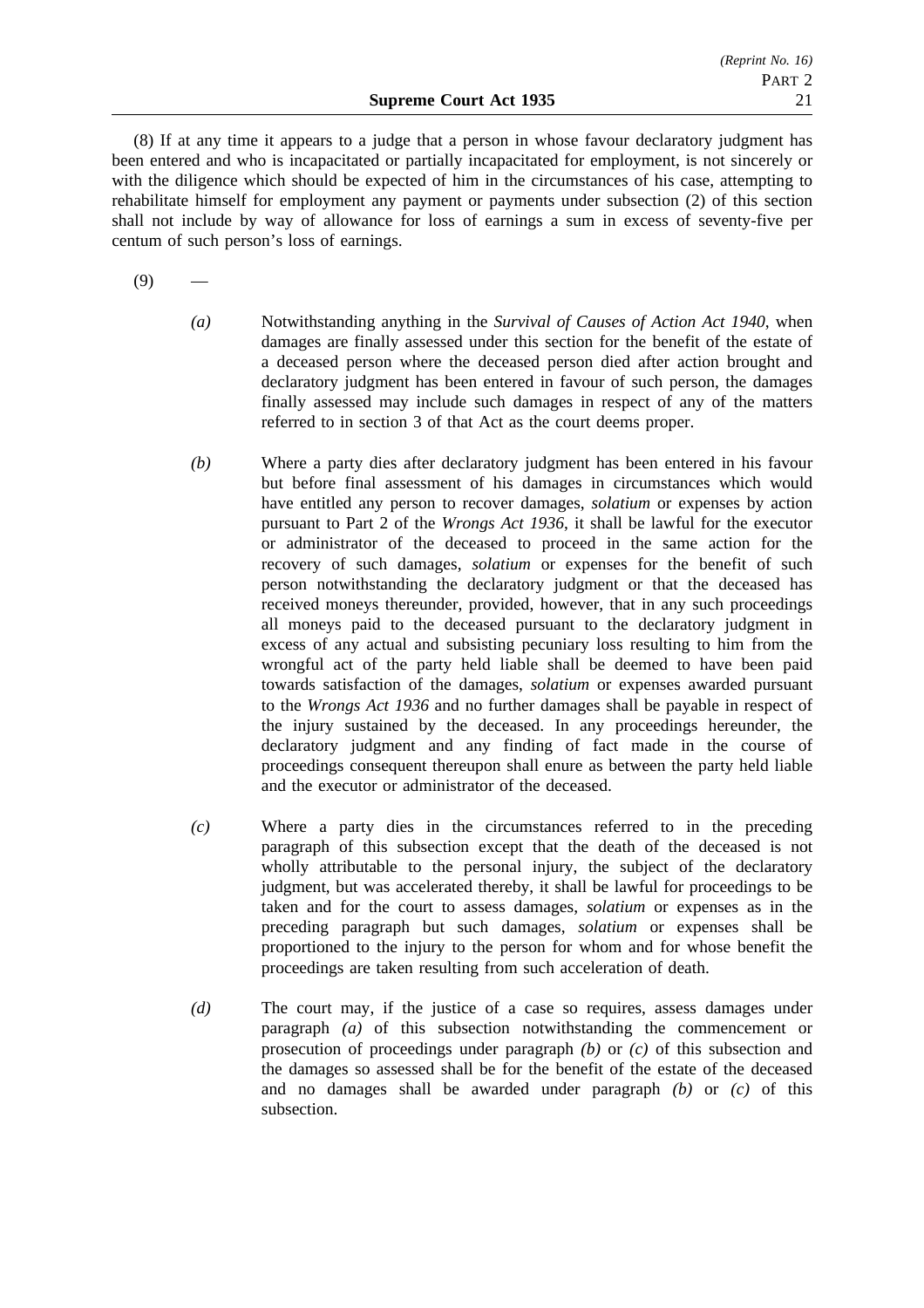(8) If at any time it appears to a judge that a person in whose favour declaratory judgment has been entered and who is incapacitated or partially incapacitated for employment, is not sincerely or with the diligence which should be expected of him in the circumstances of his case, attempting to rehabilitate himself for employment any payment or payments under subsection (2) of this section shall not include by way of allowance for loss of earnings a sum in excess of seventy-five per centum of such person's loss of earnings.

(9) —

*(a)* Notwithstanding anything in the *Survival of Causes of Action Act 1940*, when damages are finally assessed under this section for the benefit of the estate of a deceased person where the deceased person died after action brought and declaratory judgment has been entered in favour of such person, the damages finally assessed may include such damages in respect of any of the matters referred to in section 3 of that Act as the court deems proper.

*(b)* Where a party dies after declaratory judgment has been entered in his favour but before final assessment of his damages in circumstances which would have entitled any person to recover damages, *solatium* or expenses by action pursuant to Part 2 of the *Wrongs Act 1936*, it shall be lawful for the executor or administrator of the deceased to proceed in the same action for the recovery of such damages, *solatium* or expenses for the benefit of such person notwithstanding the declaratory judgment or that the deceased has received moneys thereunder, provided, however, that in any such proceedings all moneys paid to the deceased pursuant to the declaratory judgment in excess of any actual and subsisting pecuniary loss resulting to him from the wrongful act of the party held liable shall be deemed to have been paid towards satisfaction of the damages, *solatium* or expenses awarded pursuant to the *Wrongs Act 1936* and no further damages shall be payable in respect of the injury sustained by the deceased. In any proceedings hereunder, the declaratory judgment and any finding of fact made in the course of proceedings consequent thereupon shall enure as between the party held liable and the executor or administrator of the deceased.

*(c)* Where a party dies in the circumstances referred to in the preceding paragraph of this subsection except that the death of the deceased is not wholly attributable to the personal injury, the subject of the declaratory judgment, but was accelerated thereby, it shall be lawful for proceedings to be taken and for the court to assess damages, *solatium* or expenses as in the preceding paragraph but such damages, *solatium* or expenses shall be proportioned to the injury to the person for whom and for whose benefit the proceedings are taken resulting from such acceleration of death.

*(d)* The court may, if the justice of a case so requires, assess damages under paragraph *(a)* of this subsection notwithstanding the commencement or prosecution of proceedings under paragraph *(b)* or *(c)* of this subsection and the damages so assessed shall be for the benefit of the estate of the deceased and no damages shall be awarded under paragraph *(b)* or *(c)* of this subsection.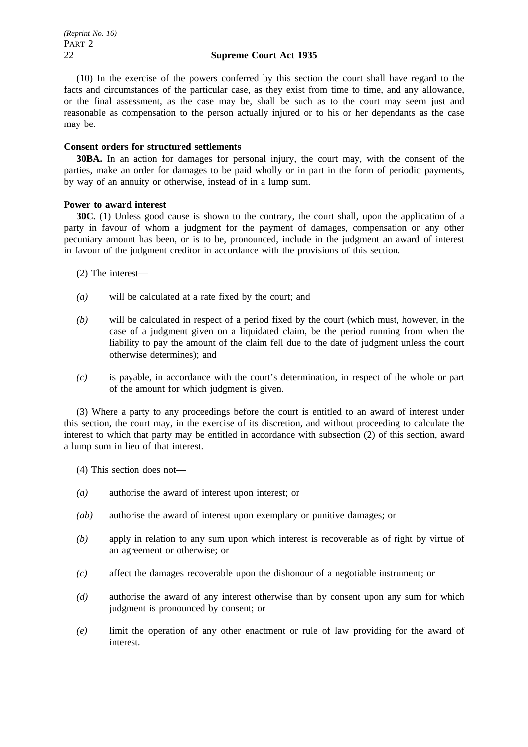(10) In the exercise of the powers conferred by this section the court shall have regard to the facts and circumstances of the particular case, as they exist from time to time, and any allowance, or the final assessment, as the case may be, shall be such as to the court may seem just and reasonable as compensation to the person actually injured or to his or her dependants as the case may be.

**Consent orders for structured settlements**

**30BA.** In an action for damages for personal injury, the court may, with the consent of the parties, make an order for damages to be paid wholly or in part in the form of periodic payments, by way of an annuity or otherwise, instead of in a lump sum.

**Power to award interest**

**30C.** (1) Unless good cause is shown to the contrary, the court shall, upon the application of a party in favour of whom a judgment for the payment of damages, compensation or any other pecuniary amount has been, or is to be, pronounced, include in the judgment an award of interest in favour of the judgment creditor in accordance with the provisions of this section.

(2) The interest—

*(a)* will be calculated at a rate fixed by the court; and

*(b)* will be calculated in respect of a period fixed by the court (which must, however, in the case of a judgment given on a liquidated claim, be the period running from when the liability to pay the amount of the claim fell due to the date of judgment unless the court otherwise determines); and

*(c)* is payable, in accordance with the court's determination, in respect of the whole or part of the amount for which judgment is given.

(3) Where a party to any proceedings before the court is entitled to an award of interest under this section, the court may, in the exercise of its discretion, and without proceeding to calculate the interest to which that party may be entitled in accordance with subsection (2) of this section, award a lump sum in lieu of that interest.

(4) This section does not—

*(a)* authorise the award of interest upon interest; or

*(ab)* authorise the award of interest upon exemplary or punitive damages; or

*(b)* apply in relation to any sum upon which interest is recoverable as of right by virtue of an agreement or otherwise; or

*(c)* affect the damages recoverable upon the dishonour of a negotiable instrument; or

*(d)* authorise the award of any interest otherwise than by consent upon any sum for which judgment is pronounced by consent; or

*(e)* limit the operation of any other enactment or rule of law providing for the award of interest.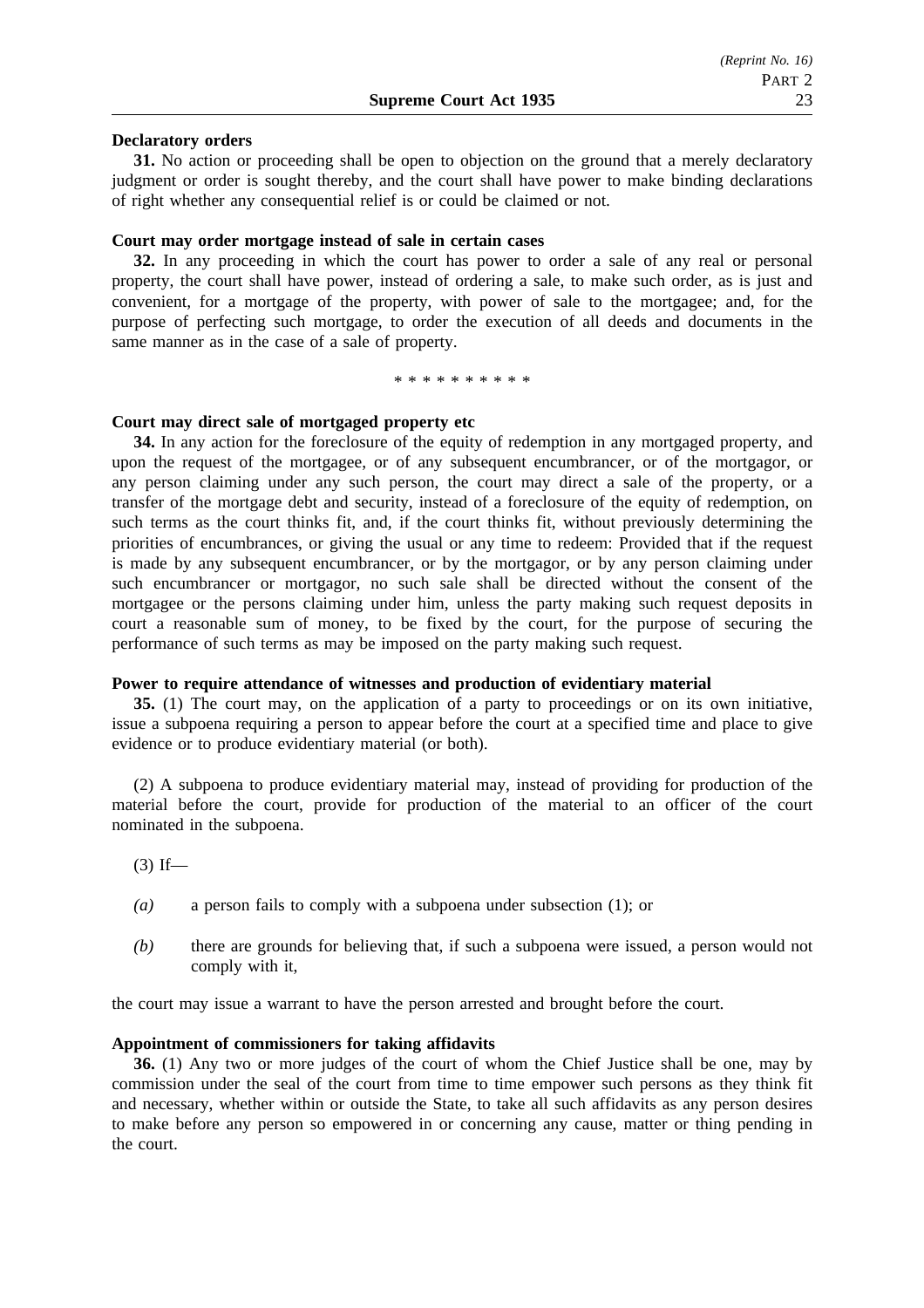**Declaratory orders**

**31.** No action or proceeding shall be open to objection on the ground that a merely declaratory judgment or order is sought thereby, and the court shall have power to make binding declarations of right whether any consequential relief is or could be claimed or not.

**Court may order mortgage instead of sale in certain cases**

**32.** In any proceeding in which the court has power to order a sale of any real or personal property, the court shall have power, instead of ordering a sale, to make such order, as is just and convenient, for a mortgage of the property, with power of sale to the mortgagee; and, for the purpose of perfecting such mortgage, to order the execution of all deeds and documents in the same manner as in the case of a sale of property.

\* \* \* \* \* \* \* \* \* \*

**Court may direct sale of mortgaged property etc**

**34.** In any action for the foreclosure of the equity of redemption in any mortgaged property, and upon the request of the mortgagee, or of any subsequent encumbrancer, or of the mortgagor, or any person claiming under any such person, the court may direct a sale of the property, or a transfer of the mortgage debt and security, instead of a foreclosure of the equity of redemption, on such terms as the court thinks fit, and, if the court thinks fit, without previously determining the priorities of encumbrances, or giving the usual or any time to redeem: Provided that if the request is made by any subsequent encumbrancer, or by the mortgagor, or by any person claiming under such encumbrancer or mortgagor, no such sale shall be directed without the consent of the mortgagee or the persons claiming under him, unless the party making such request deposits in court a reasonable sum of money, to be fixed by the court, for the purpose of securing the performance of such terms as may be imposed on the party making such request.

**Power to require attendance of witnesses and production of evidentiary material**

**35.** (1) The court may, on the application of a party to proceedings or on its own initiative, issue a subpoena requiring a person to appear before the court at a specified time and place to give evidence or to produce evidentiary material (or both).

(2) A subpoena to produce evidentiary material may, instead of providing for production of the material before the court, provide for production of the material to an officer of the court nominated in the subpoena.

(3) If—

*(a)* a person fails to comply with a subpoena under subsection (1); or

*(b)* there are grounds for believing that, if such a subpoena were issued, a person would not comply with it,

the court may issue a warrant to have the person arrested and brought before the court.

**Appointment of commissioners for taking affidavits**

**36.** (1) Any two or more judges of the court of whom the Chief Justice shall be one, may by commission under the seal of the court from time to time empower such persons as they think fit and necessary, whether within or outside the State, to take all such affidavits as any person desires to make before any person so empowered in or concerning any cause, matter or thing pending in the court.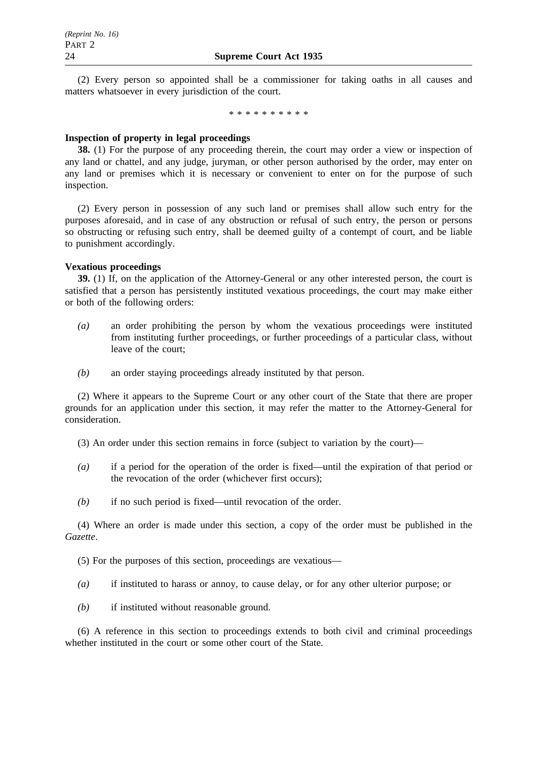(2) Every person so appointed shall be a commissioner for taking oaths in all causes and matters whatsoever in every jurisdiction of the court.

\* \* \* \* \* \* \* \* \* \*

**Inspection of property in legal proceedings**

**38.** (1) For the purpose of any proceeding therein, the court may order a view or inspection of any land or chattel, and any judge, juryman, or other person authorised by the order, may enter on any land or premises which it is necessary or convenient to enter on for the purpose of such inspection.

(2) Every person in possession of any such land or premises shall allow such entry for the purposes aforesaid, and in case of any obstruction or refusal of such entry, the person or persons so obstructing or refusing such entry, shall be deemed guilty of a contempt of court, and be liable to punishment accordingly.

**Vexatious proceedings**

**39.** (1) If, on the application of the Attorney-General or any other interested person, the court is satisfied that a person has persistently instituted vexatious proceedings, the court may make either or both of the following orders:

*(a)* an order prohibiting the person by whom the vexatious proceedings were instituted from instituting further proceedings, or further proceedings of a particular class, without leave of the court;

*(b)* an order staying proceedings already instituted by that person.

(2) Where it appears to the Supreme Court or any other court of the State that there are proper grounds for an application under this section, it may refer the matter to the Attorney-General for consideration.

(3) An order under this section remains in force (subject to variation by the court)—

*(a)* if a period for the operation of the order is fixed—until the expiration of that period or the revocation of the order (whichever first occurs);

*(b)* if no such period is fixed—until revocation of the order.

(4) Where an order is made under this section, a copy of the order must be published in the *Gazette*.

(5) For the purposes of this section, proceedings are vexatious—

*(a)* if instituted to harass or annoy, to cause delay, or for any other ulterior purpose; or

*(b)* if instituted without reasonable ground.

(6) A reference in this section to proceedings extends to both civil and criminal proceedings whether instituted in the court or some other court of the State.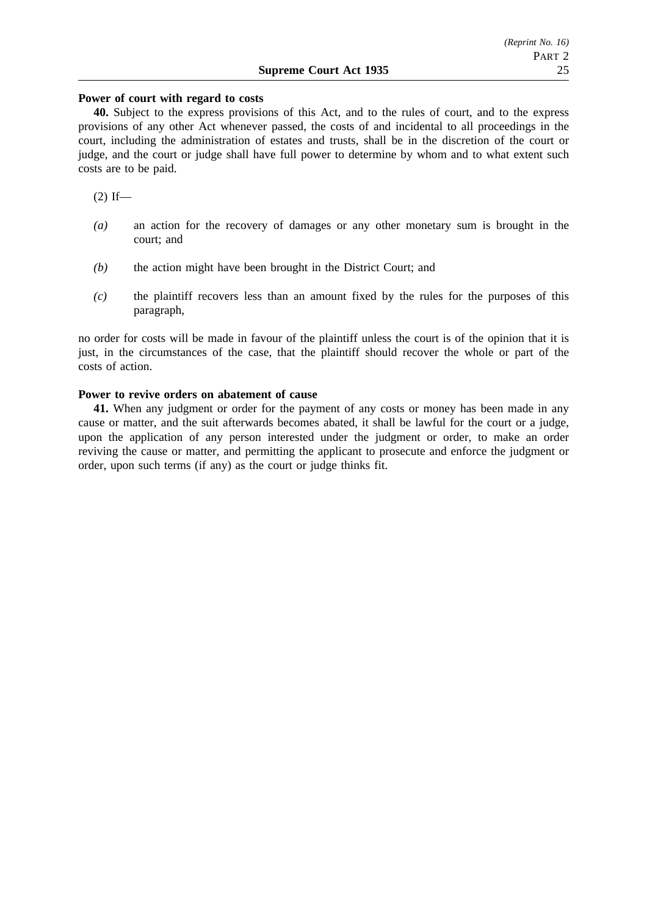**Power of court with regard to costs**

**40.** Subject to the express provisions of this Act, and to the rules of court, and to the express provisions of any other Act whenever passed, the costs of and incidental to all proceedings in the court, including the administration of estates and trusts, shall be in the discretion of the court or judge, and the court or judge shall have full power to determine by whom and to what extent such costs are to be paid.

(2) If—

*(a)* an action for the recovery of damages or any other monetary sum is brought in the court; and

*(b)* the action might have been brought in the District Court; and

*(c)* the plaintiff recovers less than an amount fixed by the rules for the purposes of this paragraph,

no order for costs will be made in favour of the plaintiff unless the court is of the opinion that it is just, in the circumstances of the case, that the plaintiff should recover the whole or part of the costs of action.

**Power to revive orders on abatement of cause**

**41.** When any judgment or order for the payment of any costs or money has been made in any cause or matter, and the suit afterwards becomes abated, it shall be lawful for the court or a judge, upon the application of any person interested under the judgment or order, to make an order reviving the cause or matter, and permitting the applicant to prosecute and enforce the judgment or order, upon such terms (if any) as the court or judge thinks fit.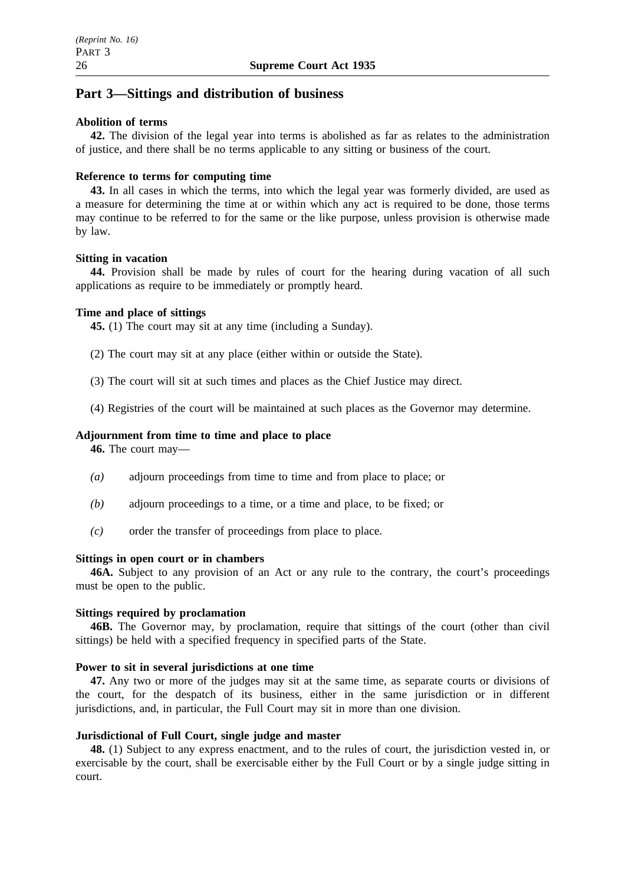# Part 3—Sittings and distribution of business

**Abolition of terms**

**42.** The division of the legal year into terms is abolished as far as relates to the administration of justice, and there shall be no terms applicable to any sitting or business of the court.

**Reference to terms for computing time**

**43.** In all cases in which the terms, into which the legal year was formerly divided, are used as a measure for determining the time at or within which any act is required to be done, those terms may continue to be referred to for the same or the like purpose, unless provision is otherwise made by law.

**Sitting in vacation**

**44.** Provision shall be made by rules of court for the hearing during vacation of all such applications as require to be immediately or promptly heard.

**Time and place of sittings**

**45.** (1) The court may sit at any time (including a Sunday).

(2) The court may sit at any place (either within or outside the State).

(3) The court will sit at such times and places as the Chief Justice may direct.

(4) Registries of the court will be maintained at such places as the Governor may determine.

**Adjournment from time to time and place to place**

**46.** The court may—

*(a)* adjourn proceedings from time to time and from place to place; or

*(b)* adjourn proceedings to a time, or a time and place, to be fixed; or

*(c)* order the transfer of proceedings from place to place.

**Sittings in open court or in chambers**

**46A.** Subject to any provision of an Act or any rule to the contrary, the court's proceedings must be open to the public.

**Sittings required by proclamation**

**46B.** The Governor may, by proclamation, require that sittings of the court (other than civil sittings) be held with a specified frequency in specified parts of the State.

**Power to sit in several jurisdictions at one time**

**47.** Any two or more of the judges may sit at the same time, as separate courts or divisions of the court, for the despatch of its business, either in the same jurisdiction or in different jurisdictions, and, in particular, the Full Court may sit in more than one division.

**Jurisdictional of Full Court, single judge and master**

**48.** (1) Subject to any express enactment, and to the rules of court, the jurisdiction vested in, or exercisable by the court, shall be exercisable either by the Full Court or by a single judge sitting in court.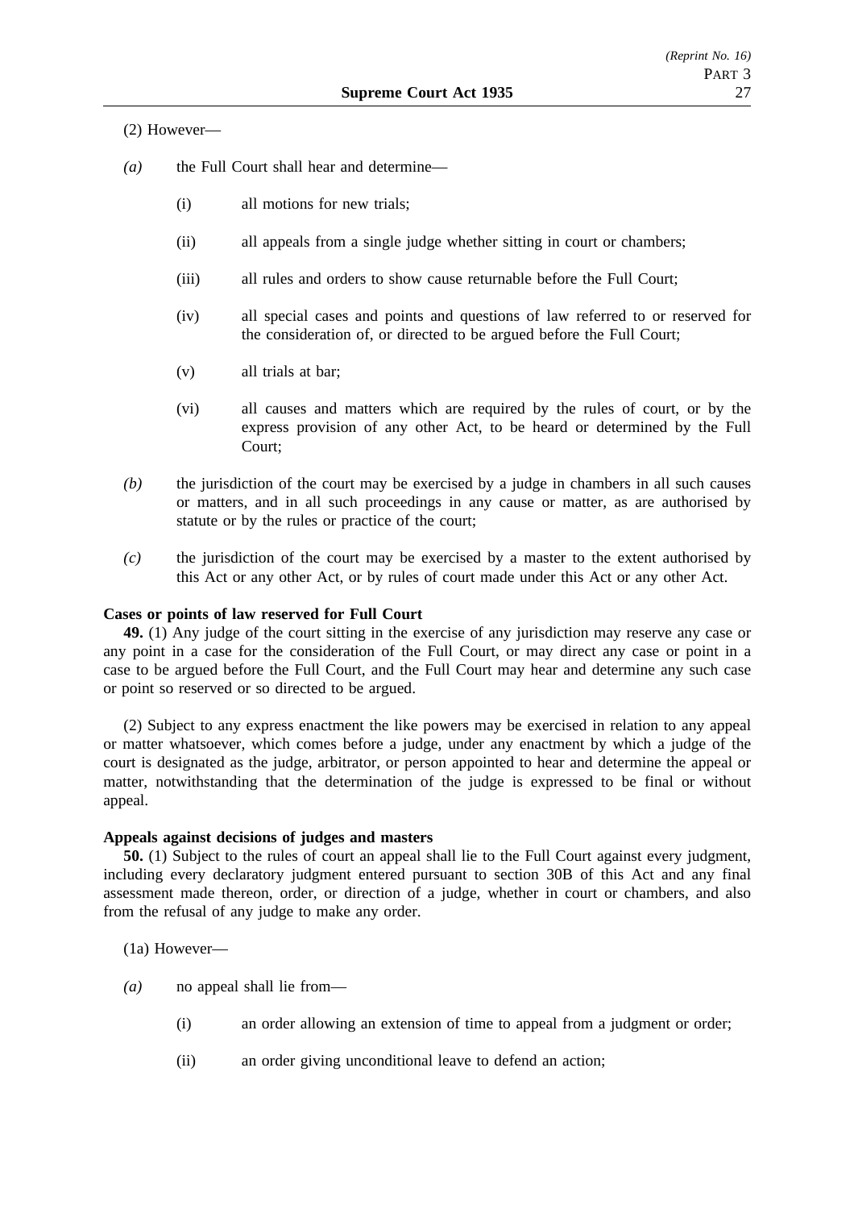(2) However—

*(a)* the Full Court shall hear and determine—

(i) all motions for new trials;

(ii) all appeals from a single judge whether sitting in court or chambers;

(iii) all rules and orders to show cause returnable before the Full Court;

(iv) all special cases and points and questions of law referred to or reserved for the consideration of, or directed to be argued before the Full Court;

(v) all trials at bar;

(vi) all causes and matters which are required by the rules of court, or by the express provision of any other Act, to be heard or determined by the Full Court;

*(b)* the jurisdiction of the court may be exercised by a judge in chambers in all such causes or matters, and in all such proceedings in any cause or matter, as are authorised by statute or by the rules or practice of the court;

*(c)* the jurisdiction of the court may be exercised by a master to the extent authorised by this Act or any other Act, or by rules of court made under this Act or any other Act.

**Cases or points of law reserved for Full Court**

**49.** (1) Any judge of the court sitting in the exercise of any jurisdiction may reserve any case or any point in a case for the consideration of the Full Court, or may direct any case or point in a case to be argued before the Full Court, and the Full Court may hear and determine any such case or point so reserved or so directed to be argued.

(2) Subject to any express enactment the like powers may be exercised in relation to any appeal or matter whatsoever, which comes before a judge, under any enactment by which a judge of the court is designated as the judge, arbitrator, or person appointed to hear and determine the appeal or matter, notwithstanding that the determination of the judge is expressed to be final or without appeal.

**Appeals against decisions of judges and masters**

**50.** (1) Subject to the rules of court an appeal shall lie to the Full Court against every judgment, including every declaratory judgment entered pursuant to section 30B of this Act and any final assessment made thereon, order, or direction of a judge, whether in court or chambers, and also from the refusal of any judge to make any order.

(1a) However—

*(a)* no appeal shall lie from—

(i) an order allowing an extension of time to appeal from a judgment or order;

(ii) an order giving unconditional leave to defend an action;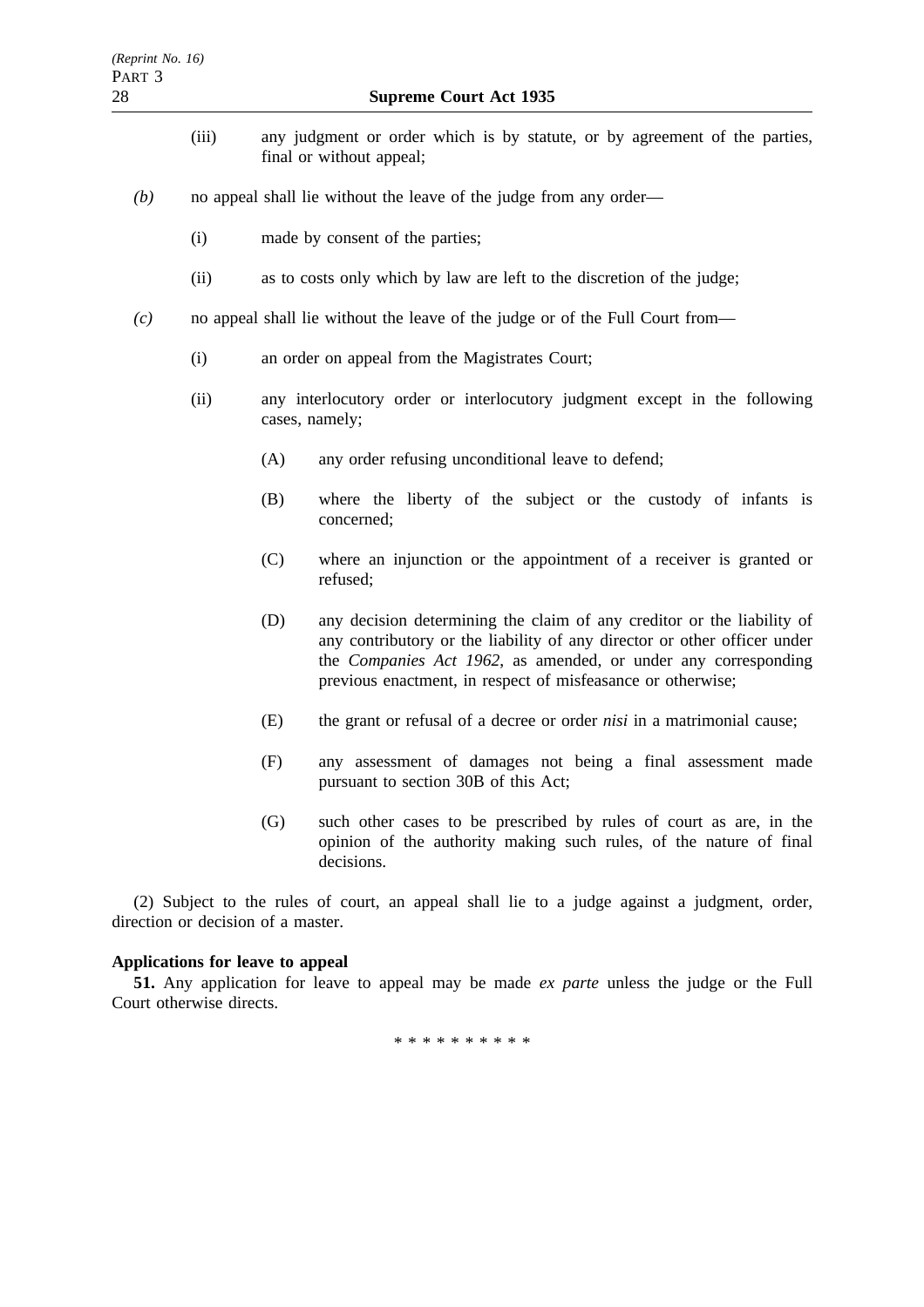(iii) any judgment or order which is by statute, or by agreement of the parties, final or without appeal;

*(b)* no appeal shall lie without the leave of the judge from any order—

(i) made by consent of the parties;

(ii) as to costs only which by law are left to the discretion of the judge;

*(c)* no appeal shall lie without the leave of the judge or of the Full Court from—

(i) an order on appeal from the Magistrates Court;

(ii) any interlocutory order or interlocutory judgment except in the following cases, namely;

(A) any order refusing unconditional leave to defend;

(B) where the liberty of the subject or the custody of infants is concerned;

(C) where an injunction or the appointment of a receiver is granted or refused;

(D) any decision determining the claim of any creditor or the liability of any contributory or the liability of any director or other officer under the *Companies Act 1962*, as amended, or under any corresponding previous enactment, in respect of misfeasance or otherwise;

(E) the grant or refusal of a decree or order *nisi* in a matrimonial cause;

(F) any assessment of damages not being a final assessment made pursuant to section 30B of this Act;

(G) such other cases to be prescribed by rules of court as are, in the opinion of the authority making such rules, of the nature of final decisions.

(2) Subject to the rules of court, an appeal shall lie to a judge against a judgment, order, direction or decision of a master.

**Applications for leave to appeal**

**51.** Any application for leave to appeal may be made *ex parte* unless the judge or the Full Court otherwise directs.

* * * * * * * * * *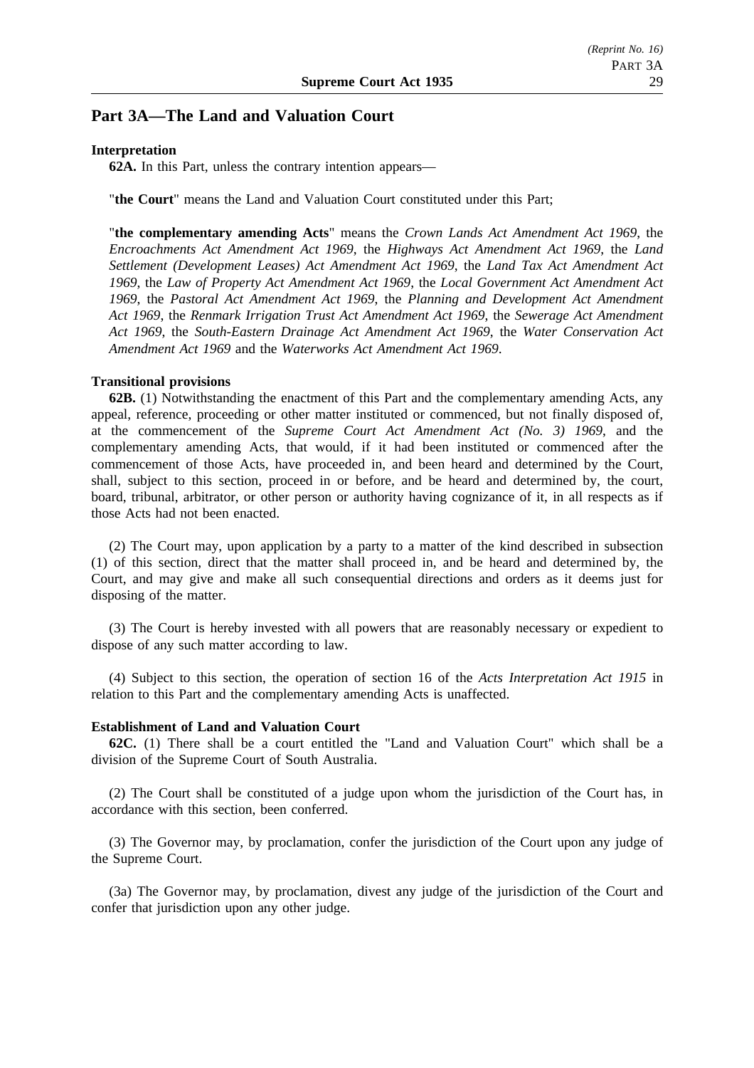## Part 3A—The Land and Valuation Court

**Interpretation**

**62A.** In this Part, unless the contrary intention appears—

"**the Court**" means the Land and Valuation Court constituted under this Part;

"**the complementary amending Acts**" means the *Crown Lands Act Amendment Act 1969*, the *Encroachments Act Amendment Act 1969*, the *Highways Act Amendment Act 1969*, the *Land Settlement (Development Leases) Act Amendment Act 1969*, the *Land Tax Act Amendment Act 1969*, the *Law of Property Act Amendment Act 1969*, the *Local Government Act Amendment Act 1969*, the *Pastoral Act Amendment Act 1969*, the *Planning and Development Act Amendment Act 1969*, the *Renmark Irrigation Trust Act Amendment Act 1969*, the *Sewerage Act Amendment Act 1969*, the *South-Eastern Drainage Act Amendment Act 1969*, the *Water Conservation Act Amendment Act 1969* and the *Waterworks Act Amendment Act 1969*.

**Transitional provisions**

**62B.** (1) Notwithstanding the enactment of this Part and the complementary amending Acts, any appeal, reference, proceeding or other matter instituted or commenced, but not finally disposed of, at the commencement of the *Supreme Court Act Amendment Act (No. 3) 1969*, and the complementary amending Acts, that would, if it had been instituted or commenced after the commencement of those Acts, have proceeded in, and been heard and determined by the Court, shall, subject to this section, proceed in or before, and be heard and determined by, the court, board, tribunal, arbitrator, or other person or authority having cognizance of it, in all respects as if those Acts had not been enacted.

(2) The Court may, upon application by a party to a matter of the kind described in subsection (1) of this section, direct that the matter shall proceed in, and be heard and determined by, the Court, and may give and make all such consequential directions and orders as it deems just for disposing of the matter.

(3) The Court is hereby invested with all powers that are reasonably necessary or expedient to dispose of any such matter according to law.

(4) Subject to this section, the operation of section 16 of the *Acts Interpretation Act 1915* in relation to this Part and the complementary amending Acts is unaffected.

**Establishment of Land and Valuation Court**

**62C.** (1) There shall be a court entitled the "Land and Valuation Court" which shall be a division of the Supreme Court of South Australia.

(2) The Court shall be constituted of a judge upon whom the jurisdiction of the Court has, in accordance with this section, been conferred.

(3) The Governor may, by proclamation, confer the jurisdiction of the Court upon any judge of the Supreme Court.

(3a) The Governor may, by proclamation, divest any judge of the jurisdiction of the Court and confer that jurisdiction upon any other judge.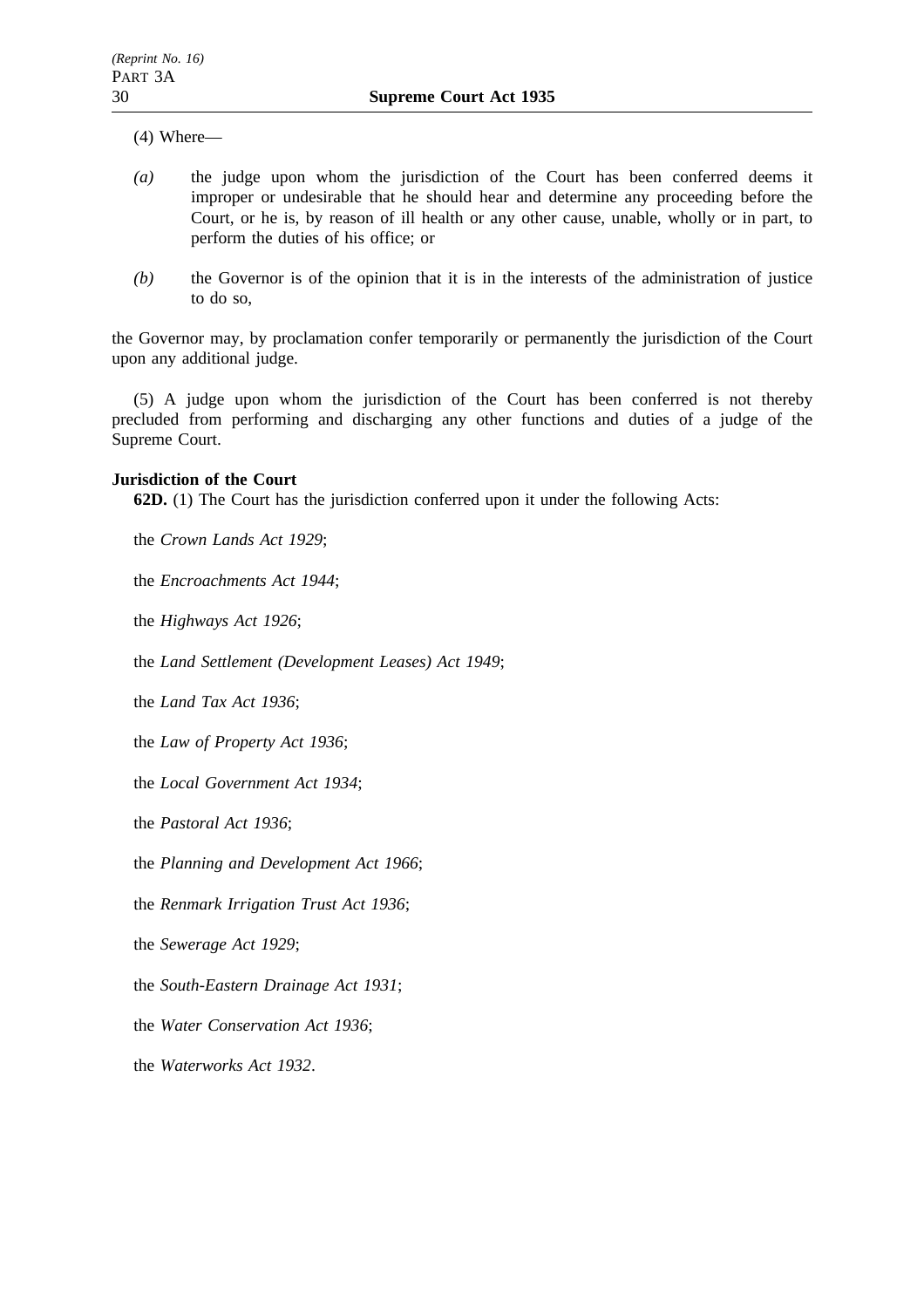(4) Where—

*(a)* the judge upon whom the jurisdiction of the Court has been conferred deems it improper or undesirable that he should hear and determine any proceeding before the Court, or he is, by reason of ill health or any other cause, unable, wholly or in part, to perform the duties of his office; or

*(b)* the Governor is of the opinion that it is in the interests of the administration of justice to do so,

the Governor may, by proclamation confer temporarily or permanently the jurisdiction of the Court upon any additional judge.

(5) A judge upon whom the jurisdiction of the Court has been conferred is not thereby precluded from performing and discharging any other functions and duties of a judge of the Supreme Court.

**Jurisdiction of the Court**

**62D.** (1) The Court has the jurisdiction conferred upon it under the following Acts:

the *Crown Lands Act 1929*;

the *Encroachments Act 1944*;

the *Highways Act 1926*;

the *Land Settlement (Development Leases) Act 1949*;

the *Land Tax Act 1936*;

the *Law of Property Act 1936*;

the *Local Government Act 1934*;

the *Pastoral Act 1936*;

the *Planning and Development Act 1966*;

the *Renmark Irrigation Trust Act 1936*;

the *Sewerage Act 1929*;

the *South-Eastern Drainage Act 1931*;

the *Water Conservation Act 1936*;

the *Waterworks Act 1932*.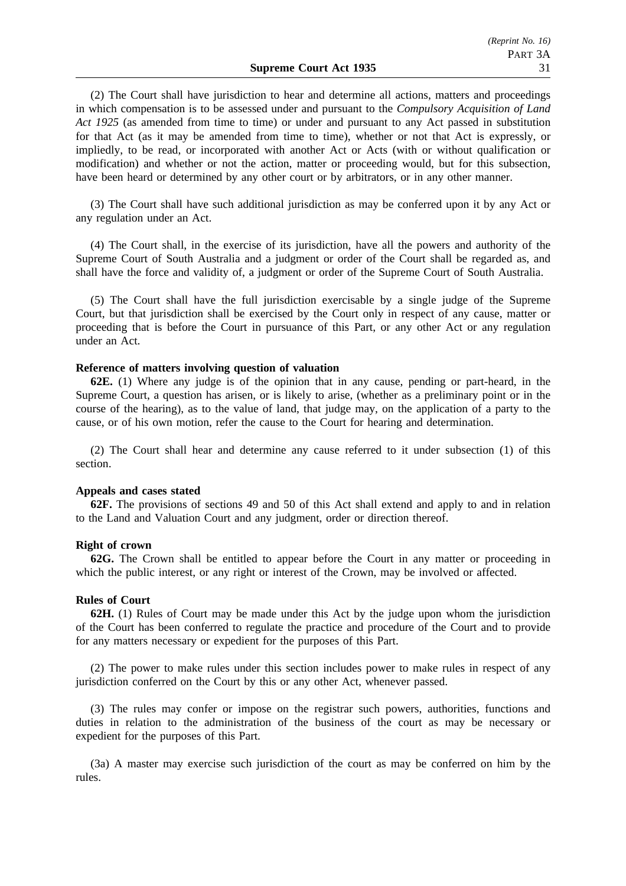(2) The Court shall have jurisdiction to hear and determine all actions, matters and proceedings in which compensation is to be assessed under and pursuant to the *Compulsory Acquisition of Land Act 1925* (as amended from time to time) or under and pursuant to any Act passed in substitution for that Act (as it may be amended from time to time), whether or not that Act is expressly, or impliedly, to be read, or incorporated with another Act or Acts (with or without qualification or modification) and whether or not the action, matter or proceeding would, but for this subsection, have been heard or determined by any other court or by arbitrators, or in any other manner.

(3) The Court shall have such additional jurisdiction as may be conferred upon it by any Act or any regulation under an Act.

(4) The Court shall, in the exercise of its jurisdiction, have all the powers and authority of the Supreme Court of South Australia and a judgment or order of the Court shall be regarded as, and shall have the force and validity of, a judgment or order of the Supreme Court of South Australia.

(5) The Court shall have the full jurisdiction exercisable by a single judge of the Supreme Court, but that jurisdiction shall be exercised by the Court only in respect of any cause, matter or proceeding that is before the Court in pursuance of this Part, or any other Act or any regulation under an Act.

**Reference of matters involving question of valuation**

**62E.** (1) Where any judge is of the opinion that in any cause, pending or part-heard, in the Supreme Court, a question has arisen, or is likely to arise, (whether as a preliminary point or in the course of the hearing), as to the value of land, that judge may, on the application of a party to the cause, or of his own motion, refer the cause to the Court for hearing and determination.

(2) The Court shall hear and determine any cause referred to it under subsection (1) of this section.

**Appeals and cases stated**

**62F.** The provisions of sections 49 and 50 of this Act shall extend and apply to and in relation to the Land and Valuation Court and any judgment, order or direction thereof.

**Right of crown**

**62G.** The Crown shall be entitled to appear before the Court in any matter or proceeding in which the public interest, or any right or interest of the Crown, may be involved or affected.

**Rules of Court**

**62H.** (1) Rules of Court may be made under this Act by the judge upon whom the jurisdiction of the Court has been conferred to regulate the practice and procedure of the Court and to provide for any matters necessary or expedient for the purposes of this Part.

(2) The power to make rules under this section includes power to make rules in respect of any jurisdiction conferred on the Court by this or any other Act, whenever passed.

(3) The rules may confer or impose on the registrar such powers, authorities, functions and duties in relation to the administration of the business of the court as may be necessary or expedient for the purposes of this Part.

(3a) A master may exercise such jurisdiction of the court as may be conferred on him by the rules.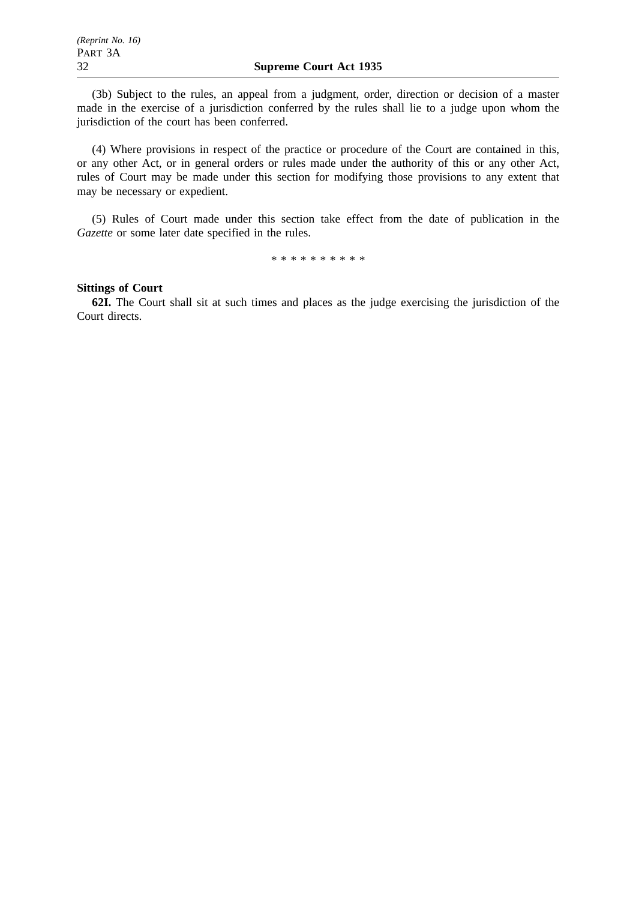(3b) Subject to the rules, an appeal from a judgment, order, direction or decision of a master made in the exercise of a jurisdiction conferred by the rules shall lie to a judge upon whom the jurisdiction of the court has been conferred.

(4) Where provisions in respect of the practice or procedure of the Court are contained in this, or any other Act, or in general orders or rules made under the authority of this or any other Act, rules of Court may be made under this section for modifying those provisions to any extent that may be necessary or expedient.

(5) Rules of Court made under this section take effect from the date of publication in the *Gazette* or some later date specified in the rules.

* * * * * * * * * *

**Sittings of Court**

**62I.** The Court shall sit at such times and places as the judge exercising the jurisdiction of the Court directs.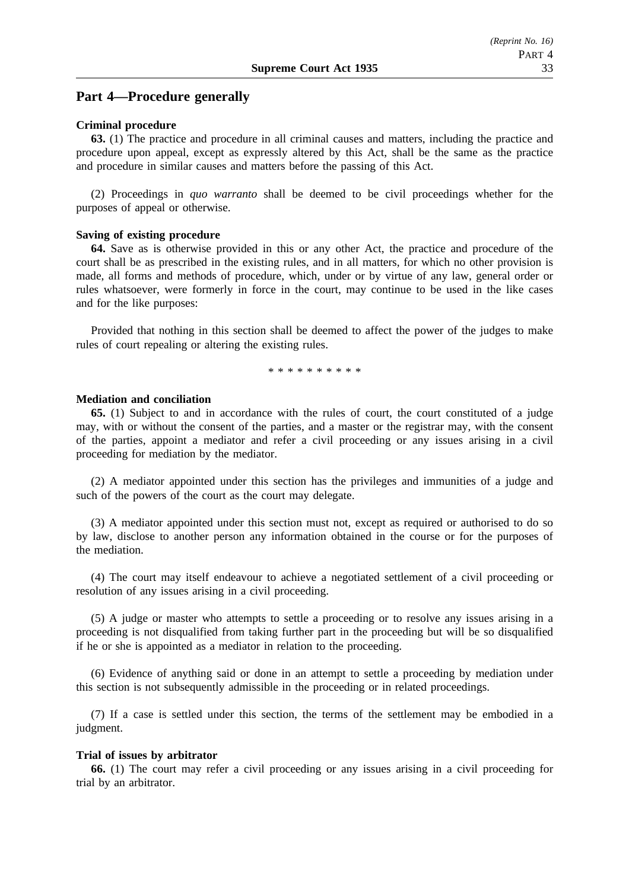## Part 4—Procedure generally

**Criminal procedure**

**63.** (1) The practice and procedure in all criminal causes and matters, including the practice and procedure upon appeal, except as expressly altered by this Act, shall be the same as the practice and procedure in similar causes and matters before the passing of this Act.

(2) Proceedings in *quo warranto* shall be deemed to be civil proceedings whether for the purposes of appeal or otherwise.

**Saving of existing procedure**

**64.** Save as is otherwise provided in this or any other Act, the practice and procedure of the court shall be as prescribed in the existing rules, and in all matters, for which no other provision is made, all forms and methods of procedure, which, under or by virtue of any law, general order or rules whatsoever, were formerly in force in the court, may continue to be used in the like cases and for the like purposes:

Provided that nothing in this section shall be deemed to affect the power of the judges to make rules of court repealing or altering the existing rules.

\* \* \* \* \* \* \* \* \* \*

**Mediation and conciliation**

**65.** (1) Subject to and in accordance with the rules of court, the court constituted of a judge may, with or without the consent of the parties, and a master or the registrar may, with the consent of the parties, appoint a mediator and refer a civil proceeding or any issues arising in a civil proceeding for mediation by the mediator.

(2) A mediator appointed under this section has the privileges and immunities of a judge and such of the powers of the court as the court may delegate.

(3) A mediator appointed under this section must not, except as required or authorised to do so by law, disclose to another person any information obtained in the course or for the purposes of the mediation.

(4) The court may itself endeavour to achieve a negotiated settlement of a civil proceeding or resolution of any issues arising in a civil proceeding.

(5) A judge or master who attempts to settle a proceeding or to resolve any issues arising in a proceeding is not disqualified from taking further part in the proceeding but will be so disqualified if he or she is appointed as a mediator in relation to the proceeding.

(6) Evidence of anything said or done in an attempt to settle a proceeding by mediation under this section is not subsequently admissible in the proceeding or in related proceedings.

(7) If a case is settled under this section, the terms of the settlement may be embodied in a judgment.

**Trial of issues by arbitrator**

**66.** (1) The court may refer a civil proceeding or any issues arising in a civil proceeding for trial by an arbitrator.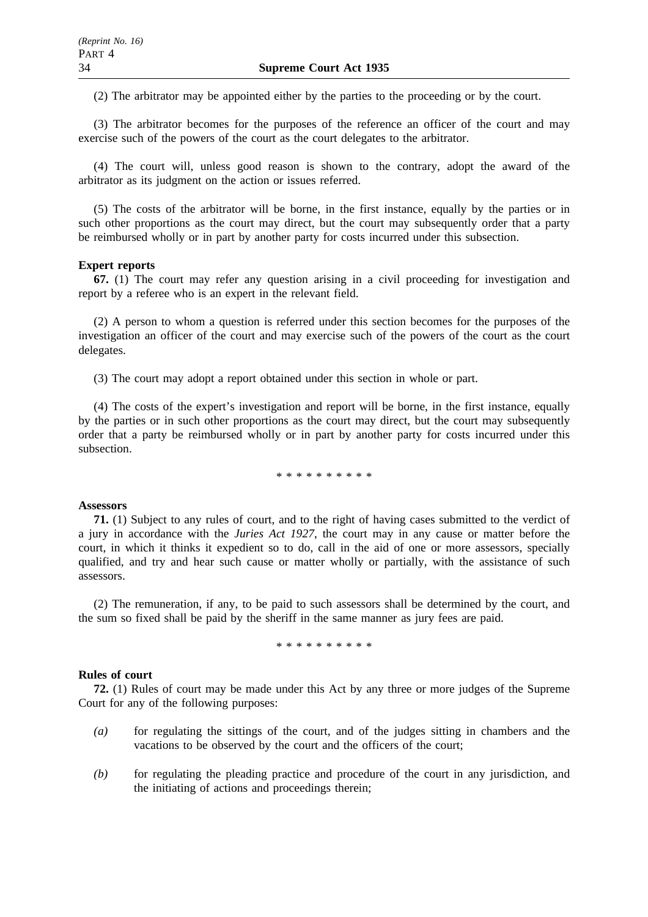(2) The arbitrator may be appointed either by the parties to the proceeding or by the court.

(3) The arbitrator becomes for the purposes of the reference an officer of the court and may exercise such of the powers of the court as the court delegates to the arbitrator.

(4) The court will, unless good reason is shown to the contrary, adopt the award of the arbitrator as its judgment on the action or issues referred.

(5) The costs of the arbitrator will be borne, in the first instance, equally by the parties or in such other proportions as the court may direct, but the court may subsequently order that a party be reimbursed wholly or in part by another party for costs incurred under this subsection.

**Expert reports**

**67.** (1) The court may refer any question arising in a civil proceeding for investigation and report by a referee who is an expert in the relevant field.

(2) A person to whom a question is referred under this section becomes for the purposes of the investigation an officer of the court and may exercise such of the powers of the court as the court delegates.

(3) The court may adopt a report obtained under this section in whole or part.

(4) The costs of the expert's investigation and report will be borne, in the first instance, equally by the parties or in such other proportions as the court may direct, but the court may subsequently order that a party be reimbursed wholly or in part by another party for costs incurred under this subsection.

\* \* \* \* \* \* \* \* \* \*

**Assessors**

**71.** (1) Subject to any rules of court, and to the right of having cases submitted to the verdict of a jury in accordance with the *Juries Act 1927*, the court may in any cause or matter before the court, in which it thinks it expedient so to do, call in the aid of one or more assessors, specially qualified, and try and hear such cause or matter wholly or partially, with the assistance of such assessors.

(2) The remuneration, if any, to be paid to such assessors shall be determined by the court, and the sum so fixed shall be paid by the sheriff in the same manner as jury fees are paid.

\* \* \* \* \* \* \* \* \* \*

**Rules of court**

**72.** (1) Rules of court may be made under this Act by any three or more judges of the Supreme Court for any of the following purposes:

*(a)* for regulating the sittings of the court, and of the judges sitting in chambers and the vacations to be observed by the court and the officers of the court;

*(b)* for regulating the pleading practice and procedure of the court in any jurisdiction, and the initiating of actions and proceedings therein;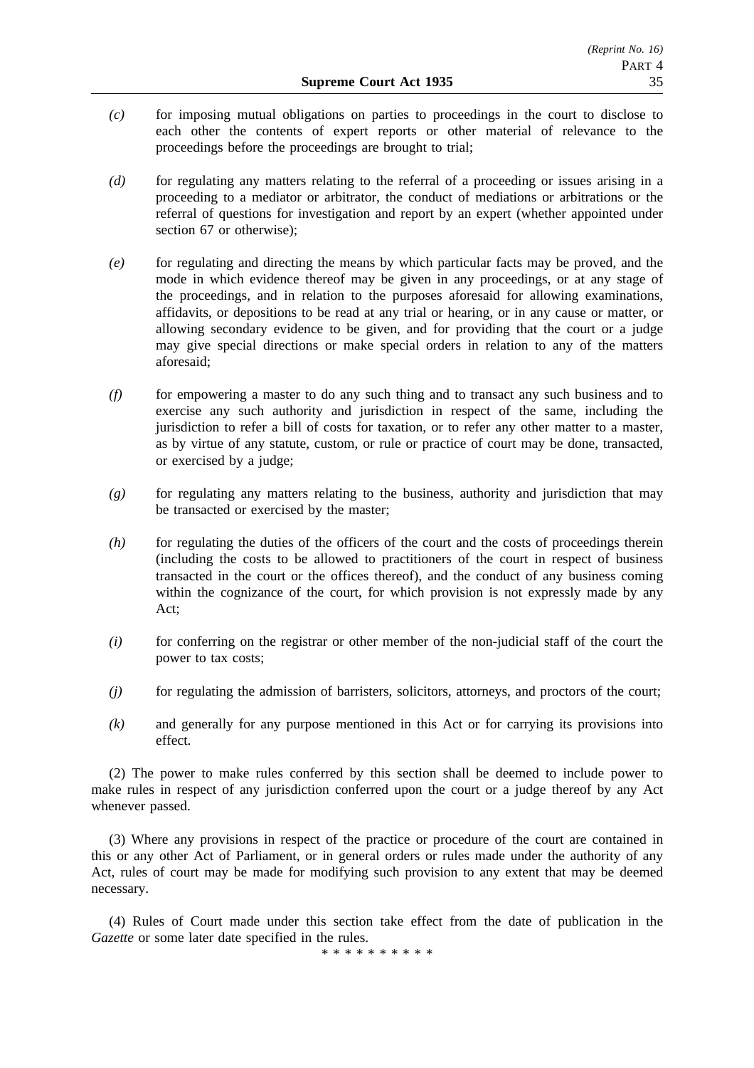*(c)* for imposing mutual obligations on parties to proceedings in the court to disclose to each other the contents of expert reports or other material of relevance to the proceedings before the proceedings are brought to trial;

*(d)* for regulating any matters relating to the referral of a proceeding or issues arising in a proceeding to a mediator or arbitrator, the conduct of mediations or arbitrations or the referral of questions for investigation and report by an expert (whether appointed under section 67 or otherwise);

*(e)* for regulating and directing the means by which particular facts may be proved, and the mode in which evidence thereof may be given in any proceedings, or at any stage of the proceedings, and in relation to the purposes aforesaid for allowing examinations, affidavits, or depositions to be read at any trial or hearing, or in any cause or matter, or allowing secondary evidence to be given, and for providing that the court or a judge may give special directions or make special orders in relation to any of the matters aforesaid;

*(f)* for empowering a master to do any such thing and to transact any such business and to exercise any such authority and jurisdiction in respect of the same, including the jurisdiction to refer a bill of costs for taxation, or to refer any other matter to a master, as by virtue of any statute, custom, or rule or practice of court may be done, transacted, or exercised by a judge;

*(g)* for regulating any matters relating to the business, authority and jurisdiction that may be transacted or exercised by the master;

*(h)* for regulating the duties of the officers of the court and the costs of proceedings therein (including the costs to be allowed to practitioners of the court in respect of business transacted in the court or the offices thereof), and the conduct of any business coming within the cognizance of the court, for which provision is not expressly made by any Act;

*(i)* for conferring on the registrar or other member of the non-judicial staff of the court the power to tax costs;

*(j)* for regulating the admission of barristers, solicitors, attorneys, and proctors of the court;

*(k)* and generally for any purpose mentioned in this Act or for carrying its provisions into effect.

(2) The power to make rules conferred by this section shall be deemed to include power to make rules in respect of any jurisdiction conferred upon the court or a judge thereof by any Act whenever passed.

(3) Where any provisions in respect of the practice or procedure of the court are contained in this or any other Act of Parliament, or in general orders or rules made under the authority of any Act, rules of court may be made for modifying such provision to any extent that may be deemed necessary.

(4) Rules of Court made under this section take effect from the date of publication in the *Gazette* or some later date specified in the rules.

\* \* \* \* \* \* \* \* \* \*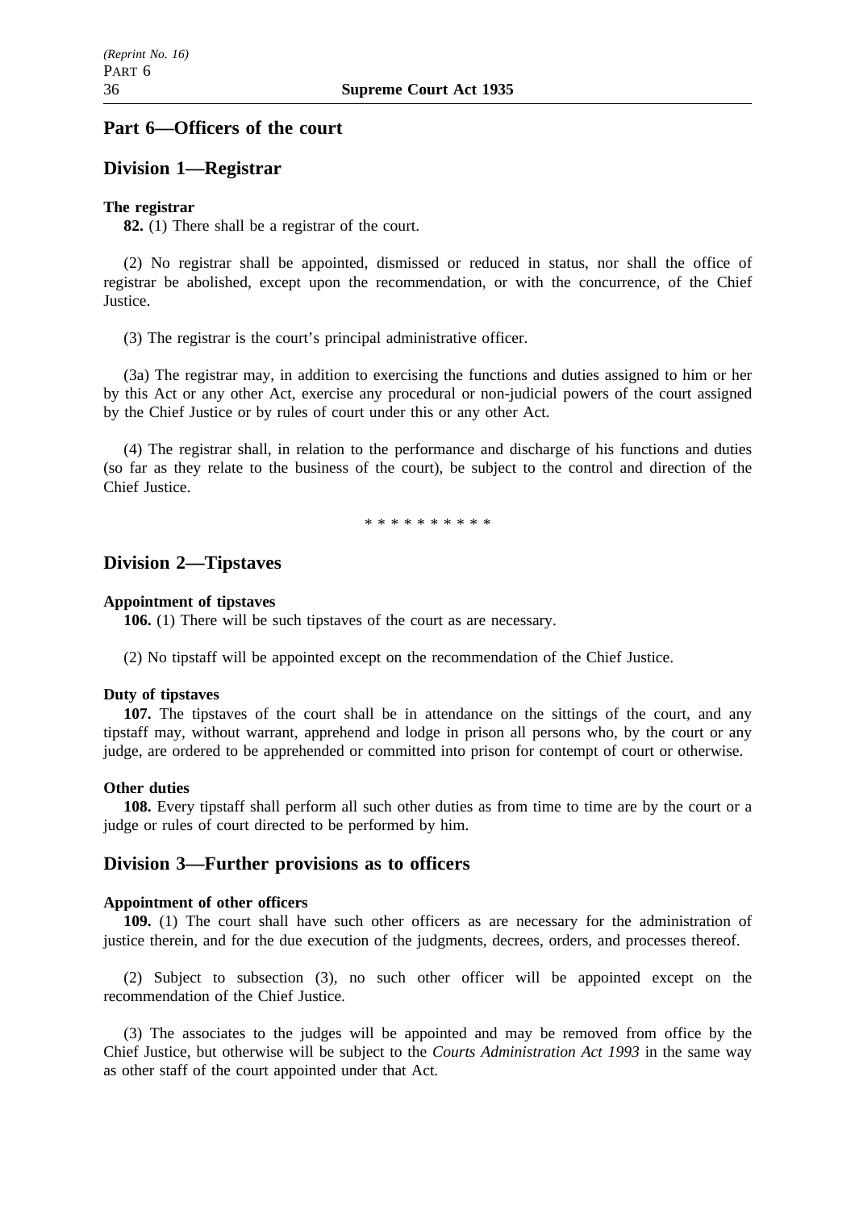## Part 6—Officers of the court

## Division 1—Registrar

**The registrar**

**82.** (1) There shall be a registrar of the court.

(2) No registrar shall be appointed, dismissed or reduced in status, nor shall the office of registrar be abolished, except upon the recommendation, or with the concurrence, of the Chief Justice.

(3) The registrar is the court's principal administrative officer.

(3a) The registrar may, in addition to exercising the functions and duties assigned to him or her by this Act or any other Act, exercise any procedural or non-judicial powers of the court assigned by the Chief Justice or by rules of court under this or any other Act.

(4) The registrar shall, in relation to the performance and discharge of his functions and duties (so far as they relate to the business of the court), be subject to the control and direction of the Chief Justice.

* * * * * * * * * *

## Division 2—Tipstaves

**Appointment of tipstaves**

**106.** (1) There will be such tipstaves of the court as are necessary.

(2) No tipstaff will be appointed except on the recommendation of the Chief Justice.

**Duty of tipstaves**

**107.** The tipstaves of the court shall be in attendance on the sittings of the court, and any tipstaff may, without warrant, apprehend and lodge in prison all persons who, by the court or any judge, are ordered to be apprehended or committed into prison for contempt of court or otherwise.

**Other duties**

**108.** Every tipstaff shall perform all such other duties as from time to time are by the court or a judge or rules of court directed to be performed by him.

## Division 3—Further provisions as to officers

**Appointment of other officers**

**109.** (1) The court shall have such other officers as are necessary for the administration of justice therein, and for the due execution of the judgments, decrees, orders, and processes thereof.

(2) Subject to subsection (3), no such other officer will be appointed except on the recommendation of the Chief Justice.

(3) The associates to the judges will be appointed and may be removed from office by the Chief Justice, but otherwise will be subject to the *Courts Administration Act 1993* in the same way as other staff of the court appointed under that Act.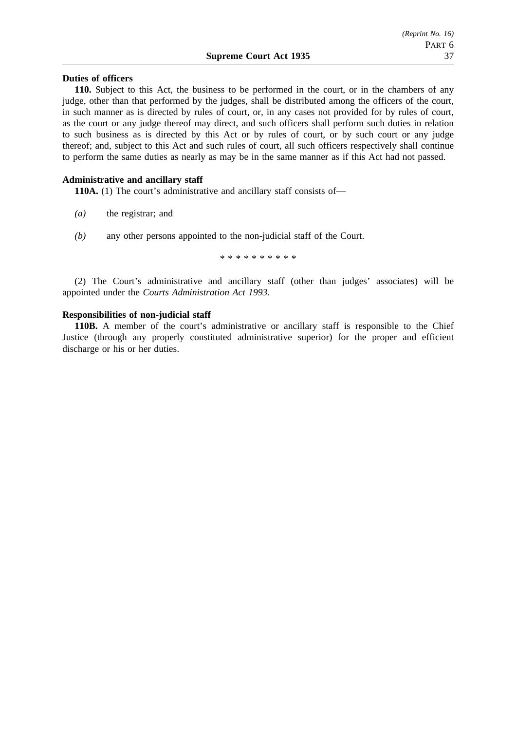**Duties of officers**

**110.** Subject to this Act, the business to be performed in the court, or in the chambers of any judge, other than that performed by the judges, shall be distributed among the officers of the court, in such manner as is directed by rules of court, or, in any cases not provided for by rules of court, as the court or any judge thereof may direct, and such officers shall perform such duties in relation to such business as is directed by this Act or by rules of court, or by such court or any judge thereof; and, subject to this Act and such rules of court, all such officers respectively shall continue to perform the same duties as nearly as may be in the same manner as if this Act had not passed.

**Administrative and ancillary staff**

**110A.** (1) The court's administrative and ancillary staff consists of—

*(a)* the registrar; and

*(b)* any other persons appointed to the non-judicial staff of the Court.

* * * * * * * * * *

(2) The Court's administrative and ancillary staff (other than judges' associates) will be appointed under the *Courts Administration Act 1993*.

**Responsibilities of non-judicial staff**

**110B.** A member of the court's administrative or ancillary staff is responsible to the Chief Justice (through any properly constituted administrative superior) for the proper and efficient discharge or his or her duties.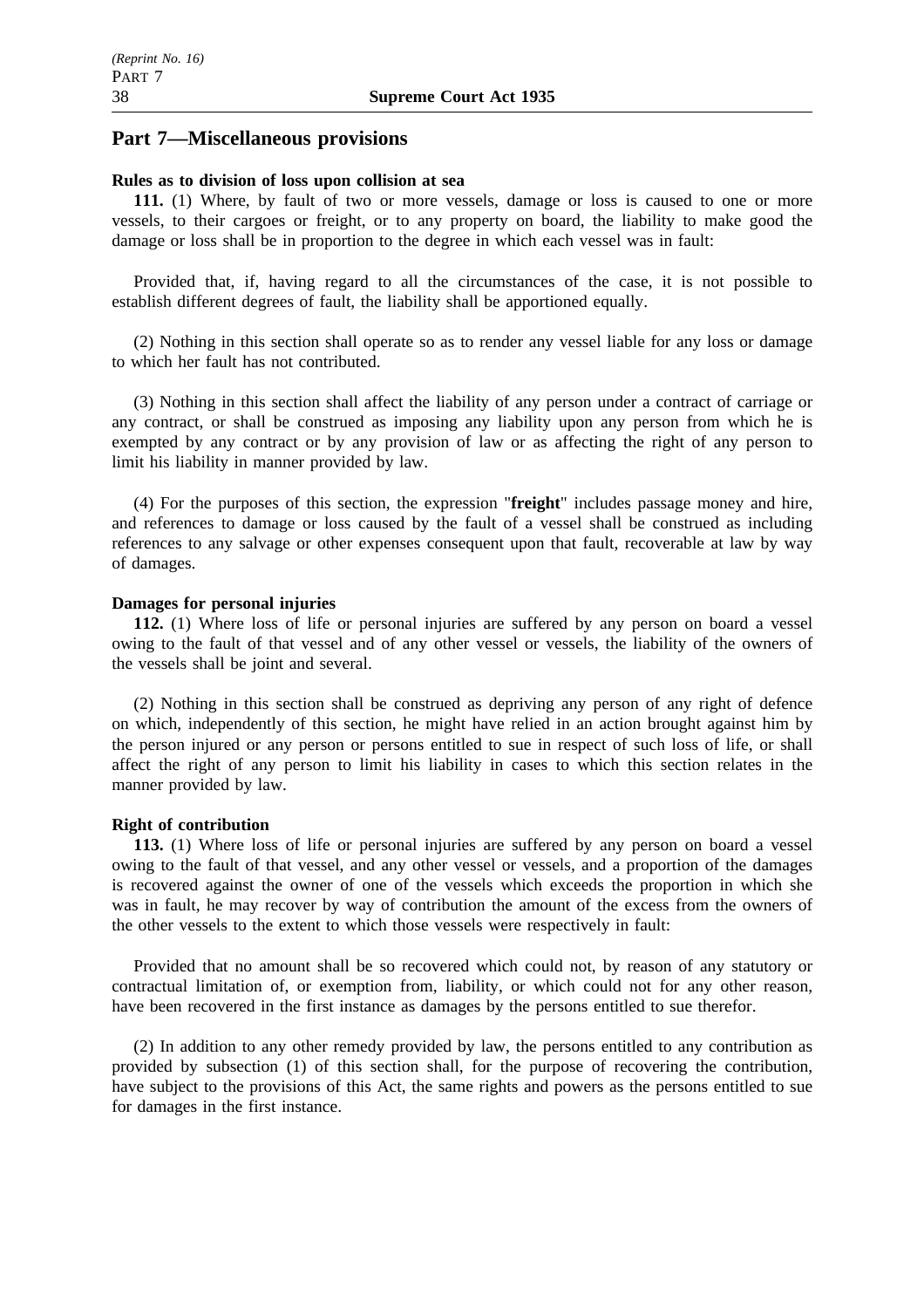## Part 7—Miscellaneous provisions

**Rules as to division of loss upon collision at sea**

**111.** (1) Where, by fault of two or more vessels, damage or loss is caused to one or more vessels, to their cargoes or freight, or to any property on board, the liability to make good the damage or loss shall be in proportion to the degree in which each vessel was in fault:

Provided that, if, having regard to all the circumstances of the case, it is not possible to establish different degrees of fault, the liability shall be apportioned equally.

(2) Nothing in this section shall operate so as to render any vessel liable for any loss or damage to which her fault has not contributed.

(3) Nothing in this section shall affect the liability of any person under a contract of carriage or any contract, or shall be construed as imposing any liability upon any person from which he is exempted by any contract or by any provision of law or as affecting the right of any person to limit his liability in manner provided by law.

(4) For the purposes of this section, the expression "**freight**" includes passage money and hire, and references to damage or loss caused by the fault of a vessel shall be construed as including references to any salvage or other expenses consequent upon that fault, recoverable at law by way of damages.

**Damages for personal injuries**

**112.** (1) Where loss of life or personal injuries are suffered by any person on board a vessel owing to the fault of that vessel and of any other vessel or vessels, the liability of the owners of the vessels shall be joint and several.

(2) Nothing in this section shall be construed as depriving any person of any right of defence on which, independently of this section, he might have relied in an action brought against him by the person injured or any person or persons entitled to sue in respect of such loss of life, or shall affect the right of any person to limit his liability in cases to which this section relates in the manner provided by law.

**Right of contribution**

**113.** (1) Where loss of life or personal injuries are suffered by any person on board a vessel owing to the fault of that vessel, and any other vessel or vessels, and a proportion of the damages is recovered against the owner of one of the vessels which exceeds the proportion in which she was in fault, he may recover by way of contribution the amount of the excess from the owners of the other vessels to the extent to which those vessels were respectively in fault:

Provided that no amount shall be so recovered which could not, by reason of any statutory or contractual limitation of, or exemption from, liability, or which could not for any other reason, have been recovered in the first instance as damages by the persons entitled to sue therefor.

(2) In addition to any other remedy provided by law, the persons entitled to any contribution as provided by subsection (1) of this section shall, for the purpose of recovering the contribution, have subject to the provisions of this Act, the same rights and powers as the persons entitled to sue for damages in the first instance.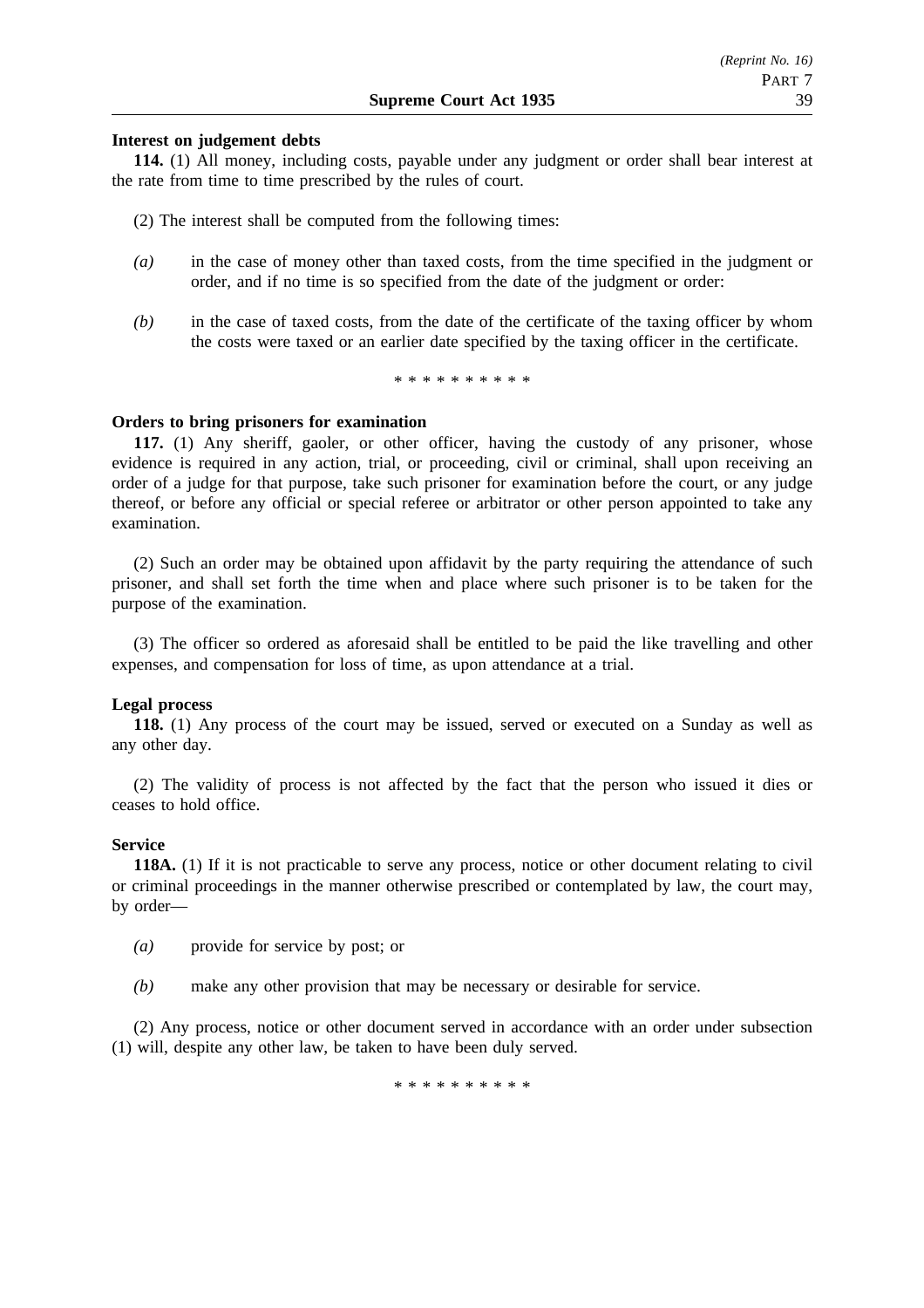**Interest on judgement debts**

**114.** (1) All money, including costs, payable under any judgment or order shall bear interest at the rate from time to time prescribed by the rules of court.

(2) The interest shall be computed from the following times:

*(a)* in the case of money other than taxed costs, from the time specified in the judgment or order, and if no time is so specified from the date of the judgment or order:

*(b)* in the case of taxed costs, from the date of the certificate of the taxing officer by whom the costs were taxed or an earlier date specified by the taxing officer in the certificate.

\* \* \* \* \* \* \* \* \* \*

**Orders to bring prisoners for examination**

**117.** (1) Any sheriff, gaoler, or other officer, having the custody of any prisoner, whose evidence is required in any action, trial, or proceeding, civil or criminal, shall upon receiving an order of a judge for that purpose, take such prisoner for examination before the court, or any judge thereof, or before any official or special referee or arbitrator or other person appointed to take any examination.

(2) Such an order may be obtained upon affidavit by the party requiring the attendance of such prisoner, and shall set forth the time when and place where such prisoner is to be taken for the purpose of the examination.

(3) The officer so ordered as aforesaid shall be entitled to be paid the like travelling and other expenses, and compensation for loss of time, as upon attendance at a trial.

**Legal process**

**118.** (1) Any process of the court may be issued, served or executed on a Sunday as well as any other day.

(2) The validity of process is not affected by the fact that the person who issued it dies or ceases to hold office.

**Service**

**118A.** (1) If it is not practicable to serve any process, notice or other document relating to civil or criminal proceedings in the manner otherwise prescribed or contemplated by law, the court may, by order—

*(a)* provide for service by post; or

*(b)* make any other provision that may be necessary or desirable for service.

(2) Any process, notice or other document served in accordance with an order under subsection (1) will, despite any other law, be taken to have been duly served.

\* \* \* \* \* \* \* \* \* \*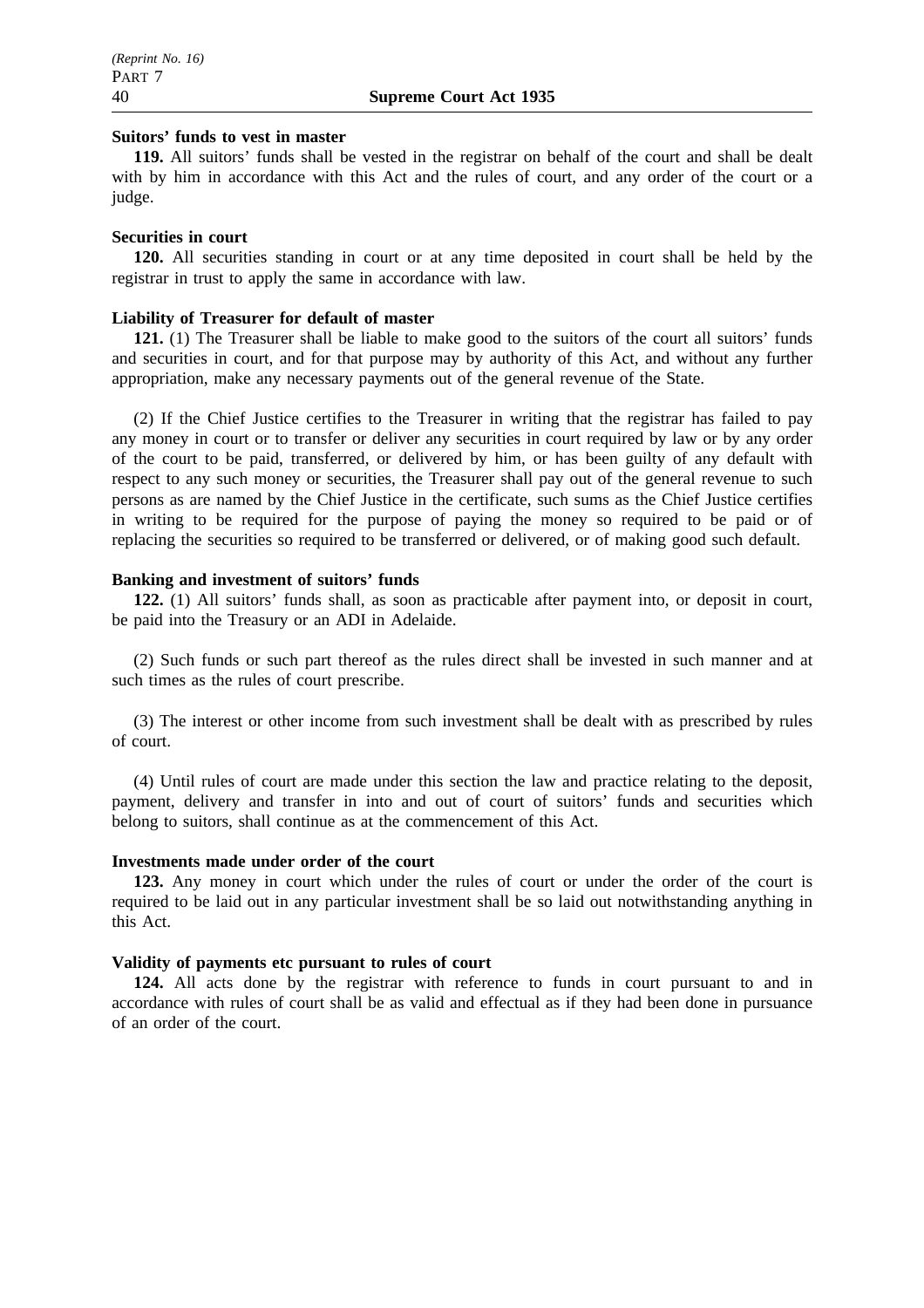**Suitors' funds to vest in master**

**119.** All suitors' funds shall be vested in the registrar on behalf of the court and shall be dealt with by him in accordance with this Act and the rules of court, and any order of the court or a judge.

**Securities in court**

**120.** All securities standing in court or at any time deposited in court shall be held by the registrar in trust to apply the same in accordance with law.

**Liability of Treasurer for default of master**

**121.** (1) The Treasurer shall be liable to make good to the suitors of the court all suitors' funds and securities in court, and for that purpose may by authority of this Act, and without any further appropriation, make any necessary payments out of the general revenue of the State.

(2) If the Chief Justice certifies to the Treasurer in writing that the registrar has failed to pay any money in court or to transfer or deliver any securities in court required by law or by any order of the court to be paid, transferred, or delivered by him, or has been guilty of any default with respect to any such money or securities, the Treasurer shall pay out of the general revenue to such persons as are named by the Chief Justice in the certificate, such sums as the Chief Justice certifies in writing to be required for the purpose of paying the money so required to be paid or of replacing the securities so required to be transferred or delivered, or of making good such default.

**Banking and investment of suitors' funds**

**122.** (1) All suitors' funds shall, as soon as practicable after payment into, or deposit in court, be paid into the Treasury or an ADI in Adelaide.

(2) Such funds or such part thereof as the rules direct shall be invested in such manner and at such times as the rules of court prescribe.

(3) The interest or other income from such investment shall be dealt with as prescribed by rules of court.

(4) Until rules of court are made under this section the law and practice relating to the deposit, payment, delivery and transfer in into and out of court of suitors' funds and securities which belong to suitors, shall continue as at the commencement of this Act.

**Investments made under order of the court**

**123.** Any money in court which under the rules of court or under the order of the court is required to be laid out in any particular investment shall be so laid out notwithstanding anything in this Act.

**Validity of payments etc pursuant to rules of court**

**124.** All acts done by the registrar with reference to funds in court pursuant to and in accordance with rules of court shall be as valid and effectual as if they had been done in pursuance of an order of the court.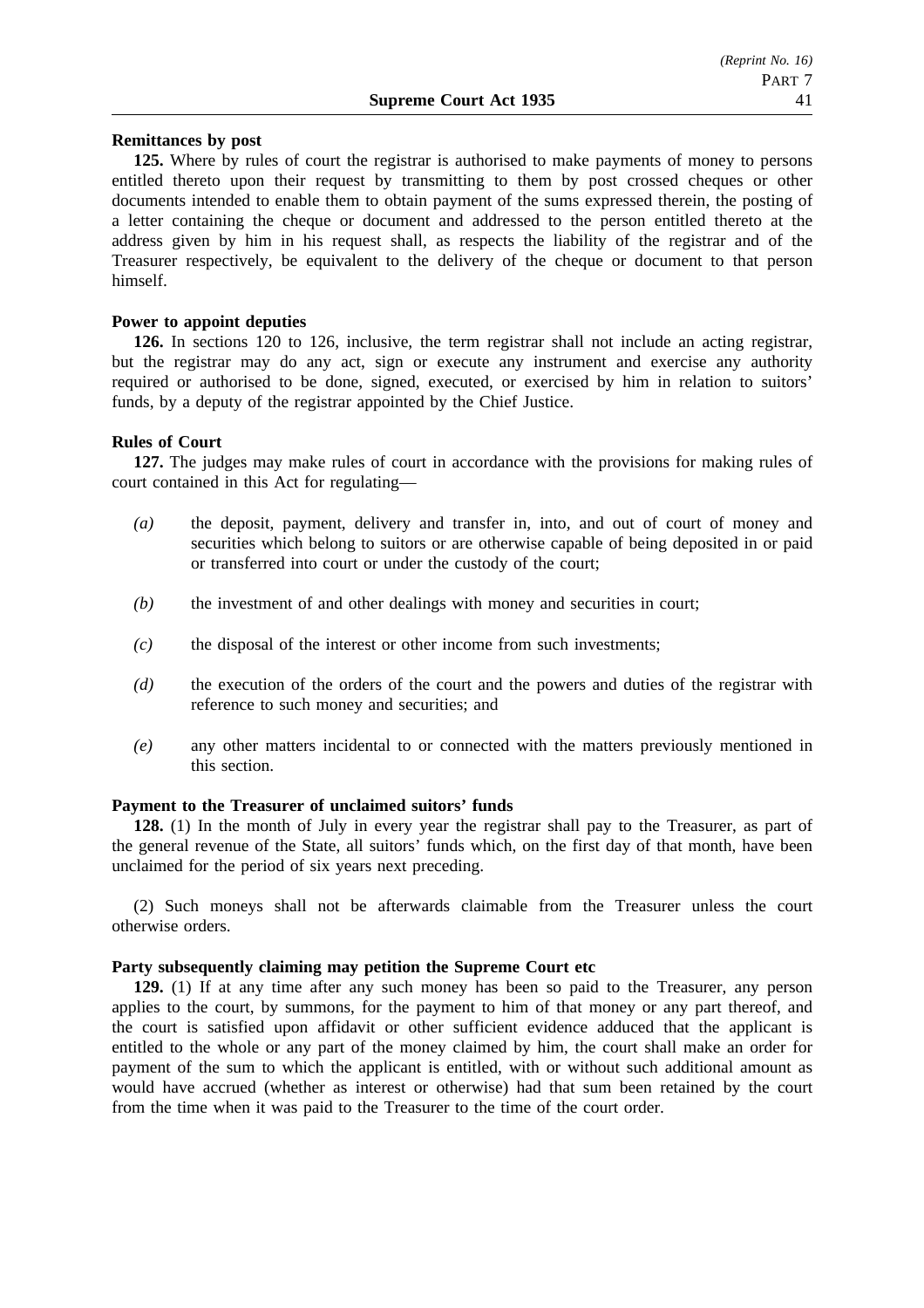**Remittances by post**

**125.** Where by rules of court the registrar is authorised to make payments of money to persons entitled thereto upon their request by transmitting to them by post crossed cheques or other documents intended to enable them to obtain payment of the sums expressed therein, the posting of a letter containing the cheque or document and addressed to the person entitled thereto at the address given by him in his request shall, as respects the liability of the registrar and of the Treasurer respectively, be equivalent to the delivery of the cheque or document to that person himself.

**Power to appoint deputies**

**126.** In sections 120 to 126, inclusive, the term registrar shall not include an acting registrar, but the registrar may do any act, sign or execute any instrument and exercise any authority required or authorised to be done, signed, executed, or exercised by him in relation to suitors' funds, by a deputy of the registrar appointed by the Chief Justice.

**Rules of Court**

**127.** The judges may make rules of court in accordance with the provisions for making rules of court contained in this Act for regulating—

*(a)* the deposit, payment, delivery and transfer in, into, and out of court of money and securities which belong to suitors or are otherwise capable of being deposited in or paid or transferred into court or under the custody of the court;

*(b)* the investment of and other dealings with money and securities in court;

*(c)* the disposal of the interest or other income from such investments;

*(d)* the execution of the orders of the court and the powers and duties of the registrar with reference to such money and securities; and

*(e)* any other matters incidental to or connected with the matters previously mentioned in this section.

**Payment to the Treasurer of unclaimed suitors' funds**

**128.** (1) In the month of July in every year the registrar shall pay to the Treasurer, as part of the general revenue of the State, all suitors' funds which, on the first day of that month, have been unclaimed for the period of six years next preceding.

(2) Such moneys shall not be afterwards claimable from the Treasurer unless the court otherwise orders.

**Party subsequently claiming may petition the Supreme Court etc**

**129.** (1) If at any time after any such money has been so paid to the Treasurer, any person applies to the court, by summons, for the payment to him of that money or any part thereof, and the court is satisfied upon affidavit or other sufficient evidence adduced that the applicant is entitled to the whole or any part of the money claimed by him, the court shall make an order for payment of the sum to which the applicant is entitled, with or without such additional amount as would have accrued (whether as interest or otherwise) had that sum been retained by the court from the time when it was paid to the Treasurer to the time of the court order.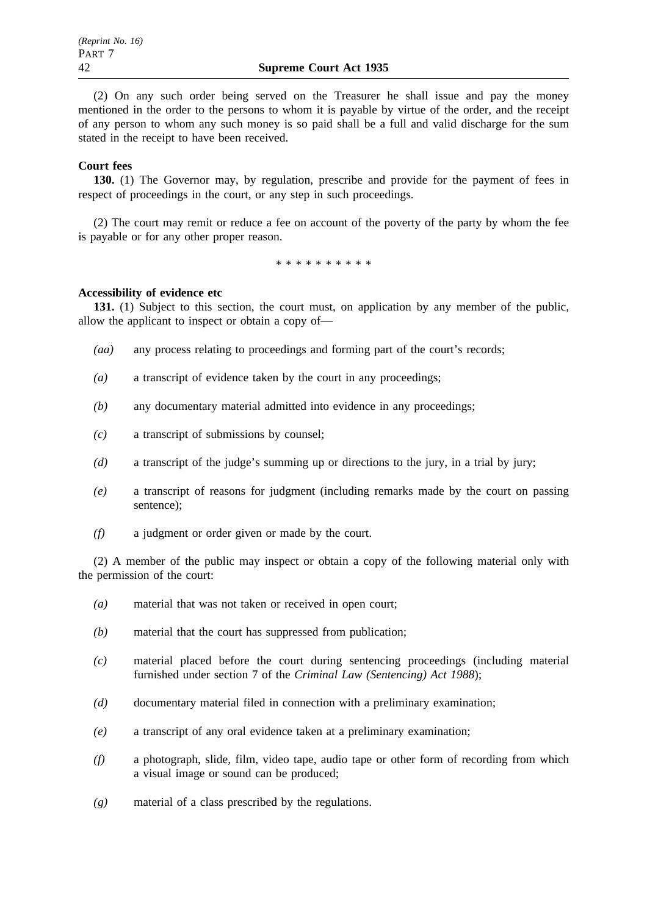(2) On any such order being served on the Treasurer he shall issue and pay the money mentioned in the order to the persons to whom it is payable by virtue of the order, and the receipt of any person to whom any such money is so paid shall be a full and valid discharge for the sum stated in the receipt to have been received.

**Court fees**

**130.** (1) The Governor may, by regulation, prescribe and provide for the payment of fees in respect of proceedings in the court, or any step in such proceedings.

(2) The court may remit or reduce a fee on account of the poverty of the party by whom the fee is payable or for any other proper reason.

\* \* \* \* \* \* \* \* \* \*

**Accessibility of evidence etc**

**131.** (1) Subject to this section, the court must, on application by any member of the public, allow the applicant to inspect or obtain a copy of—

*(aa)* any process relating to proceedings and forming part of the court's records;

*(a)* a transcript of evidence taken by the court in any proceedings;

*(b)* any documentary material admitted into evidence in any proceedings;

*(c)* a transcript of submissions by counsel;

*(d)* a transcript of the judge's summing up or directions to the jury, in a trial by jury;

*(e)* a transcript of reasons for judgment (including remarks made by the court on passing sentence);

*(f)* a judgment or order given or made by the court.

(2) A member of the public may inspect or obtain a copy of the following material only with the permission of the court:

*(a)* material that was not taken or received in open court;

*(b)* material that the court has suppressed from publication;

*(c)* material placed before the court during sentencing proceedings (including material furnished under section 7 of the *Criminal Law (Sentencing) Act 1988*);

*(d)* documentary material filed in connection with a preliminary examination;

*(e)* a transcript of any oral evidence taken at a preliminary examination;

*(f)* a photograph, slide, film, video tape, audio tape or other form of recording from which a visual image or sound can be produced;

*(g)* material of a class prescribed by the regulations.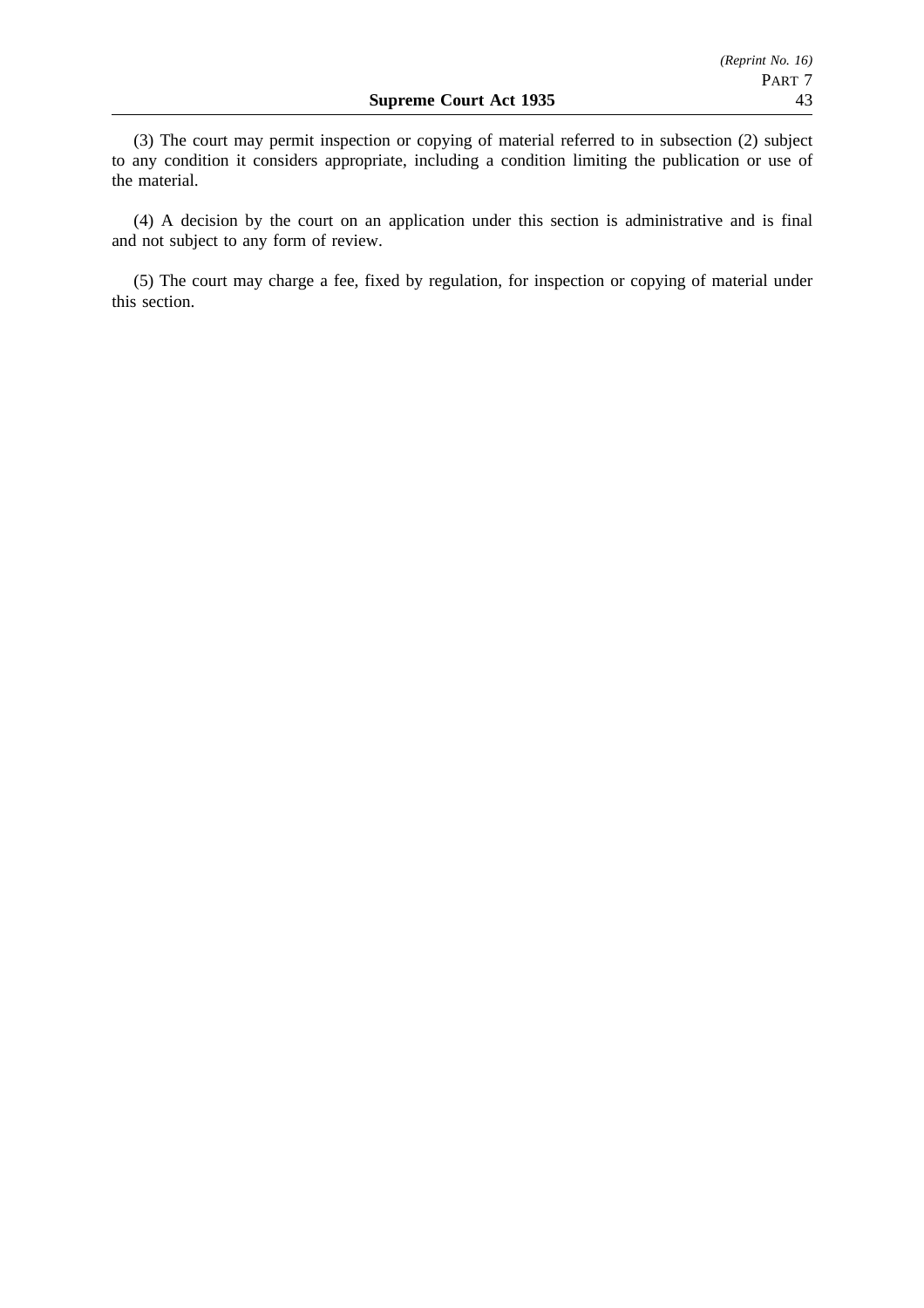(3) The court may permit inspection or copying of material referred to in subsection (2) subject to any condition it considers appropriate, including a condition limiting the publication or use of the material.

(4) A decision by the court on an application under this section is administrative and is final and not subject to any form of review.

(5) The court may charge a fee, fixed by regulation, for inspection or copying of material under this section.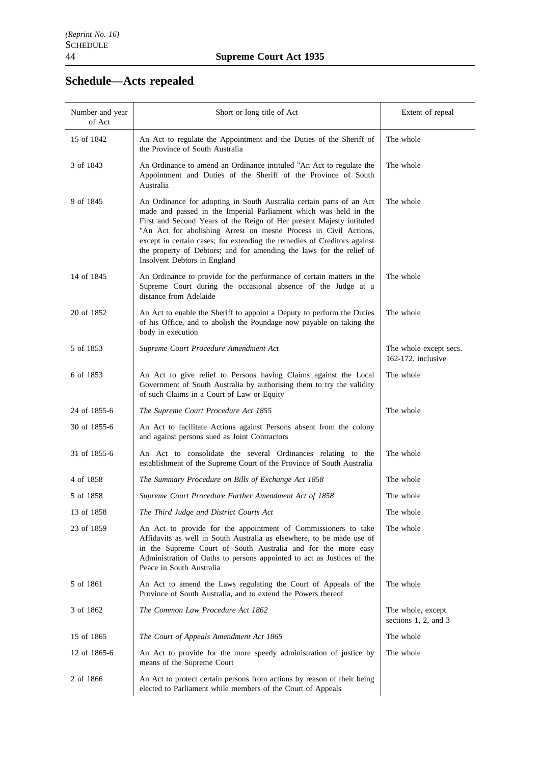## Schedule—Acts repealed

| Number and year of Act | Short or long title of Act | Extent of repeal |
|---|---|---|
| 15 of 1842 | An Act to regulate the Appointment and the Duties of the Sheriff of the Province of South Australia | The whole |
| 3 of 1843 | An Ordinance to amend an Ordinance intituled "An Act to regulate the Appointment and Duties of the Sheriff of the Province of South Australia | The whole |
| 9 of 1845 | An Ordinance for adopting in South Australia certain parts of an Act made and passed in the Imperial Parliament which was held in the First and Second Years of the Reign of Her present Majesty intituled "An Act for abolishing Arrest on mesne Process in Civil Actions, except in certain cases; for extending the remedies of Creditors against the property of Debtors; and for amending the laws for the relief of Insolvent Debtors in England | The whole |
| 14 of 1845 | An Ordinance to provide for the performance of certain matters in the Supreme Court during the occasional absence of the Judge at a distance from Adelaide | The whole |
| 20 of 1852 | An Act to enable the Sheriff to appoint a Deputy to perform the Duties of his Office, and to abolish the Poundage now payable on taking the body in execution | The whole |
| 5 of 1853 | *Supreme Court Procedure Amendment Act* | The whole except secs. 162-172, inclusive |
| 6 of 1853 | An Act to give relief to Persons having Claims against the Local Government of South Australia by authorising them to try the validity of such Claims in a Court of Law or Equity | The whole |
| 24 of 1855-6 | *The Supreme Court Procedure Act 1855* | The whole |
| 30 of 1855-6 | An Act to facilitate Actions against Persons absent from the colony and against persons sued as Joint Contractors | |
| 31 of 1855-6 | An Act to consolidate the several Ordinances relating to the establishment of the Supreme Court of the Province of South Australia | The whole |
| 4 of 1858 | *The Summary Procedure on Bills of Exchange Act 1858* | The whole |
| 5 of 1858 | *Supreme Court Procedure Further Amendment Act of 1858* | The whole |
| 13 of 1858 | *The Third Judge and District Courts Act* | The whole |
| 23 of 1859 | An Act to provide for the appointment of Commissioners to take Affidavits as well in South Australia as elsewhere, to be made use of in the Supreme Court of South Australia and for the more easy Administration of Oaths to persons appointed to act as Justices of the Peace in South Australia | The whole |
| 5 of 1861 | An Act to amend the Laws regulating the Court of Appeals of the Province of South Australia, and to extend the Powers thereof | The whole |
| 3 of 1862 | *The Common Law Procedure Act 1862* | The whole, except sections 1, 2, and 3 |
| 15 of 1865 | *The Court of Appeals Amendment Act 1865* | The whole |
| 12 of 1865-6 | An Act to provide for the more speedy administration of justice by means of the Supreme Court | The whole |
| 2 of 1866 | An Act to protect certain persons from actions by reason of their being elected to Parliament while members of the Court of Appeals | |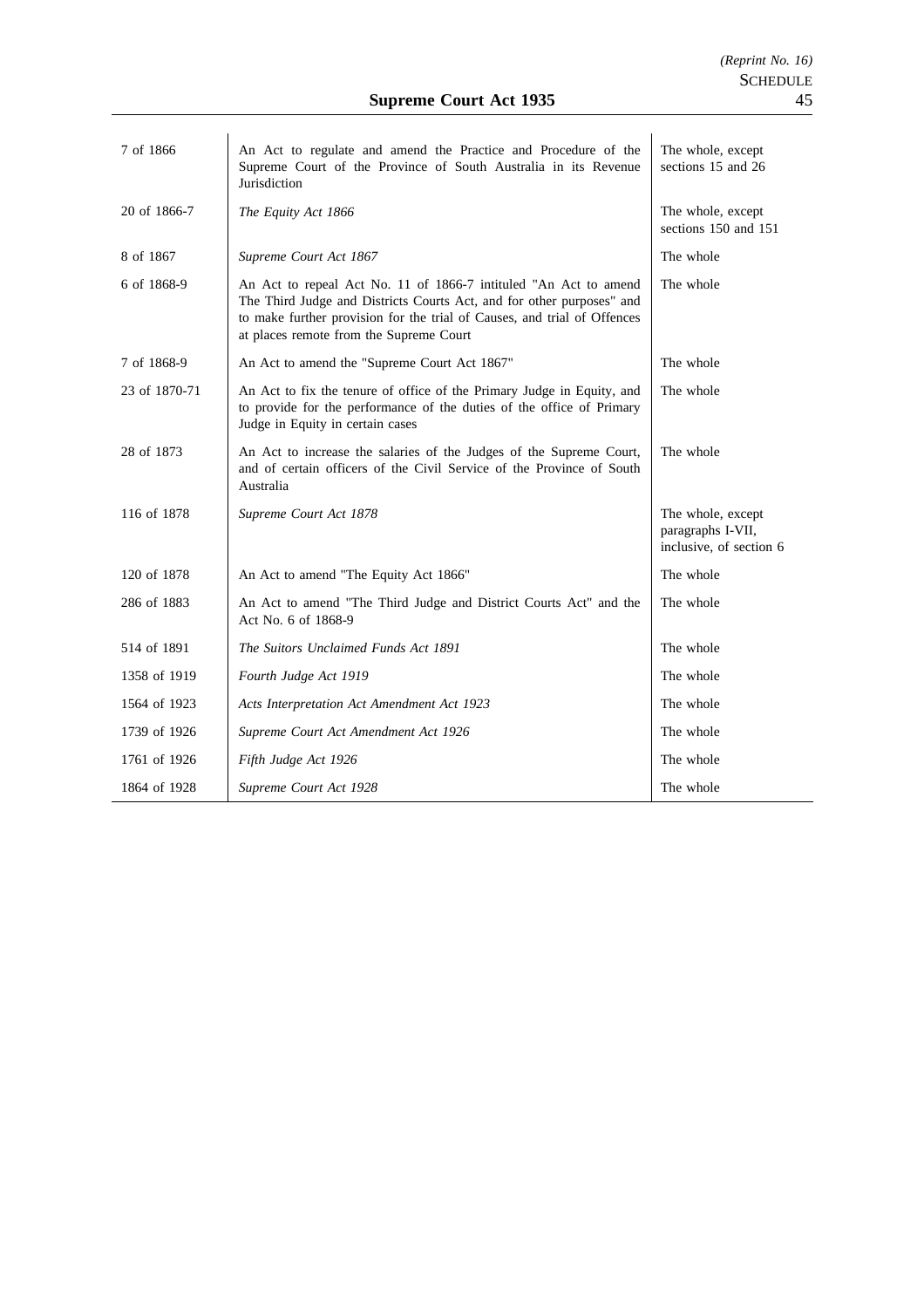| | | |
|---|---|---|
| 7 of 1866 | An Act to regulate and amend the Practice and Procedure of the Supreme Court of the Province of South Australia in its Revenue Jurisdiction | The whole, except sections 15 and 26 |
| 20 of 1866-7 | *The Equity Act 1866* | The whole, except sections 150 and 151 |
| 8 of 1867 | *Supreme Court Act 1867* | The whole |
| 6 of 1868-9 | An Act to repeal Act No. 11 of 1866-7 intituled "An Act to amend The Third Judge and Districts Courts Act, and for other purposes" and to make further provision for the trial of Causes, and trial of Offences at places remote from the Supreme Court | The whole |
| 7 of 1868-9 | An Act to amend the "Supreme Court Act 1867" | The whole |
| 23 of 1870-71 | An Act to fix the tenure of office of the Primary Judge in Equity, and to provide for the performance of the duties of the office of Primary Judge in Equity in certain cases | The whole |
| 28 of 1873 | An Act to increase the salaries of the Judges of the Supreme Court, and of certain officers of the Civil Service of the Province of South Australia | The whole |
| 116 of 1878 | *Supreme Court Act 1878* | The whole, except paragraphs I-VII, inclusive, of section 6 |
| 120 of 1878 | An Act to amend "The Equity Act 1866" | The whole |
| 286 of 1883 | An Act to amend "The Third Judge and District Courts Act" and the Act No. 6 of 1868-9 | The whole |
| 514 of 1891 | *The Suitors Unclaimed Funds Act 1891* | The whole |
| 1358 of 1919 | *Fourth Judge Act 1919* | The whole |
| 1564 of 1923 | *Acts Interpretation Act Amendment Act 1923* | The whole |
| 1739 of 1926 | *Supreme Court Act Amendment Act 1926* | The whole |
| 1761 of 1926 | *Fifth Judge Act 1926* | The whole |
| 1864 of 1928 | *Supreme Court Act 1928* | The whole |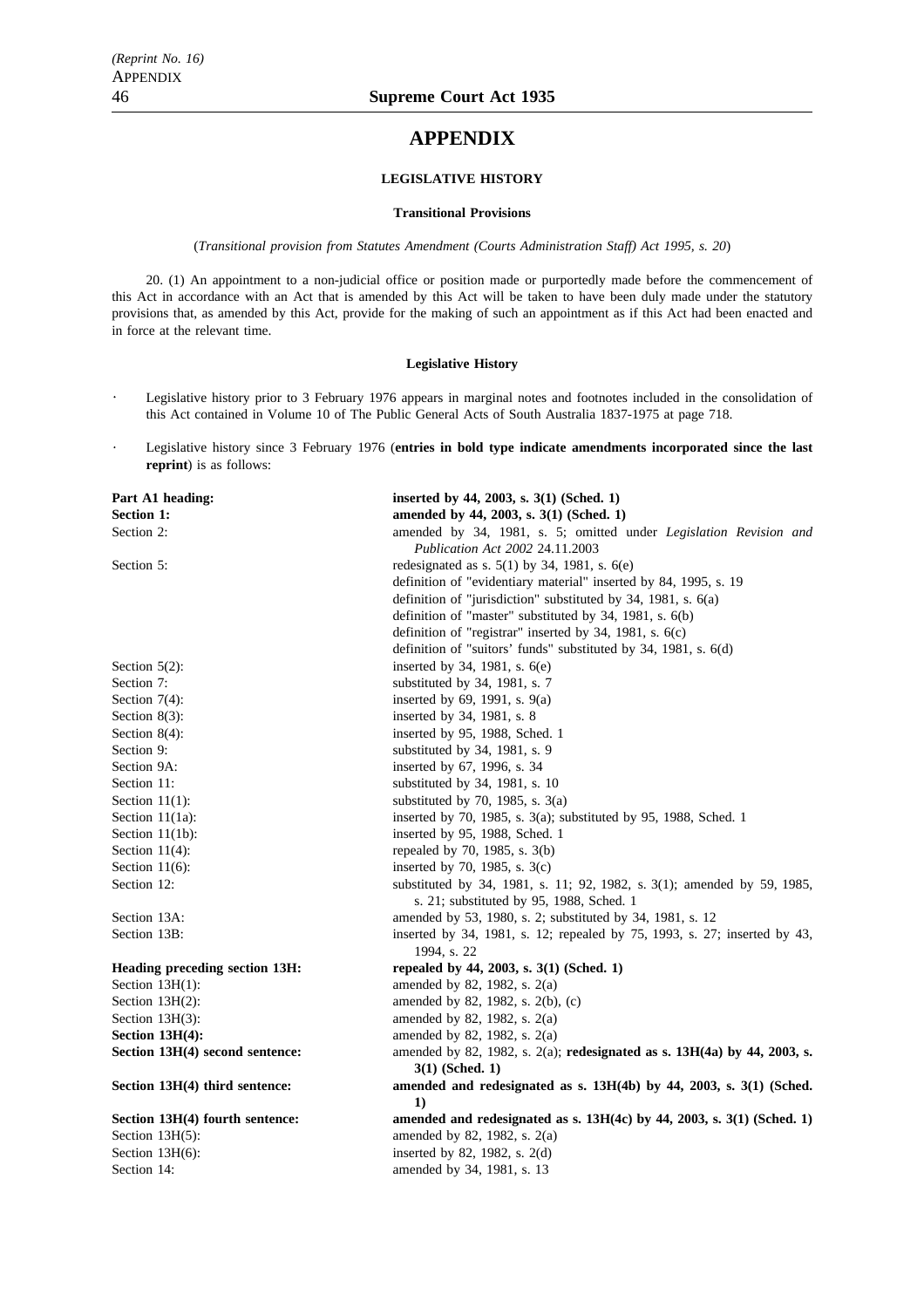# APPENDIX

### LEGISLATIVE HISTORY

#### Transitional Provisions

(*Transitional provision from Statutes Amendment (Courts Administration Staff) Act 1995, s. 20*)

20. (1) An appointment to a non-judicial office or position made or purportedly made before the commencement of this Act in accordance with an Act that is amended by this Act will be taken to have been duly made under the statutory provisions that, as amended by this Act, provide for the making of such an appointment as if this Act had been enacted and in force at the relevant time.

#### Legislative History

- Legislative history prior to 3 February 1976 appears in marginal notes and footnotes included in the consolidation of this Act contained in Volume 10 of The Public General Acts of South Australia 1837-1975 at page 718.
- Legislative history since 3 February 1976 (**entries in bold type indicate amendments incorporated since the last reprint**) is as follows:

| | |
|---|---|
| **Part A1 heading:** | **inserted by 44, 2003, s. 3(1) (Sched. 1)** |
| **Section 1:** | **amended by 44, 2003, s. 3(1) (Sched. 1)** |
| Section 2: | amended by 34, 1981, s. 5; omitted under *Legislation Revision and Publication Act 2002* 24.11.2003 |
| Section 5: | redesignated as s. 5(1) by 34, 1981, s. 6(e) |
| | definition of "evidentiary material" inserted by 84, 1995, s. 19 |
| | definition of "jurisdiction" substituted by 34, 1981, s. 6(a) |
| | definition of "master" substituted by 34, 1981, s. 6(b) |
| | definition of "registrar" inserted by 34, 1981, s. 6(c) |
| | definition of "suitors' funds" substituted by 34, 1981, s. 6(d) |
| Section 5(2): | inserted by 34, 1981, s. 6(e) |
| Section 7: | substituted by 34, 1981, s. 7 |
| Section 7(4): | inserted by 69, 1991, s. 9(a) |
| Section 8(3): | inserted by 34, 1981, s. 8 |
| Section 8(4): | inserted by 95, 1988, Sched. 1 |
| Section 9: | substituted by 34, 1981, s. 9 |
| Section 9A: | inserted by 67, 1996, s. 34 |
| Section 11: | substituted by 34, 1981, s. 10 |
| Section 11(1): | substituted by 70, 1985, s. 3(a) |
| Section 11(1a): | inserted by 70, 1985, s. 3(a); substituted by 95, 1988, Sched. 1 |
| Section 11(1b): | inserted by 95, 1988, Sched. 1 |
| Section 11(4): | repealed by 70, 1985, s. 3(b) |
| Section 11(6): | inserted by 70, 1985, s. 3(c) |
| Section 12: | substituted by 34, 1981, s. 11; 92, 1982, s. 3(1); amended by 59, 1985, s. 21; substituted by 95, 1988, Sched. 1 |
| Section 13A: | amended by 53, 1980, s. 2; substituted by 34, 1981, s. 12 |
| Section 13B: | inserted by 34, 1981, s. 12; repealed by 75, 1993, s. 27; inserted by 43, 1994, s. 22 |
| **Heading preceding section 13H:** | **repealed by 44, 2003, s. 3(1) (Sched. 1)** |
| Section 13H(1): | amended by 82, 1982, s. 2(a) |
| Section 13H(2): | amended by 82, 1982, s. 2(b), (c) |
| Section 13H(3): | amended by 82, 1982, s. 2(a) |
| **Section 13H(4):** | amended by 82, 1982, s. 2(a) |
| **Section 13H(4) second sentence:** | amended by 82, 1982, s. 2(a); **redesignated as s. 13H(4a) by 44, 2003, s. 3(1) (Sched. 1)** |
| **Section 13H(4) third sentence:** | **amended and redesignated as s. 13H(4b) by 44, 2003, s. 3(1) (Sched. 1)** |
| **Section 13H(4) fourth sentence:** | **amended and redesignated as s. 13H(4c) by 44, 2003, s. 3(1) (Sched. 1)** |
| Section 13H(5): | amended by 82, 1982, s. 2(a) |
| Section 13H(6): | inserted by 82, 1982, s. 2(d) |
| Section 14: | amended by 34, 1981, s. 13 |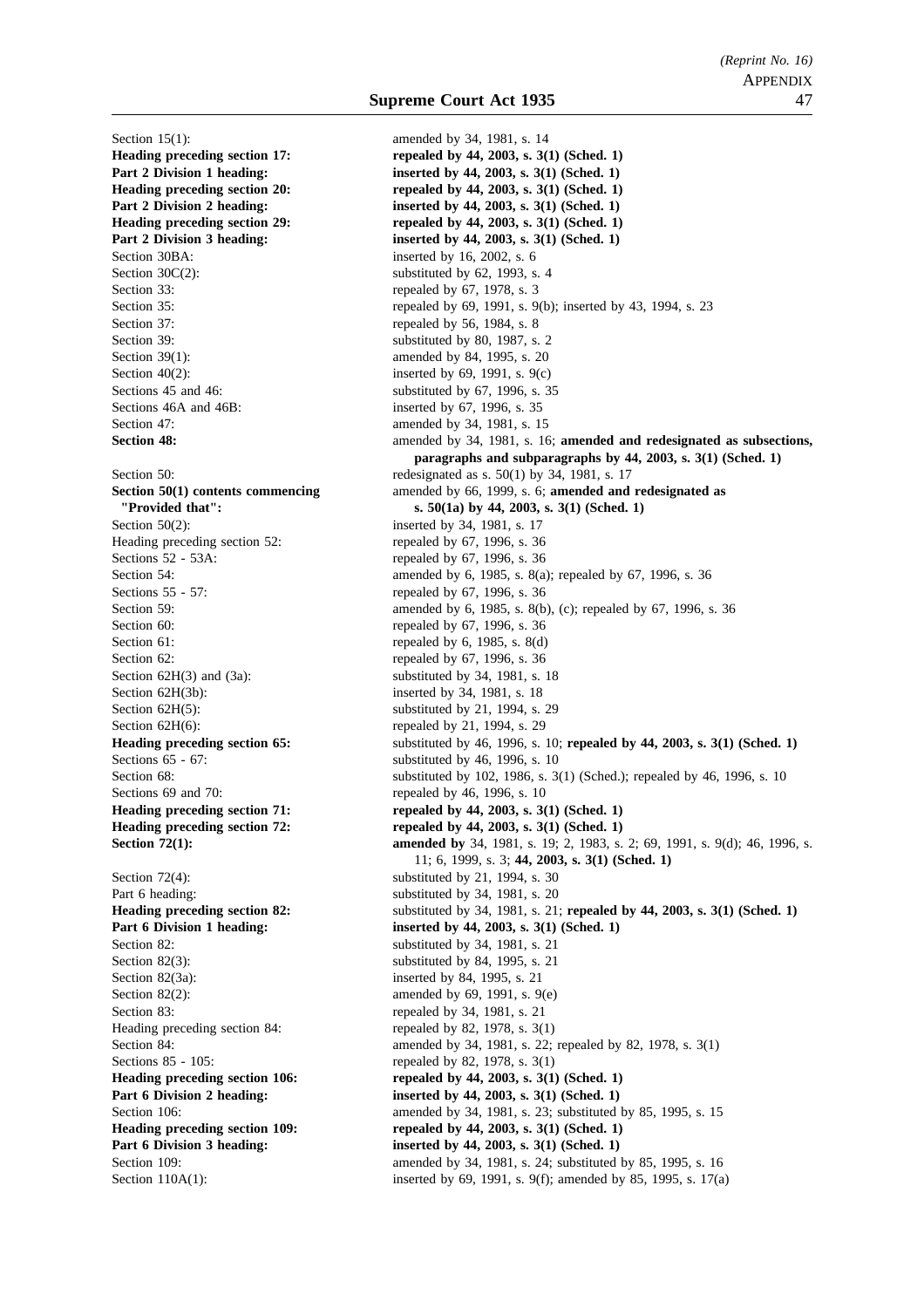| | |
|---|---|
| Section 15(1): | amended by 34, 1981, s. 14 |
| **Heading preceding section 17:** | **repealed by 44, 2003, s. 3(1) (Sched. 1)** |
| **Part 2 Division 1 heading:** | **inserted by 44, 2003, s. 3(1) (Sched. 1)** |
| **Heading preceding section 20:** | **repealed by 44, 2003, s. 3(1) (Sched. 1)** |
| **Part 2 Division 2 heading:** | **inserted by 44, 2003, s. 3(1) (Sched. 1)** |
| **Heading preceding section 29:** | **repealed by 44, 2003, s. 3(1) (Sched. 1)** |
| **Part 2 Division 3 heading:** | **inserted by 44, 2003, s. 3(1) (Sched. 1)** |
| Section 30BA: | inserted by 16, 2002, s. 6 |
| Section 30C(2): | substituted by 62, 1993, s. 4 |
| Section 33: | repealed by 67, 1978, s. 3 |
| Section 35: | repealed by 69, 1991, s. 9(b); inserted by 43, 1994, s. 23 |
| Section 37: | repealed by 56, 1984, s. 8 |
| Section 39: | substituted by 80, 1987, s. 2 |
| Section 39(1): | amended by 84, 1995, s. 20 |
| Section 40(2): | inserted by 69, 1991, s. 9(c) |
| Sections 45 and 46: | substituted by 67, 1996, s. 35 |
| Sections 46A and 46B: | inserted by 67, 1996, s. 35 |
| Section 47: | amended by 34, 1981, s. 15 |
| **Section 48:** | amended by 34, 1981, s. 16; **amended and redesignated as subsections, paragraphs and subparagraphs by 44, 2003, s. 3(1) (Sched. 1)** |
| Section 50: | redesignated as s. 50(1) by 34, 1981, s. 17 |
| **Section 50(1) contents commencing "Provided that":** | amended by 66, 1999, s. 6; **amended and redesignated as s. 50(1a) by 44, 2003, s. 3(1) (Sched. 1)** |
| Section 50(2): | inserted by 34, 1981, s. 17 |
| Heading preceding section 52: | repealed by 67, 1996, s. 36 |
| Sections 52 - 53A: | repealed by 67, 1996, s. 36 |
| Section 54: | amended by 6, 1985, s. 8(a); repealed by 67, 1996, s. 36 |
| Sections 55 - 57: | repealed by 67, 1996, s. 36 |
| Section 59: | amended by 6, 1985, s. 8(b), (c); repealed by 67, 1996, s. 36 |
| Section 60: | repealed by 67, 1996, s. 36 |
| Section 61: | repealed by 6, 1985, s. 8(d) |
| Section 62: | repealed by 67, 1996, s. 36 |
| Section 62H(3) and (3a): | substituted by 34, 1981, s. 18 |
| Section 62H(3b): | inserted by 34, 1981, s. 18 |
| Section 62H(5): | substituted by 21, 1994, s. 29 |
| Section 62H(6): | repealed by 21, 1994, s. 29 |
| **Heading preceding section 65:** | substituted by 46, 1996, s. 10; **repealed by 44, 2003, s. 3(1) (Sched. 1)** |
| Sections 65 - 67: | substituted by 46, 1996, s. 10 |
| Section 68: | substituted by 102, 1986, s. 3(1) (Sched.); repealed by 46, 1996, s. 10 |
| Sections 69 and 70: | repealed by 46, 1996, s. 10 |
| **Heading preceding section 71:** | **repealed by 44, 2003, s. 3(1) (Sched. 1)** |
| **Heading preceding section 72:** | **repealed by 44, 2003, s. 3(1) (Sched. 1)** |
| **Section 72(1):** | **amended by** 34, 1981, s. 19; 2, 1983, s. 2; 69, 1991, s. 9(d); 46, 1996, s. 11; 6, 1999, s. 3; **44, 2003, s. 3(1) (Sched. 1)** |
| Section 72(4): | substituted by 21, 1994, s. 30 |
| Part 6 heading: | substituted by 34, 1981, s. 20 |
| **Heading preceding section 82:** | substituted by 34, 1981, s. 21; **repealed by 44, 2003, s. 3(1) (Sched. 1)** |
| **Part 6 Division 1 heading:** | **inserted by 44, 2003, s. 3(1) (Sched. 1)** |
| Section 82: | substituted by 34, 1981, s. 21 |
| Section 82(3): | substituted by 84, 1995, s. 21 |
| Section 82(3a): | inserted by 84, 1995, s. 21 |
| Section 82(2): | amended by 69, 1991, s. 9(e) |
| Section 83: | repealed by 34, 1981, s. 21 |
| Heading preceding section 84: | repealed by 82, 1978, s. 3(1) |
| Section 84: | amended by 34, 1981, s. 22; repealed by 82, 1978, s. 3(1) |
| Sections 85 - 105: | repealed by 82, 1978, s. 3(1) |
| **Heading preceding section 106:** | **repealed by 44, 2003, s. 3(1) (Sched. 1)** |
| **Part 6 Division 2 heading:** | **inserted by 44, 2003, s. 3(1) (Sched. 1)** |
| Section 106: | amended by 34, 1981, s. 23; substituted by 85, 1995, s. 15 |
| **Heading preceding section 109:** | **repealed by 44, 2003, s. 3(1) (Sched. 1)** |
| **Part 6 Division 3 heading:** | **inserted by 44, 2003, s. 3(1) (Sched. 1)** |
| Section 109: | amended by 34, 1981, s. 24; substituted by 85, 1995, s. 16 |
| Section 110A(1): | inserted by 69, 1991, s. 9(f); amended by 85, 1995, s. 17(a) |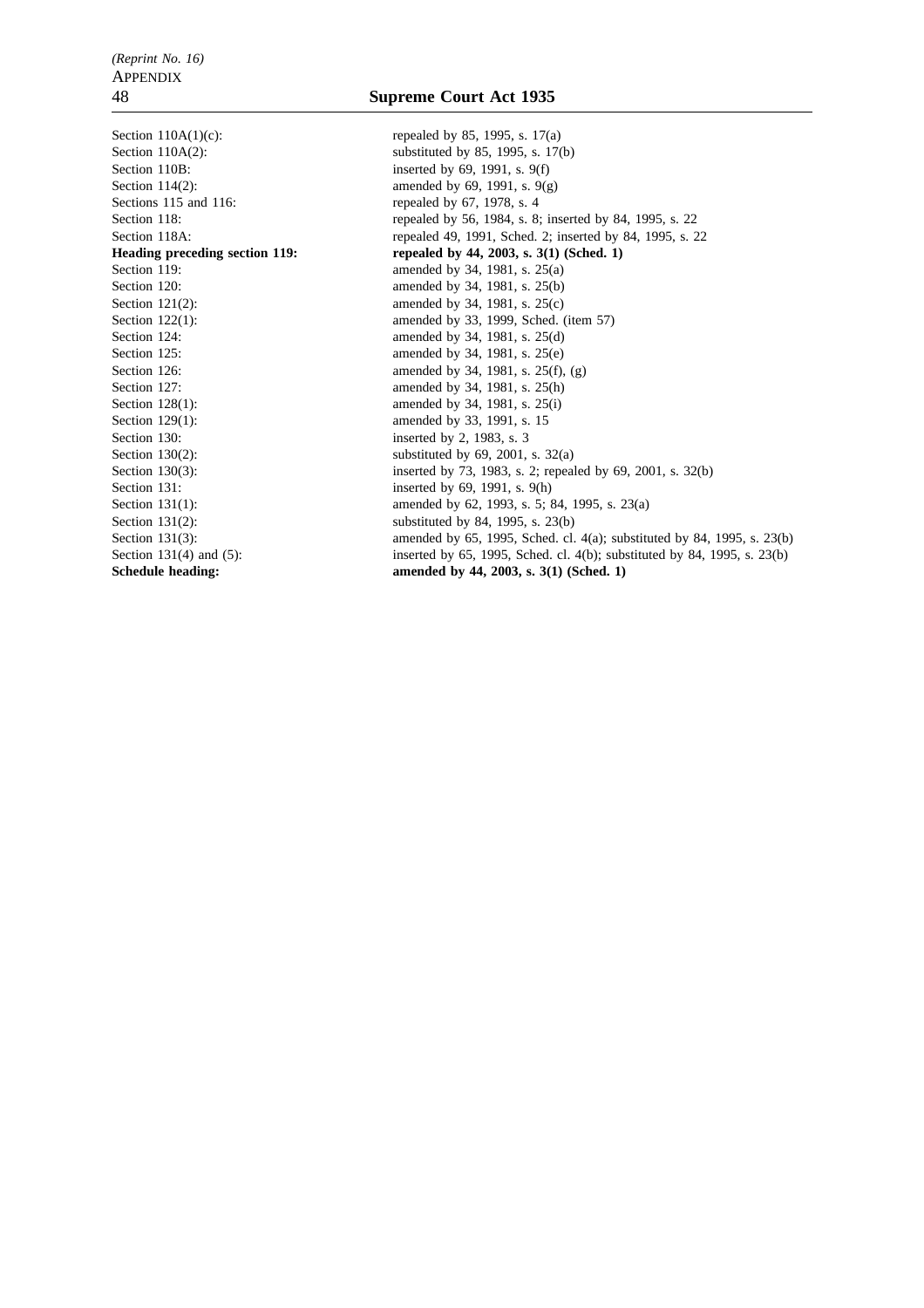| | |
|---|---|
| Section 110A(1)(c): | repealed by 85, 1995, s. 17(a) |
| Section 110A(2): | substituted by 85, 1995, s. 17(b) |
| Section 110B: | inserted by 69, 1991, s. 9(f) |
| Section 114(2): | amended by 69, 1991, s. 9(g) |
| Sections 115 and 116: | repealed by 67, 1978, s. 4 |
| Section 118: | repealed by 56, 1984, s. 8; inserted by 84, 1995, s. 22 |
| Section 118A: | repealed 49, 1991, Sched. 2; inserted by 84, 1995, s. 22 |
| **Heading preceding section 119:** | **repealed by 44, 2003, s. 3(1) (Sched. 1)** |
| Section 119: | amended by 34, 1981, s. 25(a) |
| Section 120: | amended by 34, 1981, s. 25(b) |
| Section 121(2): | amended by 34, 1981, s. 25(c) |
| Section 122(1): | amended by 33, 1999, Sched. (item 57) |
| Section 124: | amended by 34, 1981, s. 25(d) |
| Section 125: | amended by 34, 1981, s. 25(e) |
| Section 126: | amended by 34, 1981, s. 25(f), (g) |
| Section 127: | amended by 34, 1981, s. 25(h) |
| Section 128(1): | amended by 34, 1981, s. 25(i) |
| Section 129(1): | amended by 33, 1991, s. 15 |
| Section 130: | inserted by 2, 1983, s. 3 |
| Section 130(2): | substituted by 69, 2001, s. 32(a) |
| Section 130(3): | inserted by 73, 1983, s. 2; repealed by 69, 2001, s. 32(b) |
| Section 131: | inserted by 69, 1991, s. 9(h) |
| Section 131(1): | amended by 62, 1993, s. 5; 84, 1995, s. 23(a) |
| Section 131(2): | substituted by 84, 1995, s. 23(b) |
| Section 131(3): | amended by 65, 1995, Sched. cl. 4(a); substituted by 84, 1995, s. 23(b) |
| Section 131(4) and (5): | inserted by 65, 1995, Sched. cl. 4(b); substituted by 84, 1995, s. 23(b) |
| **Schedule heading:** | **amended by 44, 2003, s. 3(1) (Sched. 1)** |